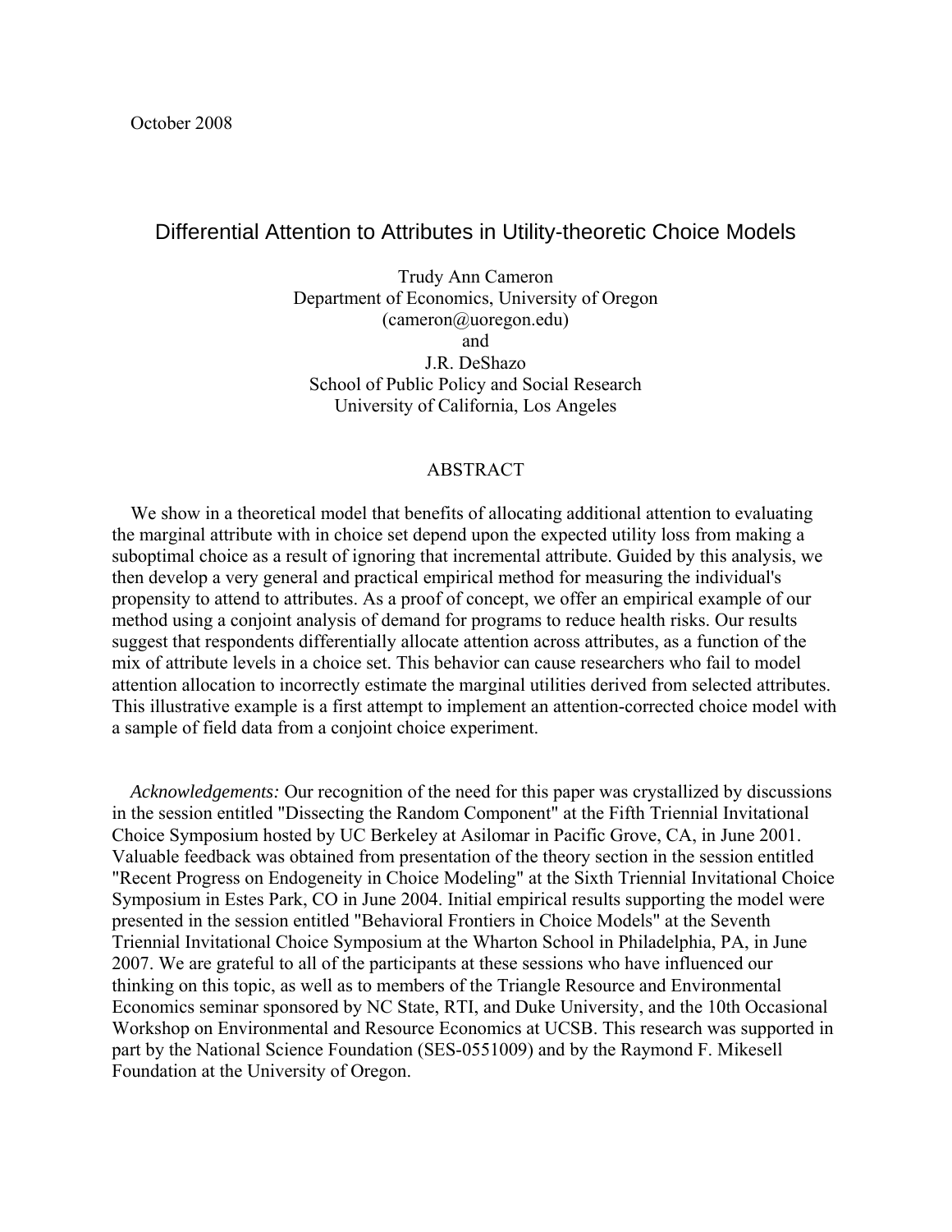October 2008

# Differential Attention to Attributes in Utility-theoretic Choice Models

Trudy Ann Cameron
Department of Economics, University of Oregon
(cameron@uoregon.edu)
and
J.R. DeShazo
School of Public Policy and Social Research
University of California, Los Angeles

## ABSTRACT

We show in a theoretical model that benefits of allocating additional attention to evaluating the marginal attribute with in choice set depend upon the expected utility loss from making a suboptimal choice as a result of ignoring that incremental attribute. Guided by this analysis, we then develop a very general and practical empirical method for measuring the individual's propensity to attend to attributes. As a proof of concept, we offer an empirical example of our method using a conjoint analysis of demand for programs to reduce health risks. Our results suggest that respondents differentially allocate attention across attributes, as a function of the mix of attribute levels in a choice set. This behavior can cause researchers who fail to model attention allocation to incorrectly estimate the marginal utilities derived from selected attributes. This illustrative example is a first attempt to implement an attention-corrected choice model with a sample of field data from a conjoint choice experiment.

*Acknowledgements:* Our recognition of the need for this paper was crystallized by discussions in the session entitled "Dissecting the Random Component" at the Fifth Triennial Invitational Choice Symposium hosted by UC Berkeley at Asilomar in Pacific Grove, CA, in June 2001. Valuable feedback was obtained from presentation of the theory section in the session entitled "Recent Progress on Endogeneity in Choice Modeling" at the Sixth Triennial Invitational Choice Symposium in Estes Park, CO in June 2004. Initial empirical results supporting the model were presented in the session entitled "Behavioral Frontiers in Choice Models" at the Seventh Triennial Invitational Choice Symposium at the Wharton School in Philadelphia, PA, in June 2007. We are grateful to all of the participants at these sessions who have influenced our thinking on this topic, as well as to members of the Triangle Resource and Environmental Economics seminar sponsored by NC State, RTI, and Duke University, and the 10th Occasional Workshop on Environmental and Resource Economics at UCSB. This research was supported in part by the National Science Foundation (SES-0551009) and by the Raymond F. Mikesell Foundation at the University of Oregon.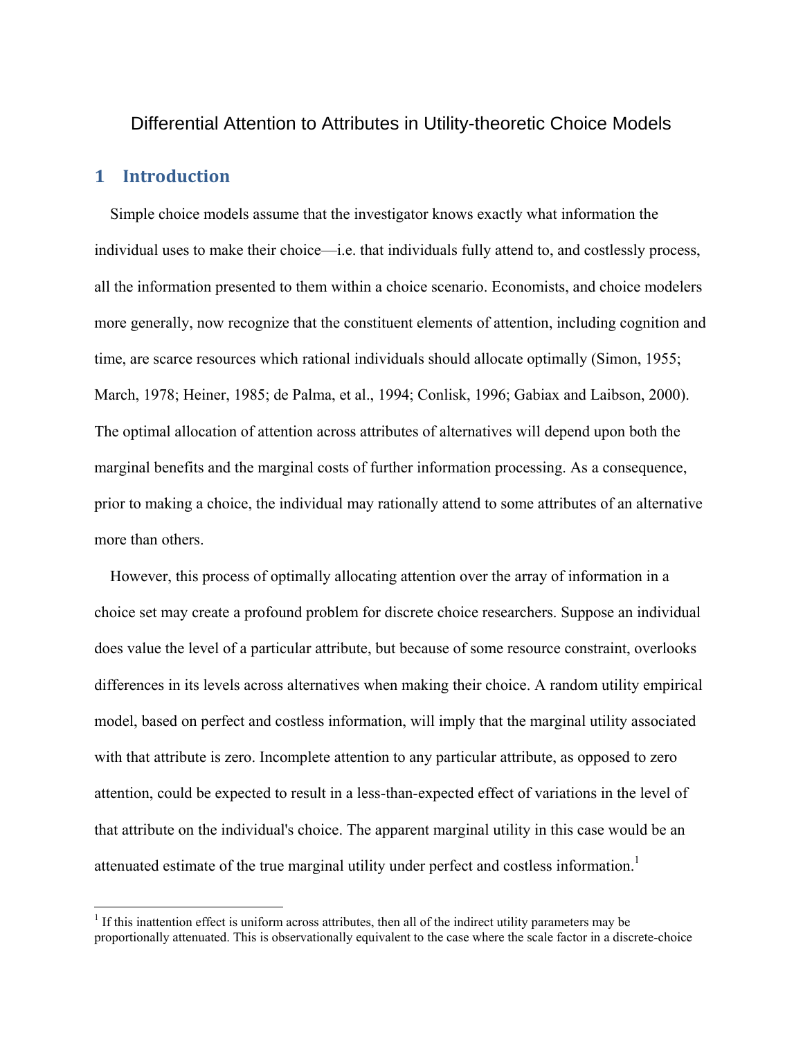Differential Attention to Attributes in Utility-theoretic Choice Models

## 1 Introduction

Simple choice models assume that the investigator knows exactly what information the individual uses to make their choice—i.e. that individuals fully attend to, and costlessly process, all the information presented to them within a choice scenario. Economists, and choice modelers more generally, now recognize that the constituent elements of attention, including cognition and time, are scarce resources which rational individuals should allocate optimally (Simon, 1955; March, 1978; Heiner, 1985; de Palma, et al., 1994; Conlisk, 1996; Gabiax and Laibson, 2000). The optimal allocation of attention across attributes of alternatives will depend upon both the marginal benefits and the marginal costs of further information processing. As a consequence, prior to making a choice, the individual may rationally attend to some attributes of an alternative more than others.

However, this process of optimally allocating attention over the array of information in a choice set may create a profound problem for discrete choice researchers. Suppose an individual does value the level of a particular attribute, but because of some resource constraint, overlooks differences in its levels across alternatives when making their choice. A random utility empirical model, based on perfect and costless information, will imply that the marginal utility associated with that attribute is zero. Incomplete attention to any particular attribute, as opposed to zero attention, could be expected to result in a less-than-expected effect of variations in the level of that attribute on the individual's choice. The apparent marginal utility in this case would be an attenuated estimate of the true marginal utility under perfect and costless information.[1]

[1] If this inattention effect is uniform across attributes, then all of the indirect utility parameters may be proportionally attenuated. This is observationally equivalent to the case where the scale factor in a discrete-choice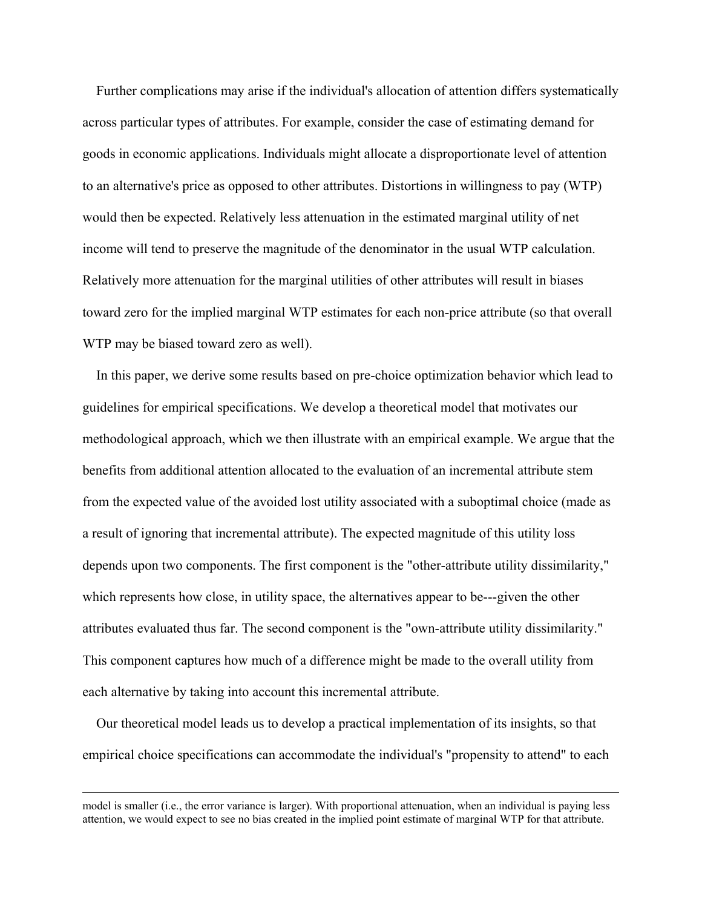Further complications may arise if the individual's allocation of attention differs systematically across particular types of attributes. For example, consider the case of estimating demand for goods in economic applications. Individuals might allocate a disproportionate level of attention to an alternative's price as opposed to other attributes. Distortions in willingness to pay (WTP) would then be expected. Relatively less attenuation in the estimated marginal utility of net income will tend to preserve the magnitude of the denominator in the usual WTP calculation. Relatively more attenuation for the marginal utilities of other attributes will result in biases toward zero for the implied marginal WTP estimates for each non-price attribute (so that overall WTP may be biased toward zero as well).

In this paper, we derive some results based on pre-choice optimization behavior which lead to guidelines for empirical specifications. We develop a theoretical model that motivates our methodological approach, which we then illustrate with an empirical example. We argue that the benefits from additional attention allocated to the evaluation of an incremental attribute stem from the expected value of the avoided lost utility associated with a suboptimal choice (made as a result of ignoring that incremental attribute). The expected magnitude of this utility loss depends upon two components. The first component is the "other-attribute utility dissimilarity," which represents how close, in utility space, the alternatives appear to be---given the other attributes evaluated thus far. The second component is the "own-attribute utility dissimilarity." This component captures how much of a difference might be made to the overall utility from each alternative by taking into account this incremental attribute.

Our theoretical model leads us to develop a practical implementation of its insights, so that empirical choice specifications can accommodate the individual's "propensity to attend" to each

---

model is smaller (i.e., the error variance is larger). With proportional attenuation, when an individual is paying less attention, we would expect to see no bias created in the implied point estimate of marginal WTP for that attribute.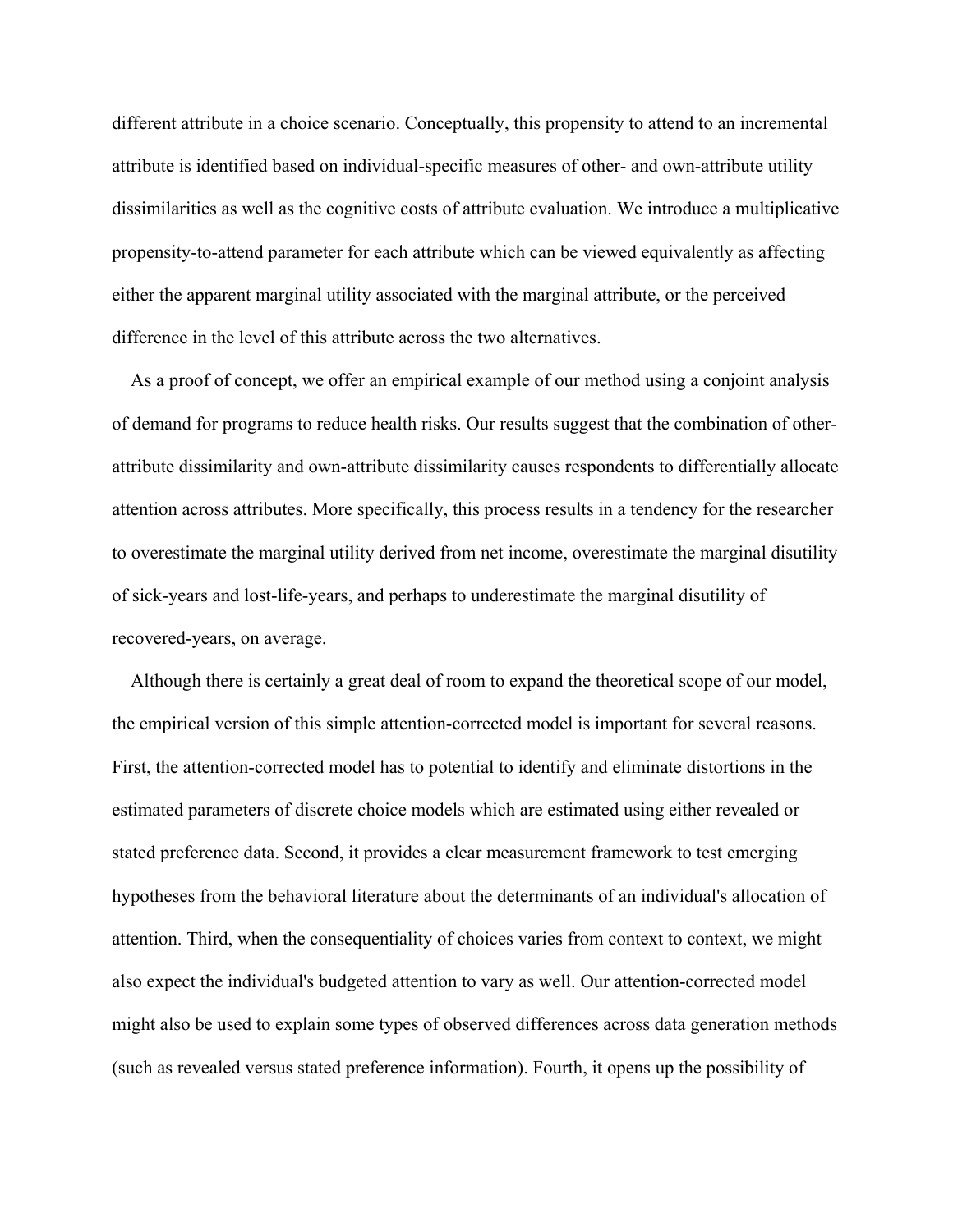different attribute in a choice scenario. Conceptually, this propensity to attend to an incremental attribute is identified based on individual-specific measures of other- and own-attribute utility dissimilarities as well as the cognitive costs of attribute evaluation. We introduce a multiplicative propensity-to-attend parameter for each attribute which can be viewed equivalently as affecting either the apparent marginal utility associated with the marginal attribute, or the perceived difference in the level of this attribute across the two alternatives.

As a proof of concept, we offer an empirical example of our method using a conjoint analysis of demand for programs to reduce health risks. Our results suggest that the combination of other-attribute dissimilarity and own-attribute dissimilarity causes respondents to differentially allocate attention across attributes. More specifically, this process results in a tendency for the researcher to overestimate the marginal utility derived from net income, overestimate the marginal disutility of sick-years and lost-life-years, and perhaps to underestimate the marginal disutility of recovered-years, on average.

Although there is certainly a great deal of room to expand the theoretical scope of our model, the empirical version of this simple attention-corrected model is important for several reasons. First, the attention-corrected model has to potential to identify and eliminate distortions in the estimated parameters of discrete choice models which are estimated using either revealed or stated preference data. Second, it provides a clear measurement framework to test emerging hypotheses from the behavioral literature about the determinants of an individual's allocation of attention. Third, when the consequentiality of choices varies from context to context, we might also expect the individual's budgeted attention to vary as well. Our attention-corrected model might also be used to explain some types of observed differences across data generation methods (such as revealed versus stated preference information). Fourth, it opens up the possibility of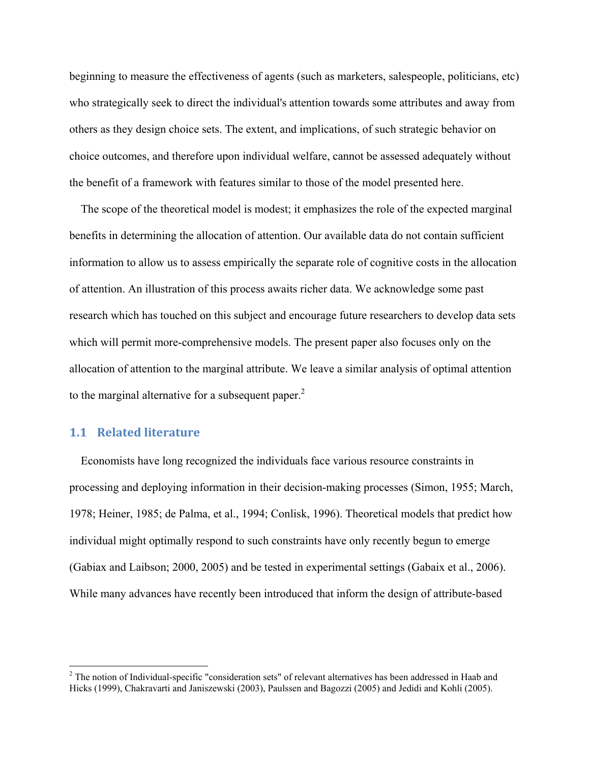beginning to measure the effectiveness of agents (such as marketers, salespeople, politicians, etc) who strategically seek to direct the individual's attention towards some attributes and away from others as they design choice sets. The extent, and implications, of such strategic behavior on choice outcomes, and therefore upon individual welfare, cannot be assessed adequately without the benefit of a framework with features similar to those of the model presented here.

The scope of the theoretical model is modest; it emphasizes the role of the expected marginal benefits in determining the allocation of attention. Our available data do not contain sufficient information to allow us to assess empirically the separate role of cognitive costs in the allocation of attention. An illustration of this process awaits richer data. We acknowledge some past research which has touched on this subject and encourage future researchers to develop data sets which will permit more-comprehensive models. The present paper also focuses only on the allocation of attention to the marginal attribute. We leave a similar analysis of optimal attention to the marginal alternative for a subsequent paper.[2]

## 1.1 Related literature

Economists have long recognized the individuals face various resource constraints in processing and deploying information in their decision-making processes (Simon, 1955; March, 1978; Heiner, 1985; de Palma, et al., 1994; Conlisk, 1996). Theoretical models that predict how individual might optimally respond to such constraints have only recently begun to emerge (Gabiax and Laibson; 2000, 2005) and be tested in experimental settings (Gabaix et al., 2006). While many advances have recently been introduced that inform the design of attribute-based

[2] The notion of Individual-specific "consideration sets" of relevant alternatives has been addressed in Haab and Hicks (1999), Chakravarti and Janiszewski (2003), Paulssen and Bagozzi (2005) and Jedidi and Kohli (2005).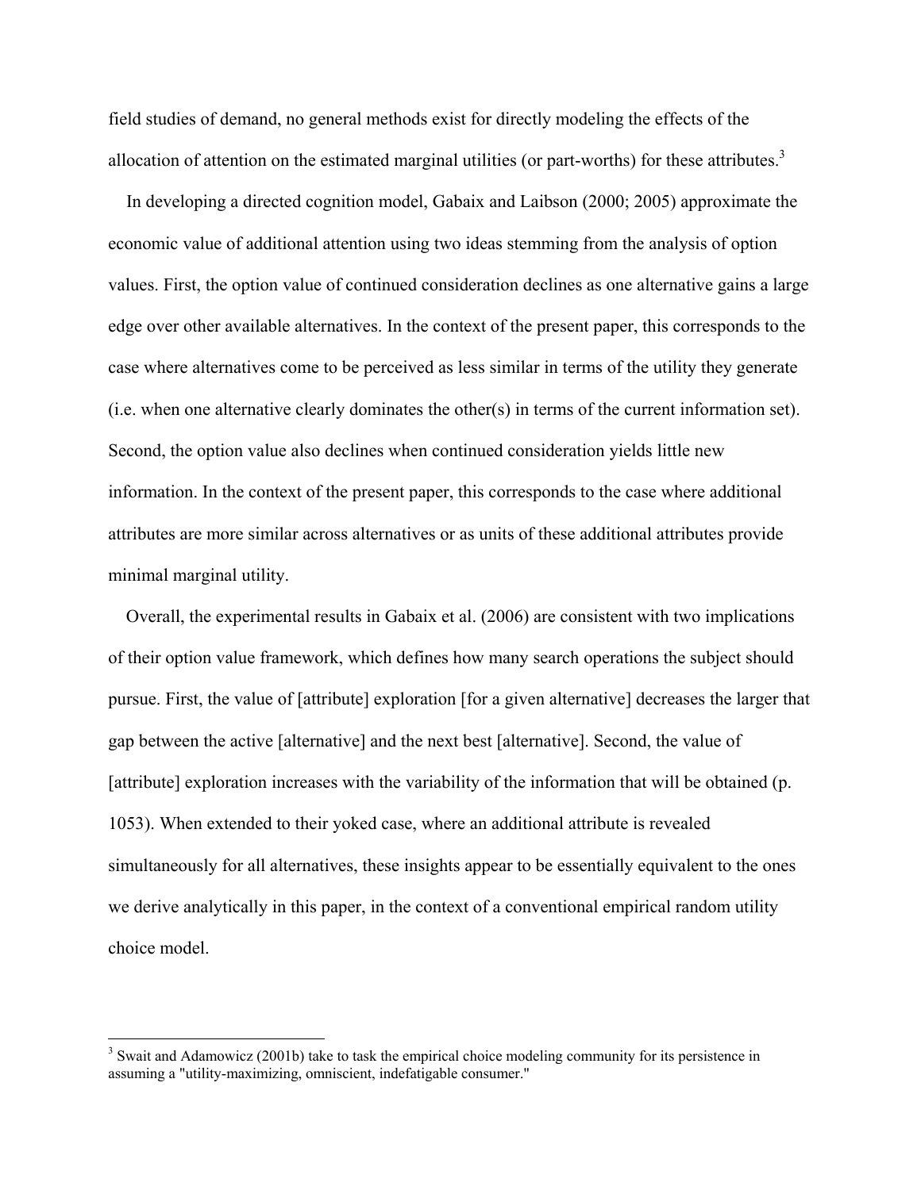field studies of demand, no general methods exist for directly modeling the effects of the allocation of attention on the estimated marginal utilities (or part-worths) for these attributes.[3]

In developing a directed cognition model, Gabaix and Laibson (2000; 2005) approximate the economic value of additional attention using two ideas stemming from the analysis of option values. First, the option value of continued consideration declines as one alternative gains a large edge over other available alternatives. In the context of the present paper, this corresponds to the case where alternatives come to be perceived as less similar in terms of the utility they generate (i.e. when one alternative clearly dominates the other(s) in terms of the current information set). Second, the option value also declines when continued consideration yields little new information. In the context of the present paper, this corresponds to the case where additional attributes are more similar across alternatives or as units of these additional attributes provide minimal marginal utility.

Overall, the experimental results in Gabaix et al. (2006) are consistent with two implications of their option value framework, which defines how many search operations the subject should pursue. First, the value of [attribute] exploration [for a given alternative] decreases the larger that gap between the active [alternative] and the next best [alternative]. Second, the value of [attribute] exploration increases with the variability of the information that will be obtained (p. 1053). When extended to their yoked case, where an additional attribute is revealed simultaneously for all alternatives, these insights appear to be essentially equivalent to the ones we derive analytically in this paper, in the context of a conventional empirical random utility choice model.

[3] Swait and Adamowicz (2001b) take to task the empirical choice modeling community for its persistence in assuming a "utility-maximizing, omniscient, indefatigable consumer."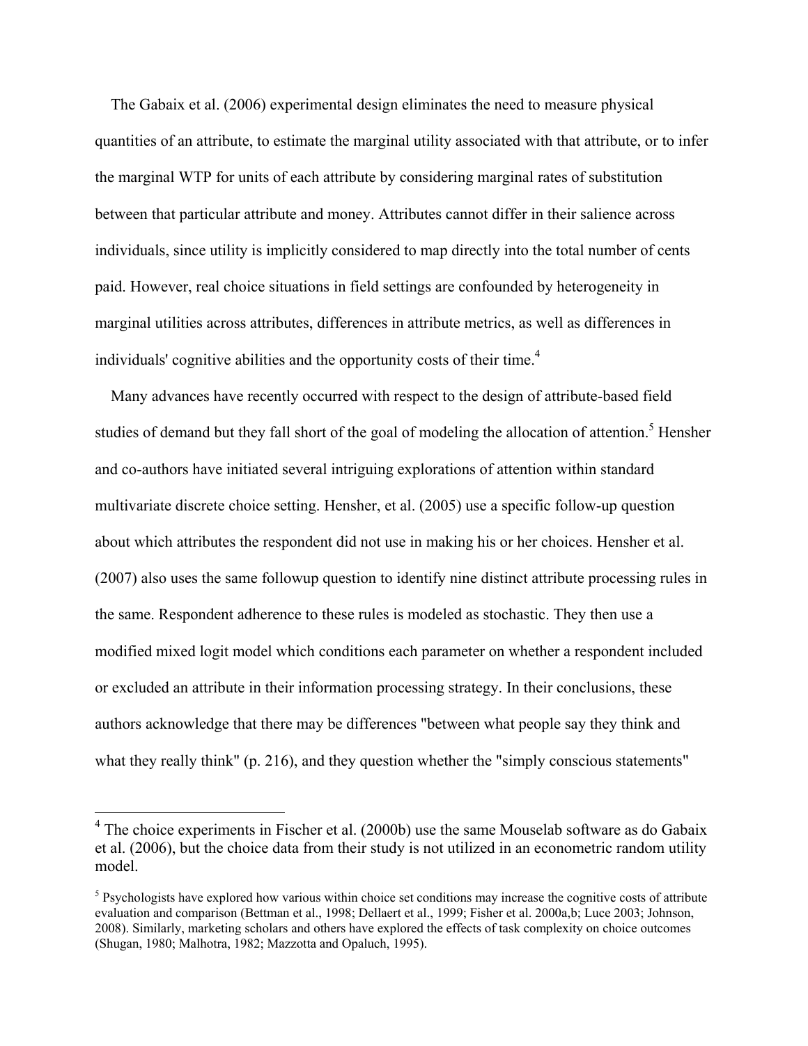The Gabaix et al. (2006) experimental design eliminates the need to measure physical quantities of an attribute, to estimate the marginal utility associated with that attribute, or to infer the marginal WTP for units of each attribute by considering marginal rates of substitution between that particular attribute and money. Attributes cannot differ in their salience across individuals, since utility is implicitly considered to map directly into the total number of cents paid. However, real choice situations in field settings are confounded by heterogeneity in marginal utilities across attributes, differences in attribute metrics, as well as differences in individuals' cognitive abilities and the opportunity costs of their time.[4]

Many advances have recently occurred with respect to the design of attribute-based field studies of demand but they fall short of the goal of modeling the allocation of attention.[5] Hensher and co-authors have initiated several intriguing explorations of attention within standard multivariate discrete choice setting. Hensher, et al. (2005) use a specific follow-up question about which attributes the respondent did not use in making his or her choices. Hensher et al. (2007) also uses the same followup question to identify nine distinct attribute processing rules in the same. Respondent adherence to these rules is modeled as stochastic. They then use a modified mixed logit model which conditions each parameter on whether a respondent included or excluded an attribute in their information processing strategy. In their conclusions, these authors acknowledge that there may be differences "between what people say they think and what they really think" (p. 216), and they question whether the "simply conscious statements"

---

[4] The choice experiments in Fischer et al. (2000b) use the same Mouselab software as do Gabaix et al. (2006), but the choice data from their study is not utilized in an econometric random utility model.

[5] Psychologists have explored how various within choice set conditions may increase the cognitive costs of attribute evaluation and comparison (Bettman et al., 1998; Dellaert et al., 1999; Fisher et al. 2000a,b; Luce 2003; Johnson, 2008). Similarly, marketing scholars and others have explored the effects of task complexity on choice outcomes (Shugan, 1980; Malhotra, 1982; Mazzotta and Opaluch, 1995).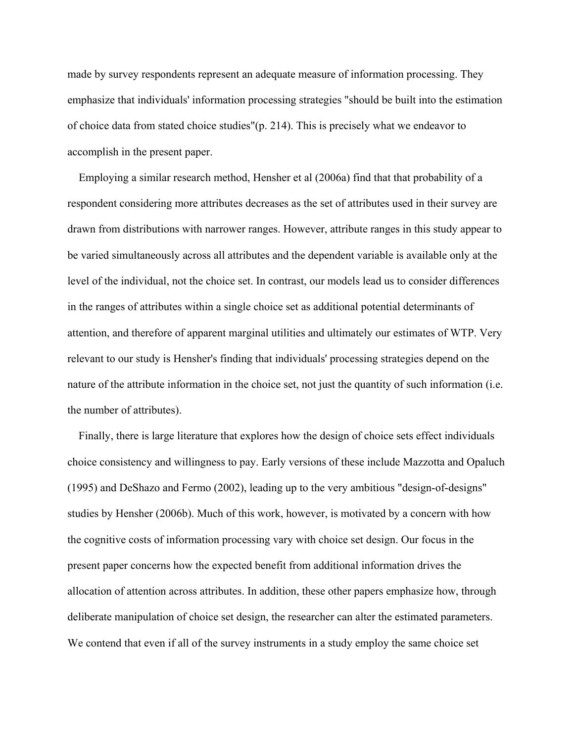made by survey respondents represent an adequate measure of information processing. They emphasize that individuals' information processing strategies "should be built into the estimation of choice data from stated choice studies"(p. 214). This is precisely what we endeavor to accomplish in the present paper.

Employing a similar research method, Hensher et al (2006a) find that that probability of a respondent considering more attributes decreases as the set of attributes used in their survey are drawn from distributions with narrower ranges. However, attribute ranges in this study appear to be varied simultaneously across all attributes and the dependent variable is available only at the level of the individual, not the choice set. In contrast, our models lead us to consider differences in the ranges of attributes within a single choice set as additional potential determinants of attention, and therefore of apparent marginal utilities and ultimately our estimates of WTP. Very relevant to our study is Hensher's finding that individuals' processing strategies depend on the nature of the attribute information in the choice set, not just the quantity of such information (i.e. the number of attributes).

Finally, there is large literature that explores how the design of choice sets effect individuals choice consistency and willingness to pay. Early versions of these include Mazzotta and Opaluch (1995) and DeShazo and Fermo (2002), leading up to the very ambitious "design-of-designs" studies by Hensher (2006b). Much of this work, however, is motivated by a concern with how the cognitive costs of information processing vary with choice set design. Our focus in the present paper concerns how the expected benefit from additional information drives the allocation of attention across attributes. In addition, these other papers emphasize how, through deliberate manipulation of choice set design, the researcher can alter the estimated parameters. We contend that even if all of the survey instruments in a study employ the same choice set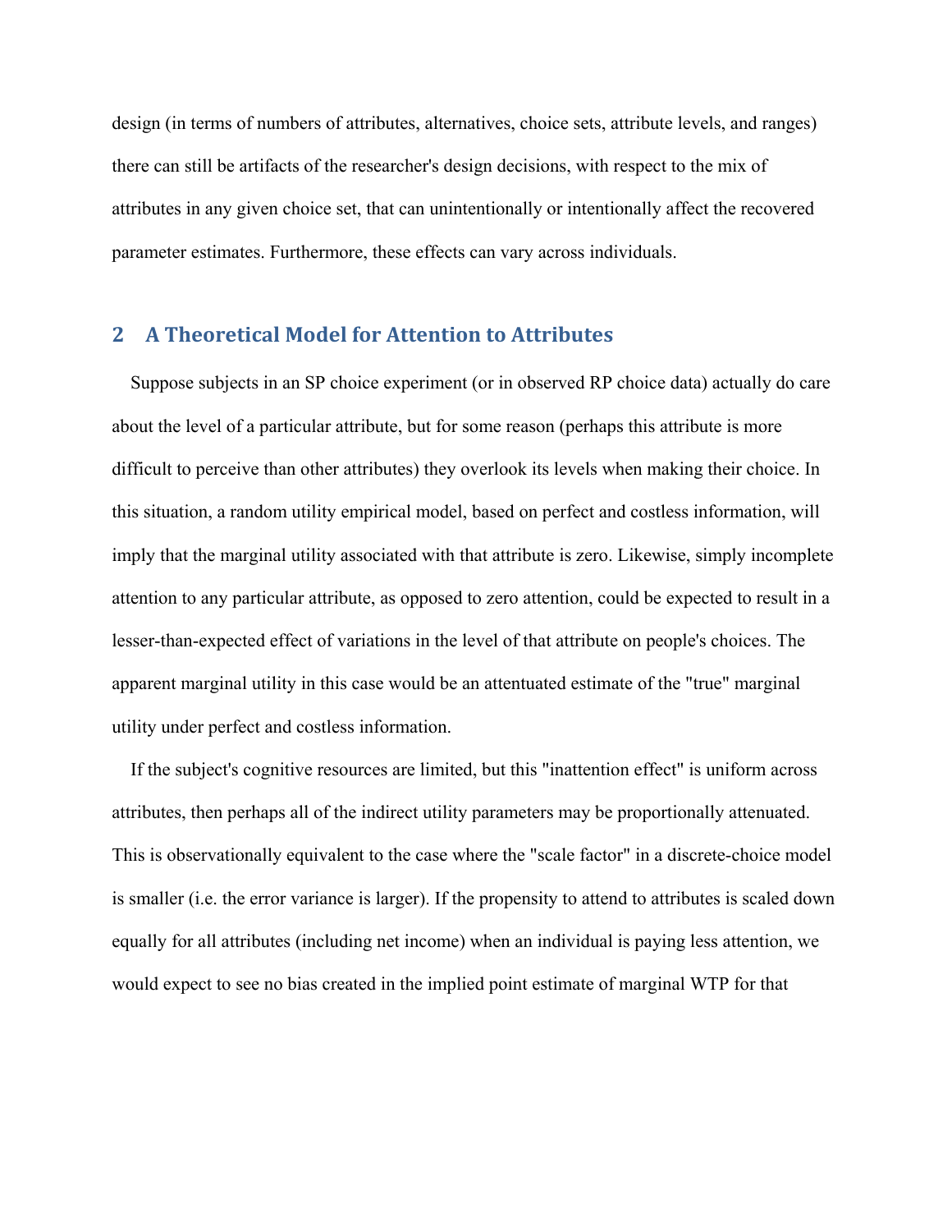design (in terms of numbers of attributes, alternatives, choice sets, attribute levels, and ranges) there can still be artifacts of the researcher's design decisions, with respect to the mix of attributes in any given choice set, that can unintentionally or intentionally affect the recovered parameter estimates. Furthermore, these effects can vary across individuals.

## 2 A Theoretical Model for Attention to Attributes

Suppose subjects in an SP choice experiment (or in observed RP choice data) actually do care about the level of a particular attribute, but for some reason (perhaps this attribute is more difficult to perceive than other attributes) they overlook its levels when making their choice. In this situation, a random utility empirical model, based on perfect and costless information, will imply that the marginal utility associated with that attribute is zero. Likewise, simply incomplete attention to any particular attribute, as opposed to zero attention, could be expected to result in a lesser-than-expected effect of variations in the level of that attribute on people's choices. The apparent marginal utility in this case would be an attentuated estimate of the "true" marginal utility under perfect and costless information.

If the subject's cognitive resources are limited, but this "inattention effect" is uniform across attributes, then perhaps all of the indirect utility parameters may be proportionally attenuated. This is observationally equivalent to the case where the "scale factor" in a discrete-choice model is smaller (i.e. the error variance is larger). If the propensity to attend to attributes is scaled down equally for all attributes (including net income) when an individual is paying less attention, we would expect to see no bias created in the implied point estimate of marginal WTP for that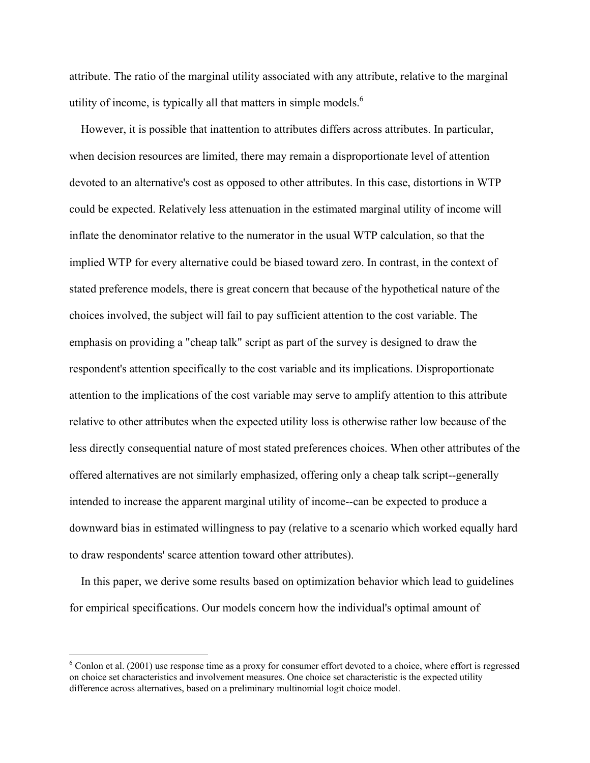attribute. The ratio of the marginal utility associated with any attribute, relative to the marginal utility of income, is typically all that matters in simple models.[6]

However, it is possible that inattention to attributes differs across attributes. In particular, when decision resources are limited, there may remain a disproportionate level of attention devoted to an alternative's cost as opposed to other attributes. In this case, distortions in WTP could be expected. Relatively less attenuation in the estimated marginal utility of income will inflate the denominator relative to the numerator in the usual WTP calculation, so that the implied WTP for every alternative could be biased toward zero. In contrast, in the context of stated preference models, there is great concern that because of the hypothetical nature of the choices involved, the subject will fail to pay sufficient attention to the cost variable. The emphasis on providing a "cheap talk" script as part of the survey is designed to draw the respondent's attention specifically to the cost variable and its implications. Disproportionate attention to the implications of the cost variable may serve to amplify attention to this attribute relative to other attributes when the expected utility loss is otherwise rather low because of the less directly consequential nature of most stated preferences choices. When other attributes of the offered alternatives are not similarly emphasized, offering only a cheap talk script--generally intended to increase the apparent marginal utility of income--can be expected to produce a downward bias in estimated willingness to pay (relative to a scenario which worked equally hard to draw respondents' scarce attention toward other attributes).

In this paper, we derive some results based on optimization behavior which lead to guidelines for empirical specifications. Our models concern how the individual's optimal amount of

[6] Conlon et al. (2001) use response time as a proxy for consumer effort devoted to a choice, where effort is regressed on choice set characteristics and involvement measures. One choice set characteristic is the expected utility difference across alternatives, based on a preliminary multinomial logit choice model.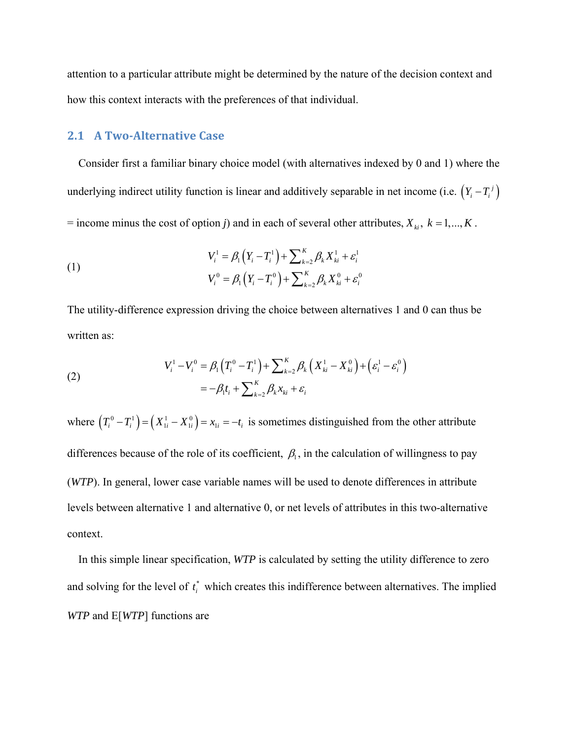attention to a particular attribute might be determined by the nature of the decision context and how this context interacts with the preferences of that individual.

## 2.1 A Two-Alternative Case

Consider first a familiar binary choice model (with alternatives indexed by 0 and 1) where the underlying indirect utility function is linear and additively separable in net income (i.e. $\left(Y_i - T_i^j\right)$ = income minus the cost of option *j*) and in each of several other attributes, $X_{ki},\ k = 1,...,K$ .

$$
\begin{aligned}
V_i^1 &= \beta_1\left(Y_i - T_i^1\right) + \sum\nolimits_{k=2}^{K} \beta_k X_{ki}^1 + \varepsilon_i^1 \\
V_i^0 &= \beta_1\left(Y_i - T_i^0\right) + \sum\nolimits_{k=2}^{K} \beta_k X_{ki}^0 + \varepsilon_i^0
\end{aligned}
\tag{1}
$$

The utility-difference expression driving the choice between alternatives 1 and 0 can thus be written as:

$$
\begin{aligned}
V_i^1 - V_i^0 &= \beta_1\left(T_i^0 - T_i^1\right) + \sum\nolimits_{k=2}^{K} \beta_k \left(X_{ki}^1 - X_{ki}^0\right) + \left(\varepsilon_i^1 - \varepsilon_i^0\right) \\
&= -\beta_1 t_i + \sum\nolimits_{k=2}^{K} \beta_k x_{ki} + \varepsilon_i
\end{aligned}
\tag{2}
$$

where $\left(T_i^0 - T_i^1\right) = \left(X_{1i}^1 - X_{1i}^0\right) = x_{1i} = -t_i$ is sometimes distinguished from the other attribute differences because of the role of its coefficient, $\beta_1$, in the calculation of willingness to pay (*WTP*). In general, lower case variable names will be used to denote differences in attribute levels between alternative 1 and alternative 0, or net levels of attributes in this two-alternative context.

In this simple linear specification, *WTP* is calculated by setting the utility difference to zero and solving for the level of $t_i^*$ which creates this indifference between alternatives. The implied *WTP* and E[*WTP*] functions are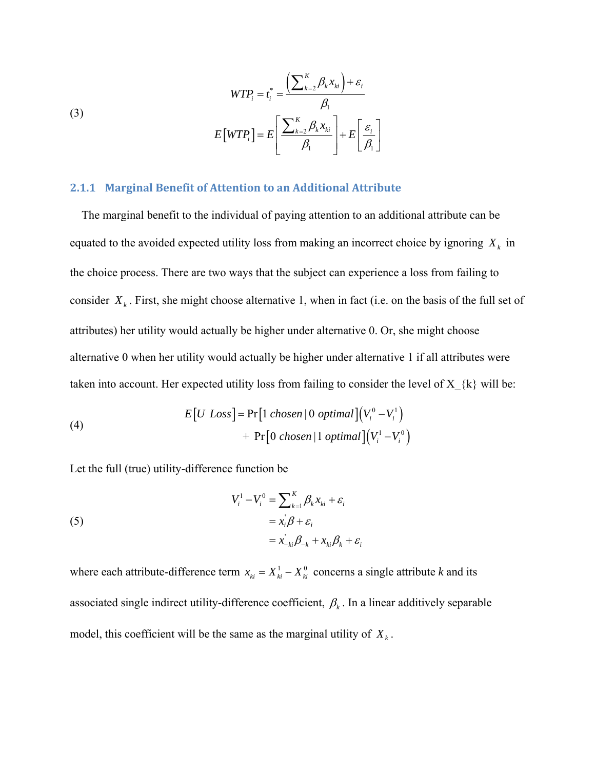(3)

$$WTP_i = t_i^* = \frac{\left(\sum_{k=2}^{K} \beta_k x_{ki}\right) + \varepsilon_i}{\beta_1}$$

$$E\left[WTP_i\right] = E\left[\frac{\sum_{k=2}^{K} \beta_k x_{ki}}{\beta_1}\right] + E\left[\frac{\varepsilon_i}{\beta_1}\right]$$

### 2.1.1 Marginal Benefit of Attention to an Additional Attribute

The marginal benefit to the individual of paying attention to an additional attribute can be equated to the avoided expected utility loss from making an incorrect choice by ignoring $X_k$ in the choice process. There are two ways that the subject can experience a loss from failing to consider $X_k$. First, she might choose alternative 1, when in fact (i.e. on the basis of the full set of attributes) her utility would actually be higher under alternative 0. Or, she might choose alternative 0 when her utility would actually be higher under alternative 1 if all attributes were taken into account. Her expected utility loss from failing to consider the level of X_{k} will be:

(4)

$$E\left[U\ Loss\right] = \Pr\left[1\ chosen\,|\,0\ optimal\right]\left(V_i^0 - V_i^1\right) + \Pr\left[0\ chosen\,|\,1\ optimal\right]\left(V_i^1 - V_i^0\right)$$

Let the full (true) utility-difference function be

(5)

$$\begin{aligned} V_i^1 - V_i^0 &= \sum_{k=1}^{K} \beta_k x_{ki} + \varepsilon_i \\ &= x_i'\beta + \varepsilon_i \\ &= x_{-ki}'\beta_{-k} + x_{ki}\beta_k + \varepsilon_i \end{aligned}$$

where each attribute-difference term $x_{ki} = X_{ki}^1 - X_{ki}^0$ concerns a single attribute *k* and its associated single indirect utility-difference coefficient, $\beta_k$. In a linear additively separable model, this coefficient will be the same as the marginal utility of $X_k$.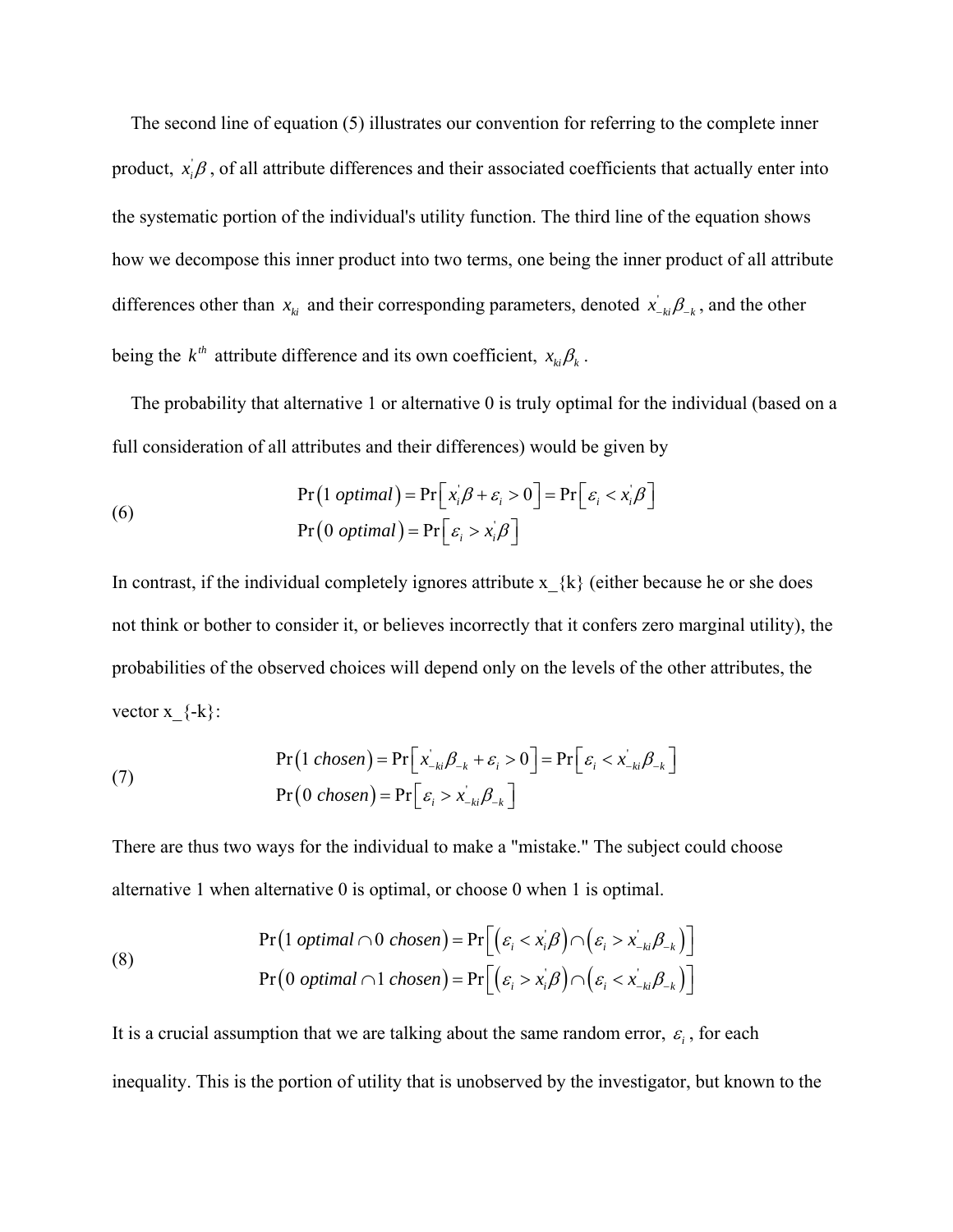The second line of equation (5) illustrates our convention for referring to the complete inner product, $x_i'\beta$, of all attribute differences and their associated coefficients that actually enter into the systematic portion of the individual's utility function. The third line of the equation shows how we decompose this inner product into two terms, one being the inner product of all attribute differences other than $x_{ki}$ and their corresponding parameters, denoted $x_{-ki}'\beta_{-k}$, and the other being the $k^{th}$ attribute difference and its own coefficient, $x_{ki}\beta_k$.

The probability that alternative 1 or alternative 0 is truly optimal for the individual (based on a full consideration of all attributes and their differences) would be given by

$$
\begin{aligned}
&\Pr(1\ optimal) = \Pr\left[x_i'\beta + \varepsilon_i > 0\right] = \Pr\left[\varepsilon_i < x_i'\beta\right] \\
&\Pr(0\ optimal) = \Pr\left[\varepsilon_i > x_i'\beta\right]
\end{aligned} \tag{6}
$$

In contrast, if the individual completely ignores attribute x_{k} (either because he or she does not think or bother to consider it, or believes incorrectly that it confers zero marginal utility), the probabilities of the observed choices will depend only on the levels of the other attributes, the vector x_{-k}:

$$
\begin{aligned}
&\Pr(1\ chosen) = \Pr\left[x_{-ki}'\beta_{-k} + \varepsilon_i > 0\right] = \Pr\left[\varepsilon_i < x_{-ki}'\beta_{-k}\right] \\
&\Pr(0\ chosen) = \Pr\left[\varepsilon_i > x_{-ki}'\beta_{-k}\right]
\end{aligned} \tag{7}
$$

There are thus two ways for the individual to make a "mistake." The subject could choose alternative 1 when alternative 0 is optimal, or choose 0 when 1 is optimal.

$$
\begin{aligned}
&\Pr(1\ optimal \cap 0\ chosen) = \Pr\left[\left(\varepsilon_i < x_i'\beta\right) \cap \left(\varepsilon_i > x_{-ki}'\beta_{-k}\right)\right] \\
&\Pr(0\ optimal \cap 1\ chosen) = \Pr\left[\left(\varepsilon_i > x_i'\beta\right) \cap \left(\varepsilon_i < x_{-ki}'\beta_{-k}\right)\right]
\end{aligned} \tag{8}
$$

It is a crucial assumption that we are talking about the same random error, $\varepsilon_i$, for each inequality. This is the portion of utility that is unobserved by the investigator, but known to the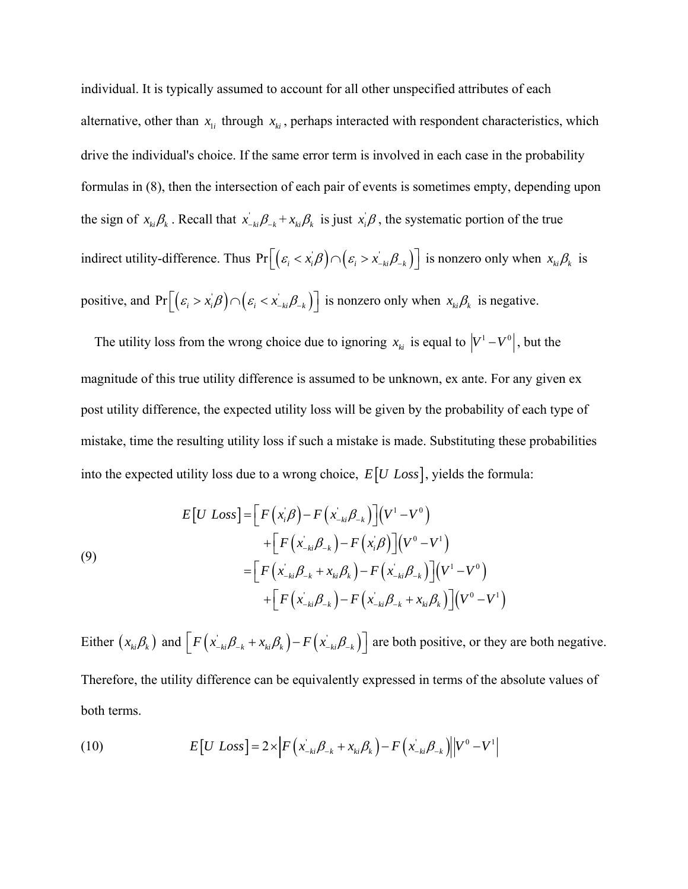individual. It is typically assumed to account for all other unspecified attributes of each alternative, other than $x_{1i}$ through $x_{ki}$, perhaps interacted with respondent characteristics, which drive the individual's choice. If the same error term is involved in each case in the probability formulas in (8), then the intersection of each pair of events is sometimes empty, depending upon the sign of $x_{ki}\beta_k$. Recall that $x_{-ki}^{'}\beta_{-k} + x_{ki}\beta_k$ is just $x_i^{'}\beta$, the systematic portion of the true indirect utility-difference. Thus $\Pr\left[\left(\varepsilon_i < x_i^{'}\beta\right) \cap \left(\varepsilon_i > x_{-ki}^{'}\beta_{-k}\right)\right]$ is nonzero only when $x_{ki}\beta_k$ is positive, and $\Pr\left[\left(\varepsilon_i > x_i^{'}\beta\right) \cap \left(\varepsilon_i < x_{-ki}^{'}\beta_{-k}\right)\right]$ is nonzero only when $x_{ki}\beta_k$ is negative.

The utility loss from the wrong choice due to ignoring $x_{ki}$ is equal to $\left|V^1 - V^0\right|$, but the magnitude of this true utility difference is assumed to be unknown, ex ante. For any given ex post utility difference, the expected utility loss will be given by the probability of each type of mistake, time the resulting utility loss if such a mistake is made. Substituting these probabilities into the expected utility loss due to a wrong choice, $E[U\ Loss]$, yields the formula:

$$
\begin{aligned}
E[U\ Loss] &= \left[F\left(x_i^{'}\beta\right) - F\left(x_{-ki}^{'}\beta_{-k}\right)\right]\left(V^1 - V^0\right) \\
&\quad + \left[F\left(x_{-ki}^{'}\beta_{-k}\right) - F\left(x_i^{'}\beta\right)\right]\left(V^0 - V^1\right) \\
&= \left[F\left(x_{-ki}^{'}\beta_{-k} + x_{ki}\beta_k\right) - F\left(x_{-ki}^{'}\beta_{-k}\right)\right]\left(V^1 - V^0\right) \\
&\quad + \left[F\left(x_{-ki}^{'}\beta_{-k}\right) - F\left(x_{-ki}^{'}\beta_{-k} + x_{ki}\beta_k\right)\right]\left(V^0 - V^1\right)
\end{aligned} \tag{9}
$$

Either $\left(x_{ki}\beta_k\right)$ and $\left[F\left(x_{-ki}^{'}\beta_{-k} + x_{ki}\beta_k\right) - F\left(x_{-ki}^{'}\beta_{-k}\right)\right]$ are both positive, or they are both negative. Therefore, the utility difference can be equivalently expressed in terms of the absolute values of both terms.

$$
E[U\ Loss] = 2 \times \left|F\left(x_{-ki}^{'}\beta_{-k} + x_{ki}\beta_k\right) - F\left(x_{-ki}^{'}\beta_{-k}\right)\right|\left|V^0 - V^1\right| \tag{10}
$$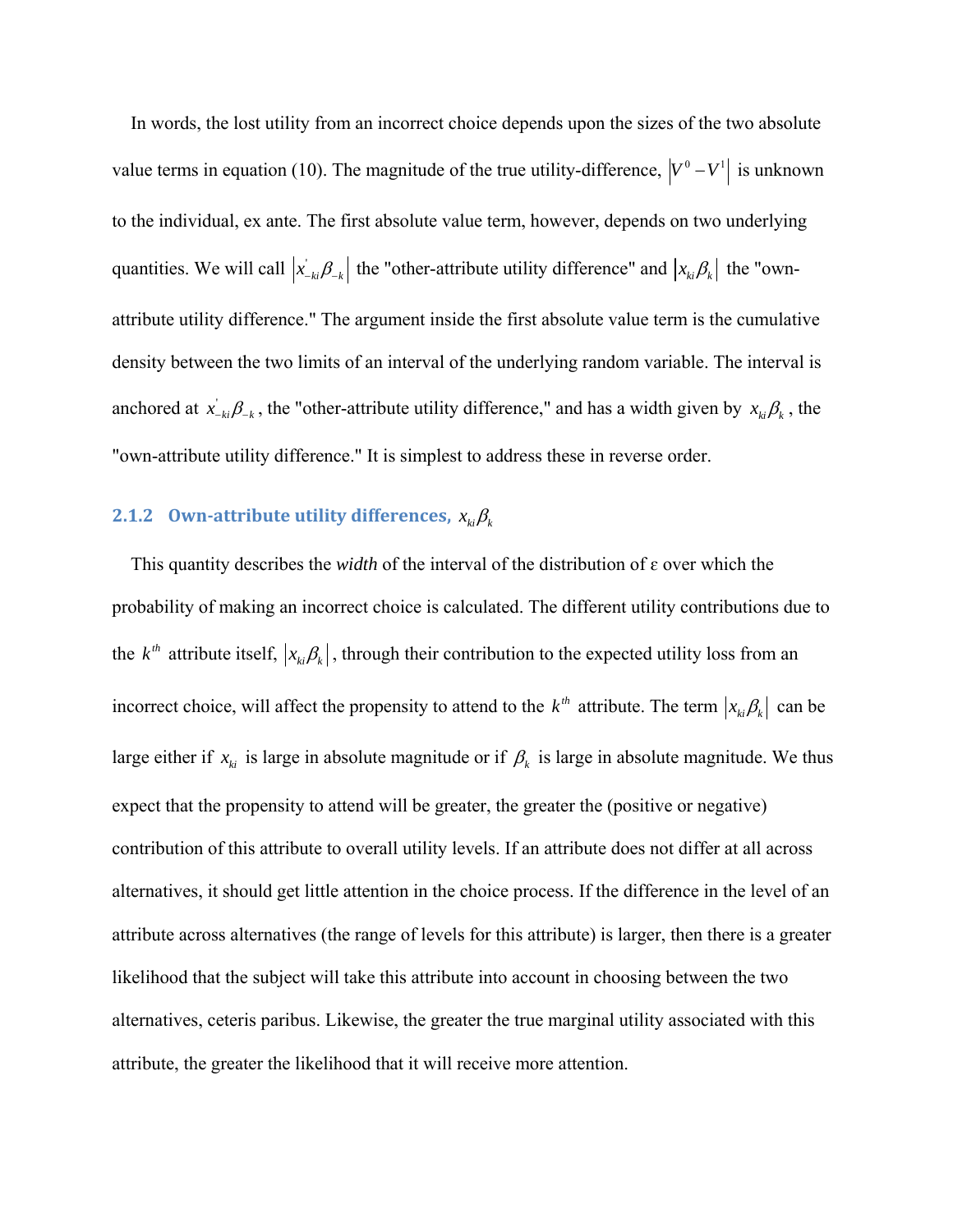In words, the lost utility from an incorrect choice depends upon the sizes of the two absolute value terms in equation (10). The magnitude of the true utility-difference, $\left|V^0 - V^1\right|$ is unknown to the individual, ex ante. The first absolute value term, however, depends on two underlying quantities. We will call $\left|x_{-ki}^{'}\beta_{-k}\right|$ the "other-attribute utility difference" and $\left|x_{ki}\beta_k\right|$ the "own-attribute utility difference." The argument inside the first absolute value term is the cumulative density between the two limits of an interval of the underlying random variable. The interval is anchored at $x_{-ki}^{'}\beta_{-k}$, the "other-attribute utility difference," and has a width given by $x_{ki}\beta_k$, the "own-attribute utility difference." It is simplest to address these in reverse order.

### 2.1.2 Own-attribute utility differences, $x_{ki}\beta_k$

This quantity describes the *width* of the interval of the distribution of ε over which the probability of making an incorrect choice is calculated. The different utility contributions due to the $k^{th}$ attribute itself, $\left|x_{ki}\beta_k\right|$, through their contribution to the expected utility loss from an incorrect choice, will affect the propensity to attend to the $k^{th}$ attribute. The term $\left|x_{ki}\beta_k\right|$ can be large either if $x_{ki}$ is large in absolute magnitude or if $\beta_k$ is large in absolute magnitude. We thus expect that the propensity to attend will be greater, the greater the (positive or negative) contribution of this attribute to overall utility levels. If an attribute does not differ at all across alternatives, it should get little attention in the choice process. If the difference in the level of an attribute across alternatives (the range of levels for this attribute) is larger, then there is a greater likelihood that the subject will take this attribute into account in choosing between the two alternatives, ceteris paribus. Likewise, the greater the true marginal utility associated with this attribute, the greater the likelihood that it will receive more attention.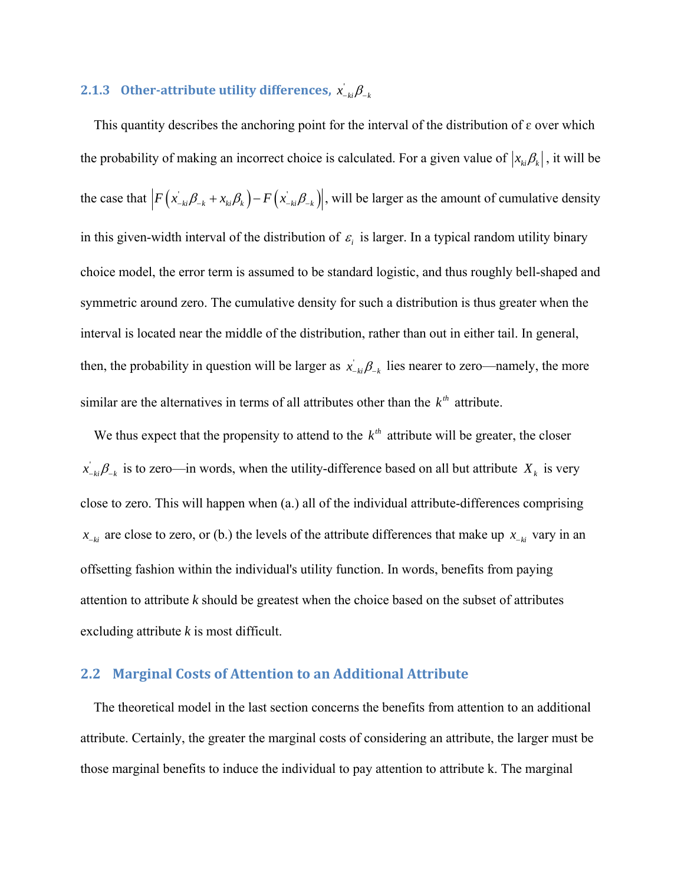### 2.1.3 Other-attribute utility differences, $x'_{-ki}\beta_{-k}$

This quantity describes the anchoring point for the interval of the distribution of ε over which the probability of making an incorrect choice is calculated. For a given value of $|x_{ki}\beta_k|$, it will be the case that $\left|F\left(x'_{-ki}\beta_{-k} + x_{ki}\beta_k\right) - F\left(x'_{-ki}\beta_{-k}\right)\right|$, will be larger as the amount of cumulative density in this given-width interval of the distribution of $\varepsilon_i$ is larger. In a typical random utility binary choice model, the error term is assumed to be standard logistic, and thus roughly bell-shaped and symmetric around zero. The cumulative density for such a distribution is thus greater when the interval is located near the middle of the distribution, rather than out in either tail. In general, then, the probability in question will be larger as $x'_{-ki}\beta_{-k}$ lies nearer to zero—namely, the more similar are the alternatives in terms of all attributes other than the $k^{th}$ attribute.

We thus expect that the propensity to attend to the $k^{th}$ attribute will be greater, the closer $x'_{-ki}\beta_{-k}$ is to zero—in words, when the utility-difference based on all but attribute $X_k$ is very close to zero. This will happen when (a.) all of the individual attribute-differences comprising $x_{-ki}$ are close to zero, or (b.) the levels of the attribute differences that make up $x_{-ki}$ vary in an offsetting fashion within the individual's utility function. In words, benefits from paying attention to attribute *k* should be greatest when the choice based on the subset of attributes excluding attribute *k* is most difficult.

## 2.2 Marginal Costs of Attention to an Additional Attribute

The theoretical model in the last section concerns the benefits from attention to an additional attribute. Certainly, the greater the marginal costs of considering an attribute, the larger must be those marginal benefits to induce the individual to pay attention to attribute k. The marginal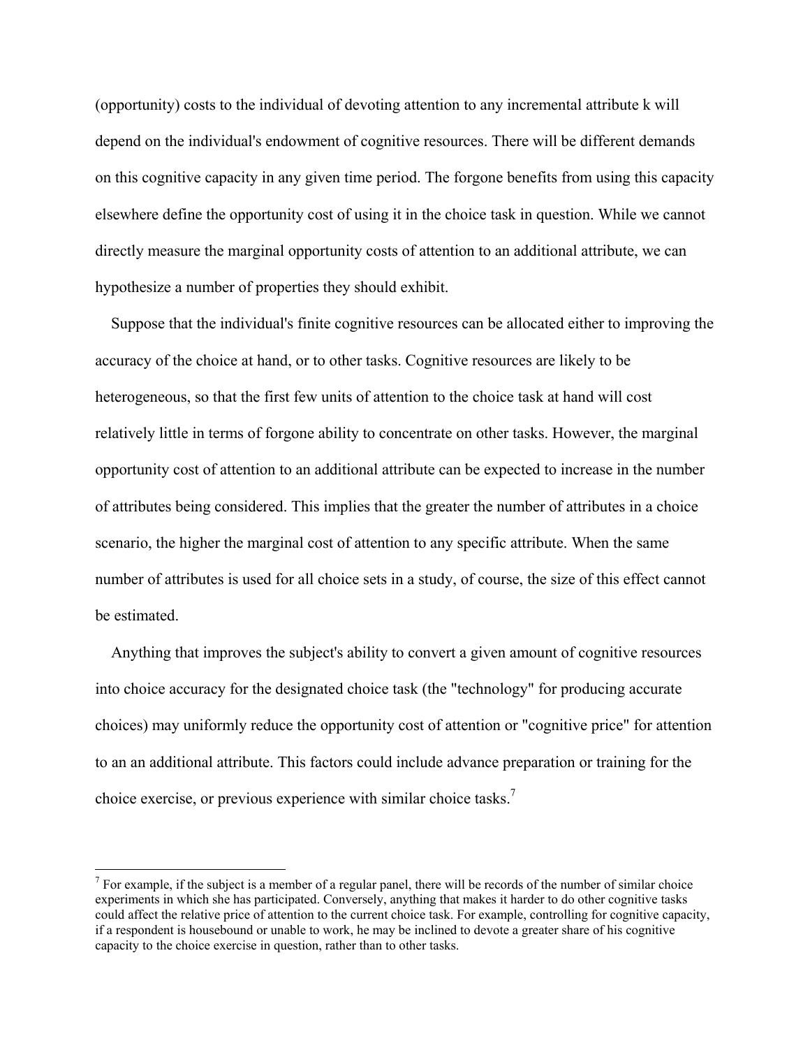(opportunity) costs to the individual of devoting attention to any incremental attribute k will depend on the individual's endowment of cognitive resources. There will be different demands on this cognitive capacity in any given time period. The forgone benefits from using this capacity elsewhere define the opportunity cost of using it in the choice task in question. While we cannot directly measure the marginal opportunity costs of attention to an additional attribute, we can hypothesize a number of properties they should exhibit.

Suppose that the individual's finite cognitive resources can be allocated either to improving the accuracy of the choice at hand, or to other tasks. Cognitive resources are likely to be heterogeneous, so that the first few units of attention to the choice task at hand will cost relatively little in terms of forgone ability to concentrate on other tasks. However, the marginal opportunity cost of attention to an additional attribute can be expected to increase in the number of attributes being considered. This implies that the greater the number of attributes in a choice scenario, the higher the marginal cost of attention to any specific attribute. When the same number of attributes is used for all choice sets in a study, of course, the size of this effect cannot be estimated.

Anything that improves the subject's ability to convert a given amount of cognitive resources into choice accuracy for the designated choice task (the "technology" for producing accurate choices) may uniformly reduce the opportunity cost of attention or "cognitive price" for attention to an an additional attribute. This factors could include advance preparation or training for the choice exercise, or previous experience with similar choice tasks.[7]

[7] For example, if the subject is a member of a regular panel, there will be records of the number of similar choice experiments in which she has participated. Conversely, anything that makes it harder to do other cognitive tasks could affect the relative price of attention to the current choice task. For example, controlling for cognitive capacity, if a respondent is housebound or unable to work, he may be inclined to devote a greater share of his cognitive capacity to the choice exercise in question, rather than to other tasks.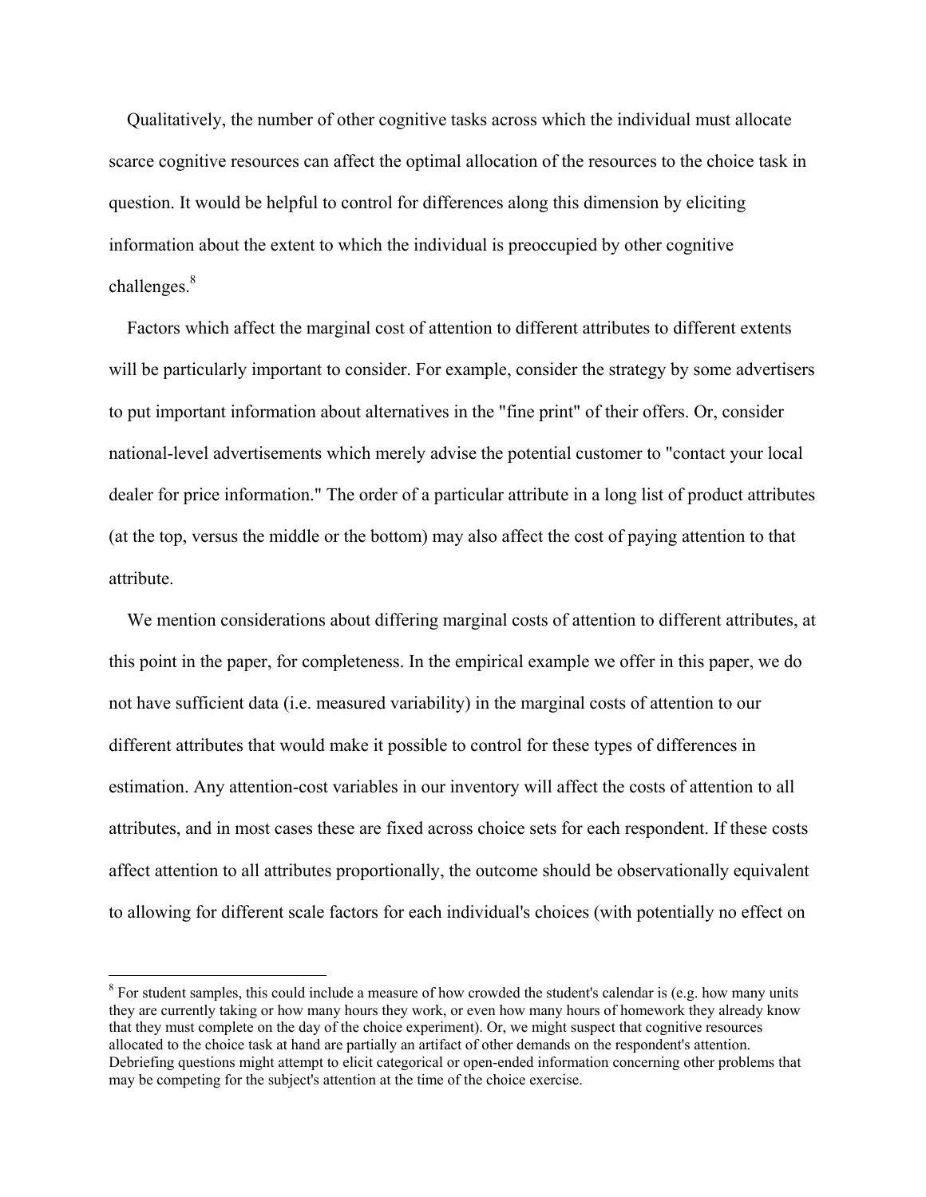Qualitatively, the number of other cognitive tasks across which the individual must allocate scarce cognitive resources can affect the optimal allocation of the resources to the choice task in question. It would be helpful to control for differences along this dimension by eliciting information about the extent to which the individual is preoccupied by other cognitive challenges.[8]

Factors which affect the marginal cost of attention to different attributes to different extents will be particularly important to consider. For example, consider the strategy by some advertisers to put important information about alternatives in the "fine print" of their offers. Or, consider national-level advertisements which merely advise the potential customer to "contact your local dealer for price information." The order of a particular attribute in a long list of product attributes (at the top, versus the middle or the bottom) may also affect the cost of paying attention to that attribute.

We mention considerations about differing marginal costs of attention to different attributes, at this point in the paper, for completeness. In the empirical example we offer in this paper, we do not have sufficient data (i.e. measured variability) in the marginal costs of attention to our different attributes that would make it possible to control for these types of differences in estimation. Any attention-cost variables in our inventory will affect the costs of attention to all attributes, and in most cases these are fixed across choice sets for each respondent. If these costs affect attention to all attributes proportionally, the outcome should be observationally equivalent to allowing for different scale factors for each individual's choices (with potentially no effect on

[8] For student samples, this could include a measure of how crowded the student's calendar is (e.g. how many units they are currently taking or how many hours they work, or even how many hours of homework they already know that they must complete on the day of the choice experiment). Or, we might suspect that cognitive resources allocated to the choice task at hand are partially an artifact of other demands on the respondent's attention. Debriefing questions might attempt to elicit categorical or open-ended information concerning other problems that may be competing for the subject's attention at the time of the choice exercise.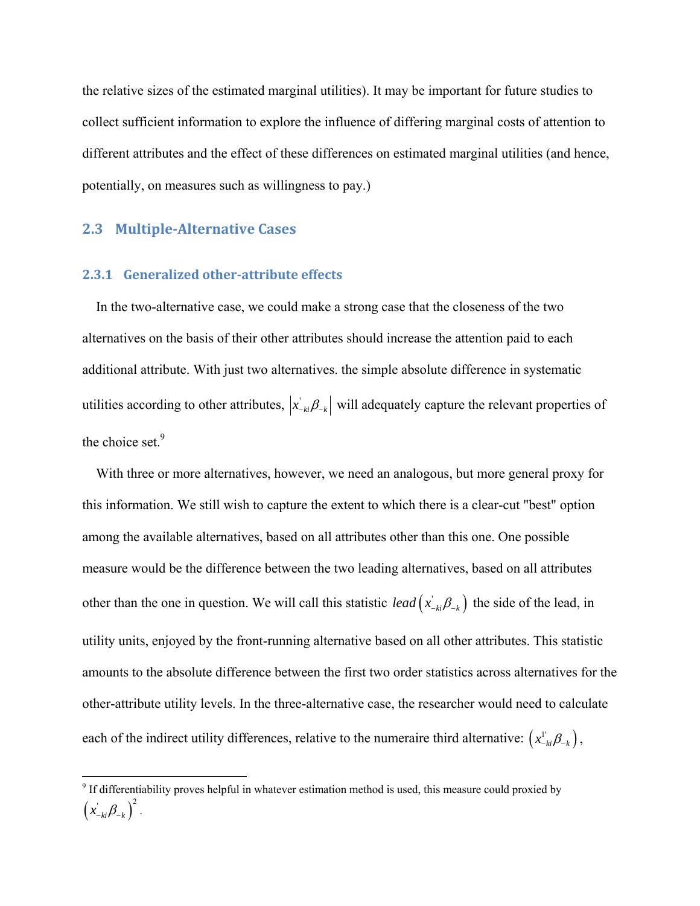the relative sizes of the estimated marginal utilities). It may be important for future studies to collect sufficient information to explore the influence of differing marginal costs of attention to different attributes and the effect of these differences on estimated marginal utilities (and hence, potentially, on measures such as willingness to pay.)

## 2.3 Multiple-Alternative Cases

### 2.3.1 Generalized other-attribute effects

In the two-alternative case, we could make a strong case that the closeness of the two alternatives on the basis of their other attributes should increase the attention paid to each additional attribute. With just two alternatives. the simple absolute difference in systematic utilities according to other attributes, $\left| x_{-ki}^{'} \beta_{-k} \right|$ will adequately capture the relevant properties of the choice set.[9]

With three or more alternatives, however, we need an analogous, but more general proxy for this information. We still wish to capture the extent to which there is a clear-cut "best" option among the available alternatives, based on all attributes other than this one. One possible measure would be the difference between the two leading alternatives, based on all attributes other than the one in question. We will call this statistic $lead\left( x_{-ki}^{'} \beta_{-k} \right)$ the side of the lead, in utility units, enjoyed by the front-running alternative based on all other attributes. This statistic amounts to the absolute difference between the first two order statistics across alternatives for the other-attribute utility levels. In the three-alternative case, the researcher would need to calculate each of the indirect utility differences, relative to the numeraire third alternative: $\left( x_{-ki}^{1'} \beta_{-k} \right)$,

[9] If differentiability proves helpful in whatever estimation method is used, this measure could proxied by $\left( x_{-ki}^{'} \beta_{-k} \right)^{2}$.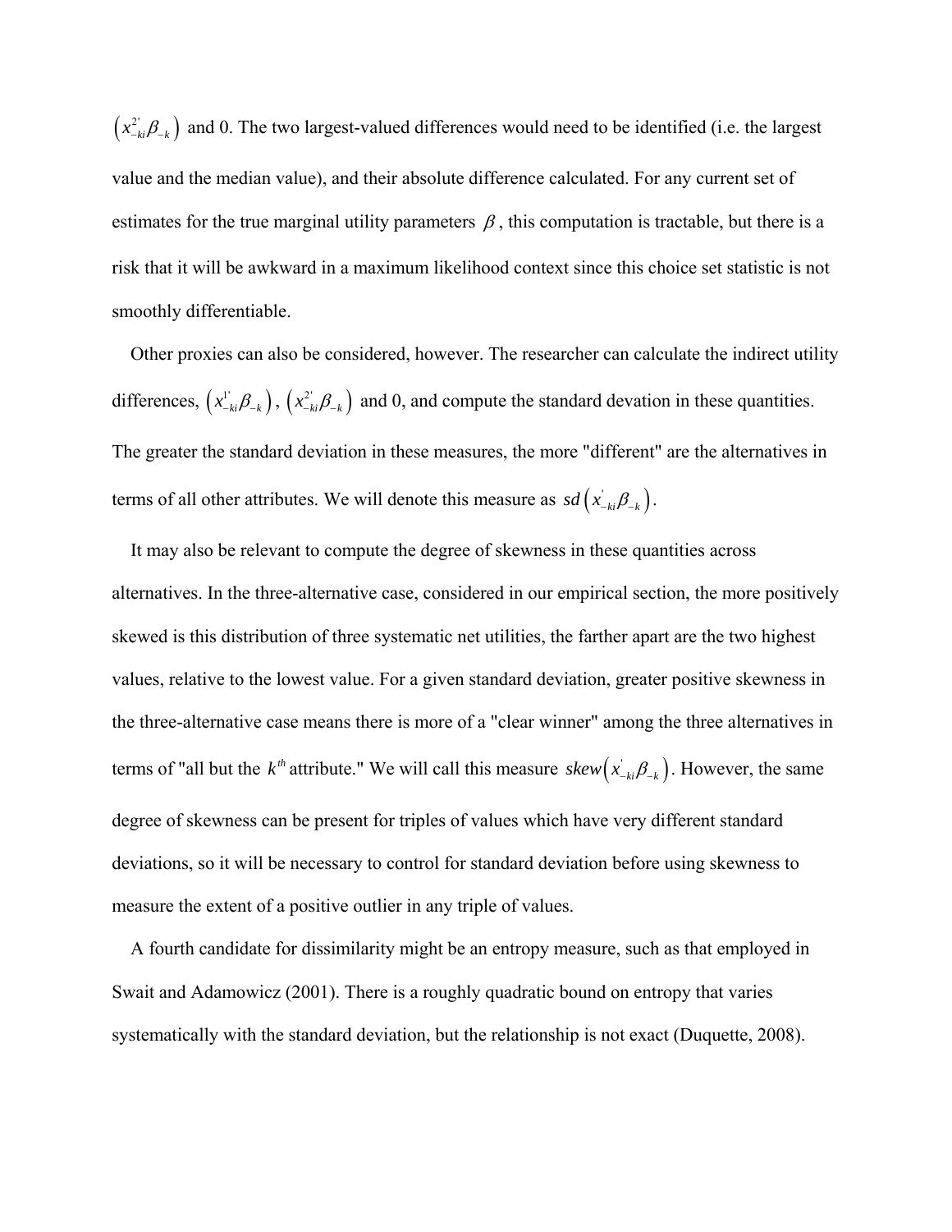$\left(x_{-ki}^{2'}\beta_{-k}\right)$ and 0. The two largest-valued differences would need to be identified (i.e. the largest value and the median value), and their absolute difference calculated. For any current set of estimates for the true marginal utility parameters $\beta$, this computation is tractable, but there is a risk that it will be awkward in a maximum likelihood context since this choice set statistic is not smoothly differentiable.

Other proxies can also be considered, however. The researcher can calculate the indirect utility differences, $\left(x_{-ki}^{1'}\beta_{-k}\right)$, $\left(x_{-ki}^{2'}\beta_{-k}\right)$ and 0, and compute the standard devation in these quantities. The greater the standard deviation in these measures, the more "different" are the alternatives in terms of all other attributes. We will denote this measure as $sd\left(x_{-ki}^{'}\beta_{-k}\right)$.

It may also be relevant to compute the degree of skewness in these quantities across alternatives. In the three-alternative case, considered in our empirical section, the more positively skewed is this distribution of three systematic net utilities, the farther apart are the two highest values, relative to the lowest value. For a given standard deviation, greater positive skewness in the three-alternative case means there is more of a "clear winner" among the three alternatives in terms of "all but the $k^{th}$ attribute." We will call this measure $skew\left(x_{-ki}^{'}\beta_{-k}\right)$. However, the same degree of skewness can be present for triples of values which have very different standard deviations, so it will be necessary to control for standard deviation before using skewness to measure the extent of a positive outlier in any triple of values.

A fourth candidate for dissimilarity might be an entropy measure, such as that employed in Swait and Adamowicz (2001). There is a roughly quadratic bound on entropy that varies systematically with the standard deviation, but the relationship is not exact (Duquette, 2008).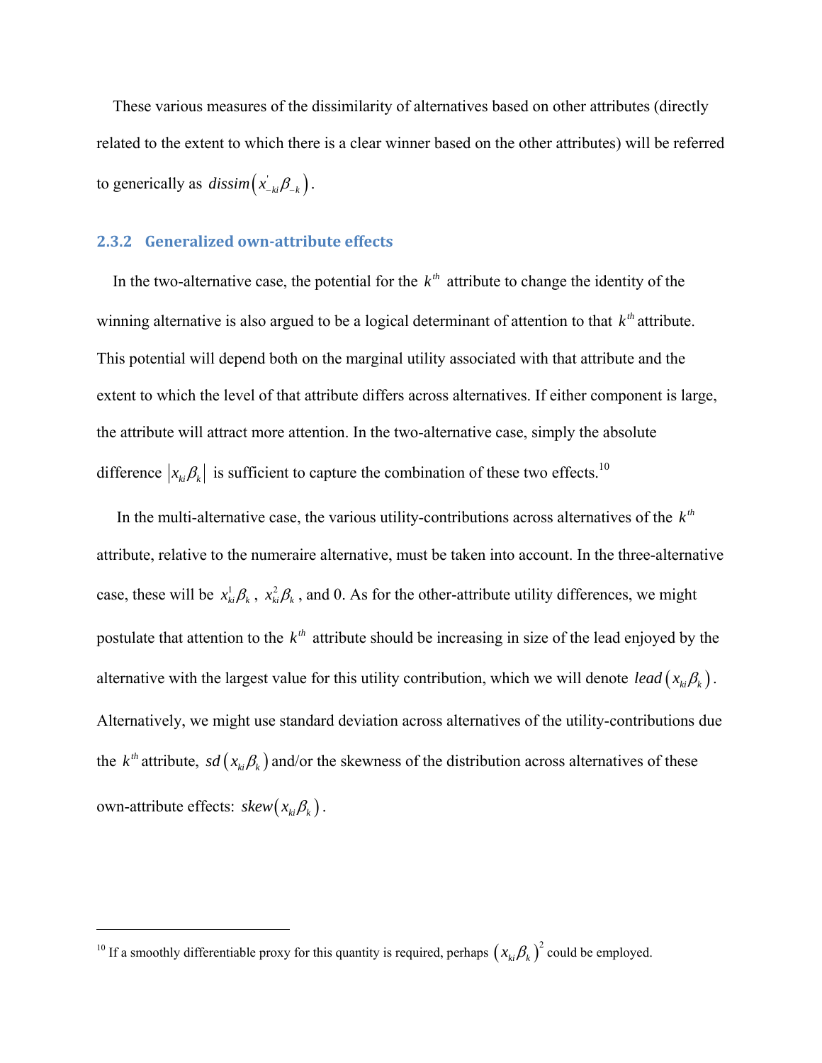These various measures of the dissimilarity of alternatives based on other attributes (directly related to the extent to which there is a clear winner based on the other attributes) will be referred to generically as $dissim\left(x_{-ki}^{'}\beta_{-k}\right)$.

### 2.3.2 Generalized own-attribute effects

In the two-alternative case, the potential for the $k^{th}$ attribute to change the identity of the winning alternative is also argued to be a logical determinant of attention to that $k^{th}$ attribute. This potential will depend both on the marginal utility associated with that attribute and the extent to which the level of that attribute differs across alternatives. If either component is large, the attribute will attract more attention. In the two-alternative case, simply the absolute difference $\left|x_{ki}\beta_k\right|$ is sufficient to capture the combination of these two effects.[10]

In the multi-alternative case, the various utility-contributions across alternatives of the $k^{th}$ attribute, relative to the numeraire alternative, must be taken into account. In the three-alternative case, these will be $x_{ki}^{1}\beta_k$, $x_{ki}^{2}\beta_k$, and 0. As for the other-attribute utility differences, we might postulate that attention to the $k^{th}$ attribute should be increasing in size of the lead enjoyed by the alternative with the largest value for this utility contribution, which we will denote $lead\left(x_{ki}\beta_k\right)$. Alternatively, we might use standard deviation across alternatives of the utility-contributions due the $k^{th}$ attribute, $sd\left(x_{ki}\beta_k\right)$ and/or the skewness of the distribution across alternatives of these own-attribute effects: $skew\left(x_{ki}\beta_k\right)$.

---

[10] If a smoothly differentiable proxy for this quantity is required, perhaps $\left(x_{ki}\beta_k\right)^2$ could be employed.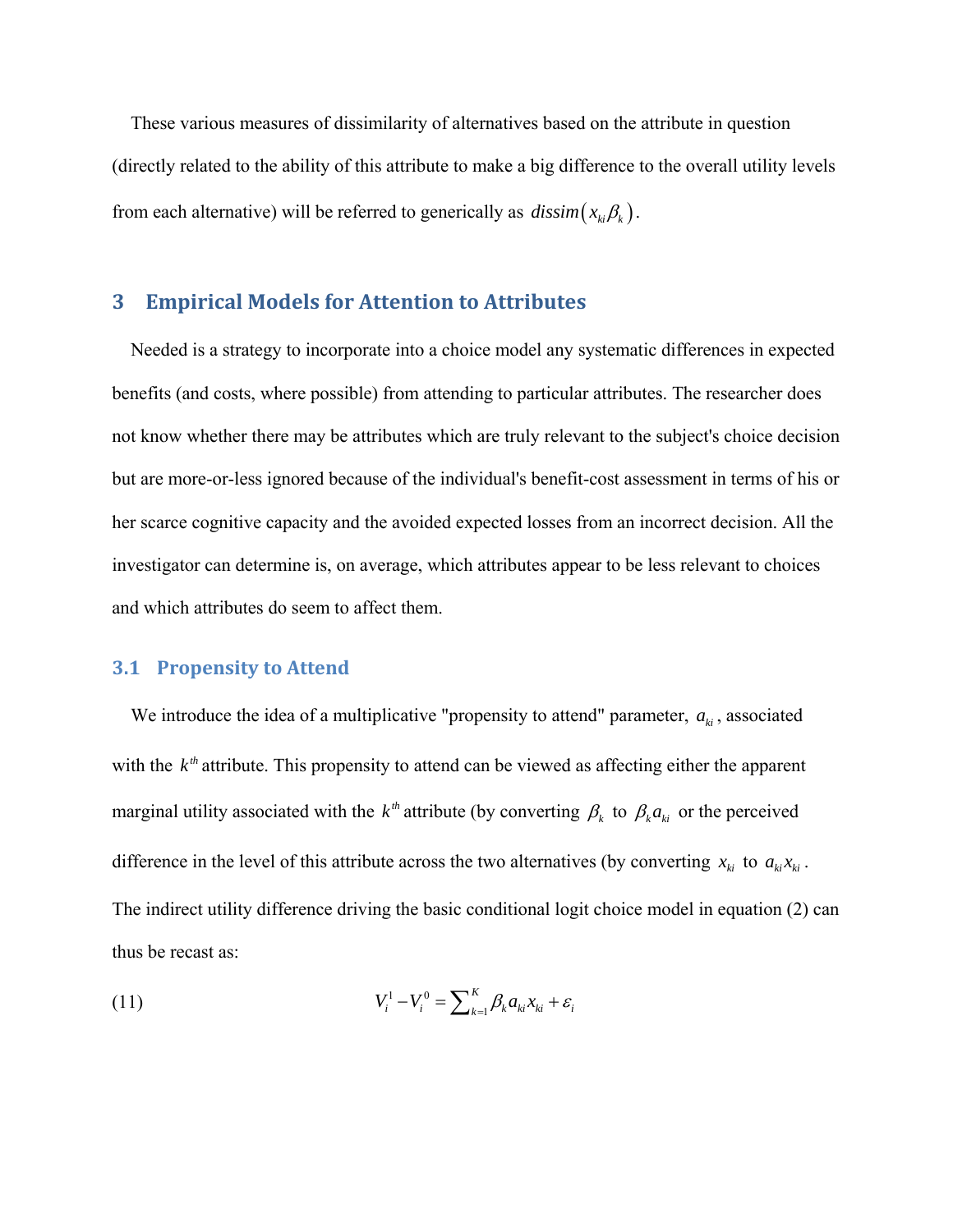These various measures of dissimilarity of alternatives based on the attribute in question (directly related to the ability of this attribute to make a big difference to the overall utility levels from each alternative) will be referred to generically as $dissim\left(x_{ki}\beta_k\right)$.

## 3 Empirical Models for Attention to Attributes

Needed is a strategy to incorporate into a choice model any systematic differences in expected benefits (and costs, where possible) from attending to particular attributes. The researcher does not know whether there may be attributes which are truly relevant to the subject's choice decision but are more-or-less ignored because of the individual's benefit-cost assessment in terms of his or her scarce cognitive capacity and the avoided expected losses from an incorrect decision. All the investigator can determine is, on average, which attributes appear to be less relevant to choices and which attributes do seem to affect them.

### 3.1 Propensity to Attend

We introduce the idea of a multiplicative "propensity to attend" parameter, $a_{ki}$, associated with the $k^{th}$ attribute. This propensity to attend can be viewed as affecting either the apparent marginal utility associated with the $k^{th}$ attribute (by converting $\beta_k$ to $\beta_k a_{ki}$ or the perceived difference in the level of this attribute across the two alternatives (by converting $x_{ki}$ to $a_{ki}x_{ki}$. The indirect utility difference driving the basic conditional logit choice model in equation (2) can thus be recast as:

(11)
$$V_i^1 - V_i^0 = \sum_{k=1}^{K} \beta_k a_{ki} x_{ki} + \varepsilon_i$$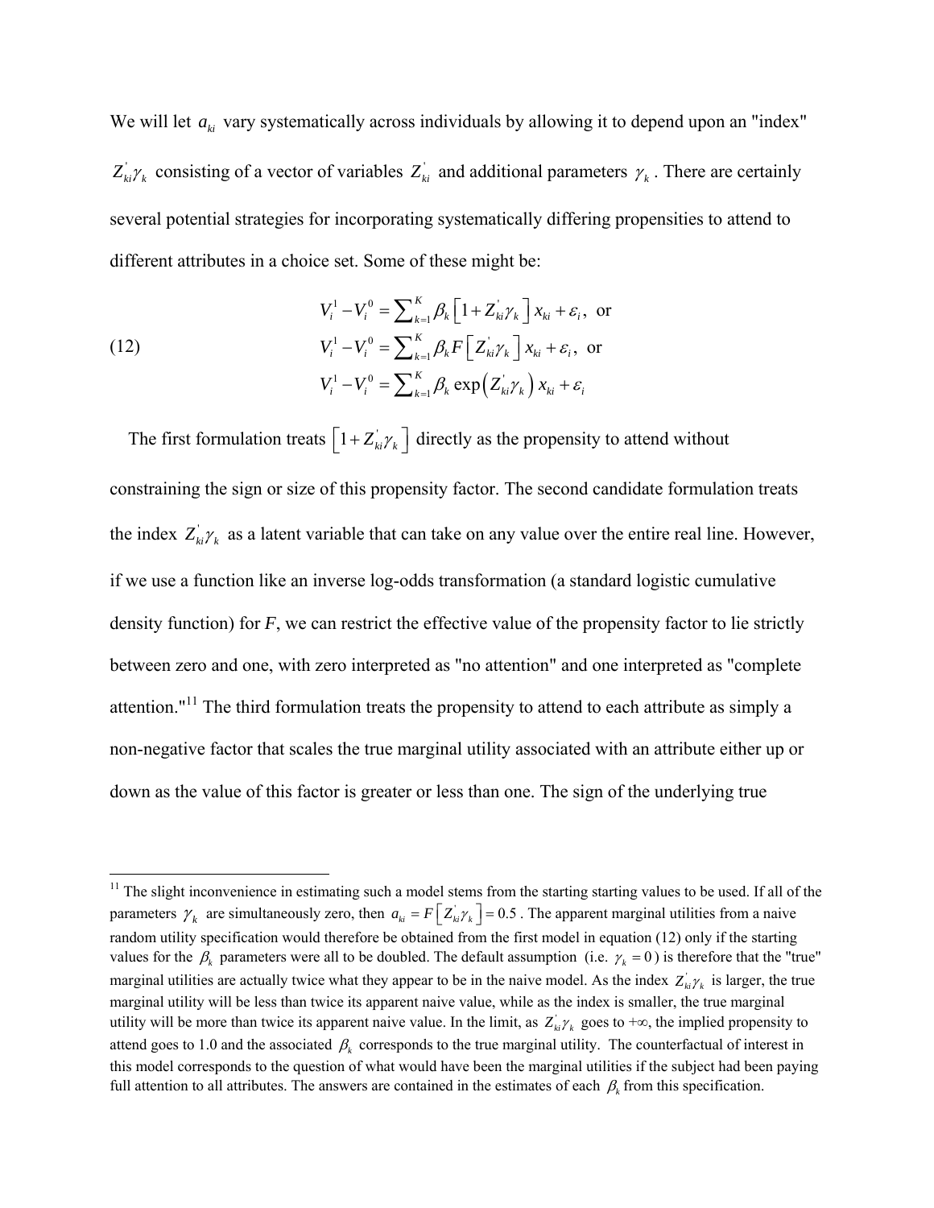We will let $a_{ki}$ vary systematically across individuals by allowing it to depend upon an "index" $Z_{ki}^{'}\gamma_k$ consisting of a vector of variables $Z_{ki}^{'}$ and additional parameters $\gamma_k$. There are certainly several potential strategies for incorporating systematically differing propensities to attend to different attributes in a choice set. Some of these might be:

$$
\begin{aligned}
V_i^1 - V_i^0 &= \sum_{k=1}^{K} \beta_k \left[1 + Z_{ki}^{'}\gamma_k\right] x_{ki} + \varepsilon_i, \text{ or} \\
V_i^1 - V_i^0 &= \sum_{k=1}^{K} \beta_k F\left[Z_{ki}^{'}\gamma_k\right] x_{ki} + \varepsilon_i, \text{ or} \\
V_i^1 - V_i^0 &= \sum_{k=1}^{K} \beta_k \exp\left(Z_{ki}^{'}\gamma_k\right) x_{ki} + \varepsilon_i
\end{aligned} \tag{12}
$$

The first formulation treats $\left[1 + Z_{ki}^{'}\gamma_k\right]$ directly as the propensity to attend without constraining the sign or size of this propensity factor. The second candidate formulation treats the index $Z_{ki}^{'}\gamma_k$ as a latent variable that can take on any value over the entire real line. However, if we use a function like an inverse log-odds transformation (a standard logistic cumulative density function) for *F*, we can restrict the effective value of the propensity factor to lie strictly between zero and one, with zero interpreted as "no attention" and one interpreted as "complete attention."[11] The third formulation treats the propensity to attend to each attribute as simply a non-negative factor that scales the true marginal utility associated with an attribute either up or down as the value of this factor is greater or less than one. The sign of the underlying true

---

[11] The slight inconvenience in estimating such a model stems from the starting starting values to be used. If all of the parameters $\gamma_k$ are simultaneously zero, then $a_{ki} = F\left[Z_{ki}^{'}\gamma_k\right] = 0.5$. The apparent marginal utilities from a naive random utility specification would therefore be obtained from the first model in equation (12) only if the starting values for the $\beta_k$ parameters were all to be doubled. The default assumption (i.e. $\gamma_k = 0$) is therefore that the "true" marginal utilities are actually twice what they appear to be in the naive model. As the index $Z_{ki}^{'}\gamma_k$ is larger, the true marginal utility will be less than twice its apparent naive value, while as the index is smaller, the true marginal utility will be more than twice its apparent naive value. In the limit, as $Z_{ki}^{'}\gamma_k$ goes to $+\infty$, the implied propensity to attend goes to 1.0 and the associated $\beta_k$ corresponds to the true marginal utility. The counterfactual of interest in this model corresponds to the question of what would have been the marginal utilities if the subject had been paying full attention to all attributes. The answers are contained in the estimates of each $\beta_k$ from this specification.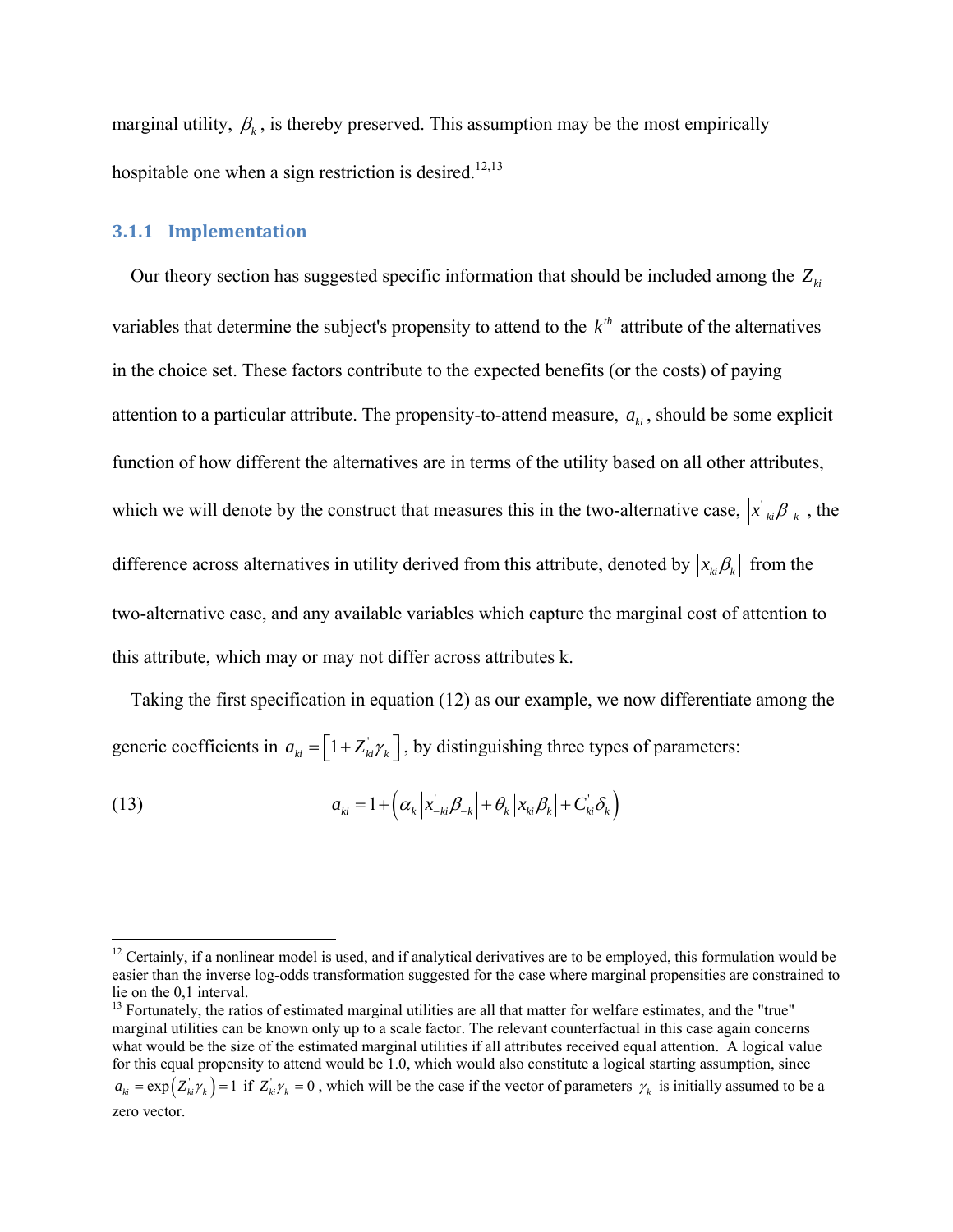marginal utility, $\beta_k$, is thereby preserved. This assumption may be the most empirically hospitable one when a sign restriction is desired.[12,13]

### 3.1.1 Implementation

Our theory section has suggested specific information that should be included among the $Z_{ki}$ variables that determine the subject's propensity to attend to the $k^{th}$ attribute of the alternatives in the choice set. These factors contribute to the expected benefits (or the costs) of paying attention to a particular attribute. The propensity-to-attend measure, $a_{ki}$, should be some explicit function of how different the alternatives are in terms of the utility based on all other attributes, which we will denote by the construct that measures this in the two-alternative case, $\left| x_{-ki}^{'}\beta_{-k} \right|$, the difference across alternatives in utility derived from this attribute, denoted by $\left| x_{ki}\beta_k \right|$ from the two-alternative case, and any available variables which capture the marginal cost of attention to this attribute, which may or may not differ across attributes k.

Taking the first specification in equation (12) as our example, we now differentiate among the generic coefficients in $a_{ki} = \left[ 1 + Z_{ki}^{'}\gamma_k \right]$, by distinguishing three types of parameters:

$$a_{ki} = 1 + \left( \alpha_k \left| x_{-ki}^{'}\beta_{-k} \right| + \theta_k \left| x_{ki}\beta_k \right| + C_{ki}^{'}\delta_k \right) \tag{13}$$

---

[12] Certainly, if a nonlinear model is used, and if analytical derivatives are to be employed, this formulation would be easier than the inverse log-odds transformation suggested for the case where marginal propensities are constrained to lie on the 0,1 interval.

[13] Fortunately, the ratios of estimated marginal utilities are all that matter for welfare estimates, and the "true" marginal utilities can be known only up to a scale factor. The relevant counterfactual in this case again concerns what would be the size of the estimated marginal utilities if all attributes received equal attention. A logical value for this equal propensity to attend would be 1.0, which would also constitute a logical starting assumption, since $a_{ki} = \exp\left( Z_{ki}^{'}\gamma_k \right) = 1$ if $Z_{ki}^{'}\gamma_k = 0$, which will be the case if the vector of parameters $\gamma_k$ is initially assumed to be a zero vector.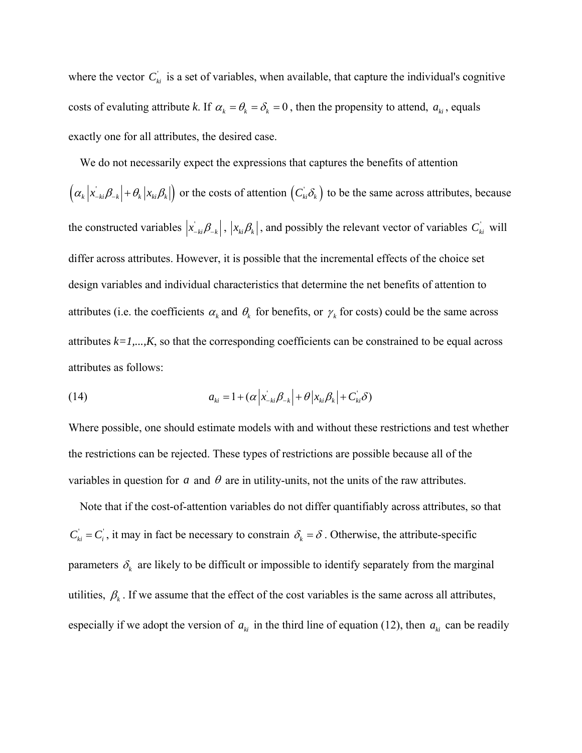where the vector $C_{ki}^{'}$ is a set of variables, when available, that capture the individual's cognitive costs of evaluating attribute *k*. If $\alpha_k = \theta_k = \delta_k = 0$, then the propensity to attend, $a_{ki}$, equals exactly one for all attributes, the desired case.

We do not necessarily expect the expressions that captures the benefits of attention $\left(\alpha_k \left|x_{-ki}^{'}\beta_{-k}\right| + \theta_k \left|x_{ki}\beta_k\right|\right)$ or the costs of attention $\left(C_{ki}^{'}\delta_k\right)$ to be the same across attributes, because the constructed variables $\left|x_{-ki}^{'}\beta_{-k}\right|$, $\left|x_{ki}\beta_k\right|$, and possibly the relevant vector of variables $C_{ki}^{'}$ will differ across attributes. However, it is possible that the incremental effects of the choice set design variables and individual characteristics that determine the net benefits of attention to attributes (i.e. the coefficients $\alpha_k$ and $\theta_k$ for benefits, or $\gamma_k$ for costs) could be the same across attributes *k=1,...,K*, so that the corresponding coefficients can be constrained to be equal across attributes as follows:

$$a_{ki} = 1 + (\alpha \left|x_{-ki}^{'}\beta_{-k}\right| + \theta \left|x_{ki}\beta_k\right| + C_{ki}^{'}\delta) \tag{14}$$

Where possible, one should estimate models with and without these restrictions and test whether the restrictions can be rejected. These types of restrictions are possible because all of the variables in question for $a$ and $\theta$ are in utility-units, not the units of the raw attributes.

Note that if the cost-of-attention variables do not differ quantifiably across attributes, so that $C_{ki}^{'} = C_i^{'}$, it may in fact be necessary to constrain $\delta_k = \delta$. Otherwise, the attribute-specific parameters $\delta_k$ are likely to be difficult or impossible to identify separately from the marginal utilities, $\beta_k$. If we assume that the effect of the cost variables is the same across all attributes, especially if we adopt the version of $a_{ki}$ in the third line of equation (12), then $a_{ki}$ can be readily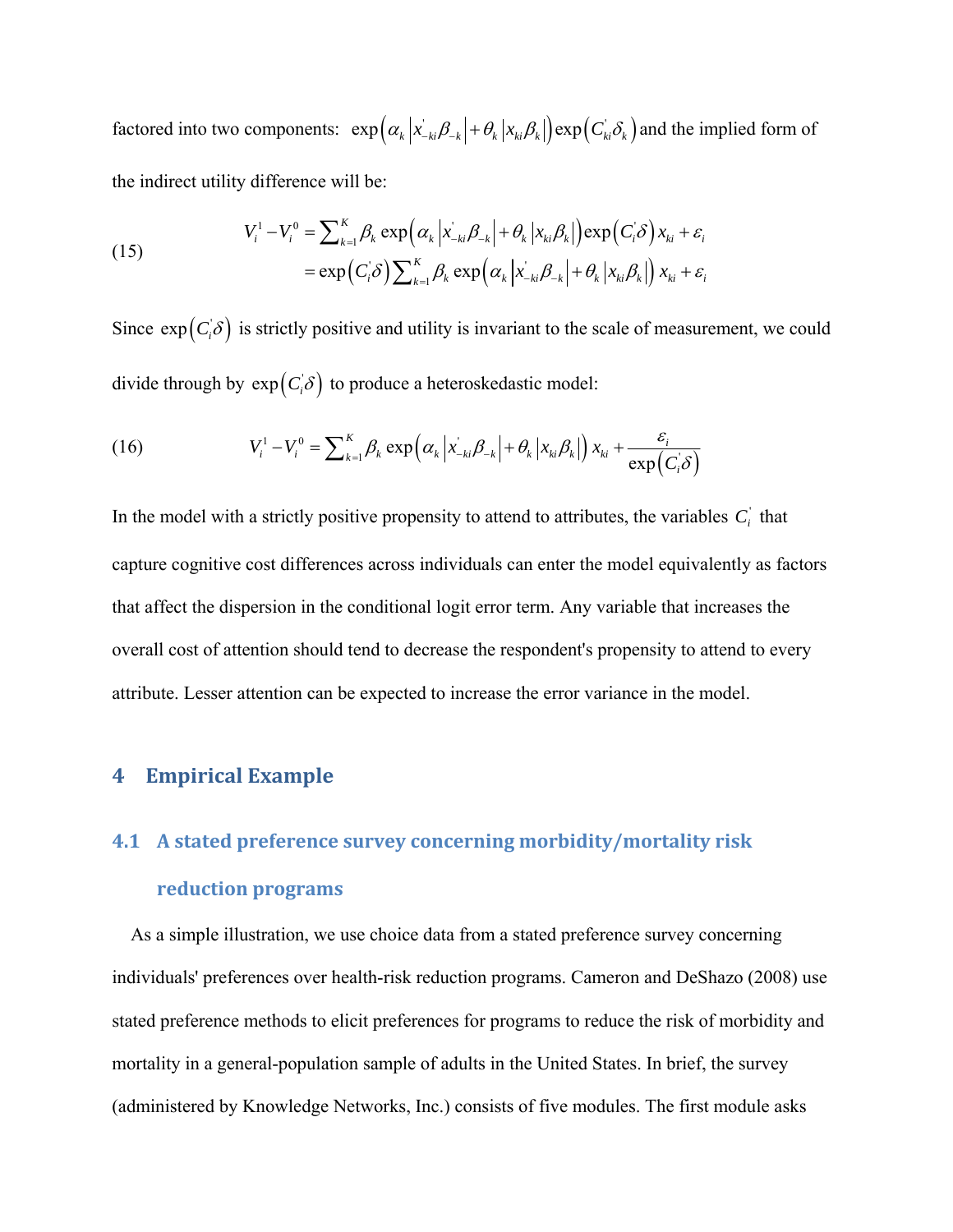factored into two components: $\exp\left(\alpha_k \left|x_{-ki}^{'}\beta_{-k}\right| + \theta_k \left|x_{ki}\beta_k\right|\right)\exp\left(C_{ki}^{'}\delta_k\right)$ and the implied form of the indirect utility difference will be:

$$
\begin{aligned}
V_i^1 - V_i^0 &= \sum_{k=1}^{K} \beta_k \exp\left(\alpha_k \left|x_{-ki}^{'}\beta_{-k}\right| + \theta_k \left|x_{ki}\beta_k\right|\right)\exp\left(C_i^{'}\delta\right) x_{ki} + \varepsilon_i \\
&= \exp\left(C_i^{'}\delta\right)\sum_{k=1}^{K} \beta_k \exp\left(\alpha_k \left|x_{-ki}^{'}\beta_{-k}\right| + \theta_k \left|x_{ki}\beta_k\right|\right) x_{ki} + \varepsilon_i
\end{aligned} \tag{15}
$$

Since $\exp\left(C_i^{'}\delta\right)$ is strictly positive and utility is invariant to the scale of measurement, we could divide through by $\exp\left(C_i^{'}\delta\right)$ to produce a heteroskedastic model:

$$
V_i^1 - V_i^0 = \sum_{k=1}^{K} \beta_k \exp\left(\alpha_k \left|x_{-ki}^{'}\beta_{-k}\right| + \theta_k \left|x_{ki}\beta_k\right|\right) x_{ki} + \frac{\varepsilon_i}{\exp\left(C_i^{'}\delta\right)} \tag{16}
$$

In the model with a strictly positive propensity to attend to attributes, the variables $C_i^{'}$ that capture cognitive cost differences across individuals can enter the model equivalently as factors that affect the dispersion in the conditional logit error term. Any variable that increases the overall cost of attention should tend to decrease the respondent's propensity to attend to every attribute. Lesser attention can be expected to increase the error variance in the model.

# 4 Empirical Example

## 4.1 A stated preference survey concerning morbidity/mortality risk reduction programs

As a simple illustration, we use choice data from a stated preference survey concerning individuals' preferences over health-risk reduction programs. Cameron and DeShazo (2008) use stated preference methods to elicit preferences for programs to reduce the risk of morbidity and mortality in a general-population sample of adults in the United States. In brief, the survey (administered by Knowledge Networks, Inc.) consists of five modules. The first module asks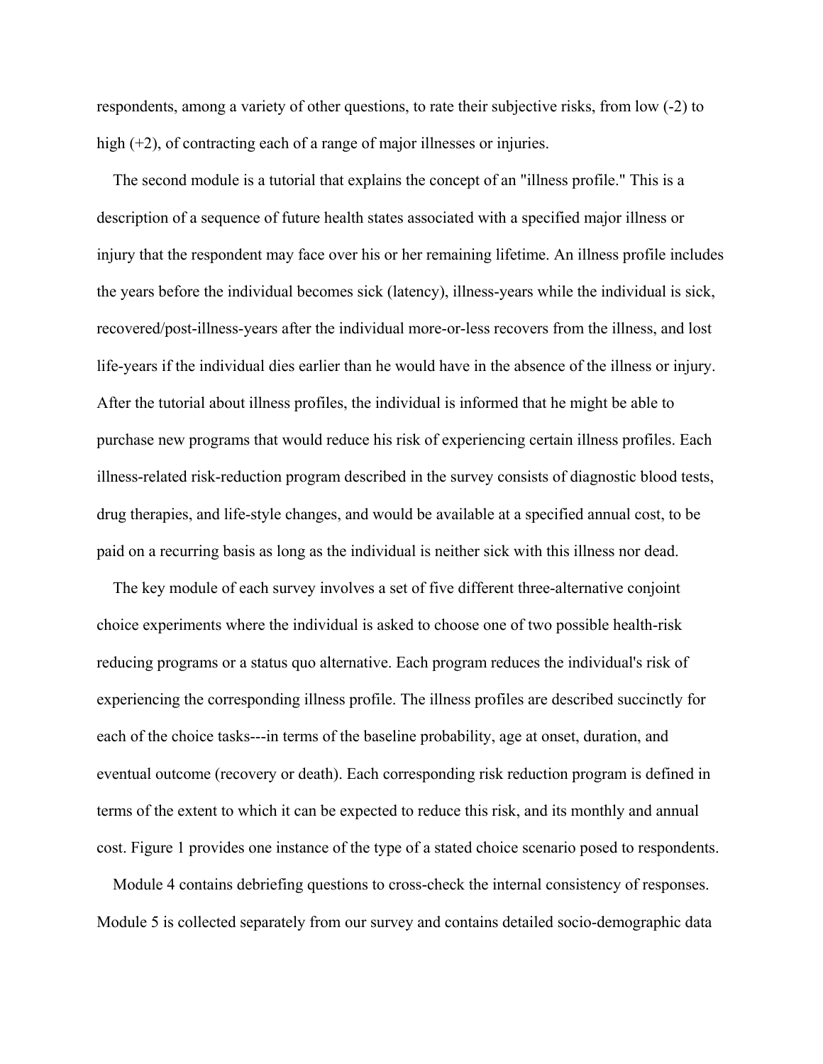respondents, among a variety of other questions, to rate their subjective risks, from low (-2) to high (+2), of contracting each of a range of major illnesses or injuries.

The second module is a tutorial that explains the concept of an "illness profile." This is a description of a sequence of future health states associated with a specified major illness or injury that the respondent may face over his or her remaining lifetime. An illness profile includes the years before the individual becomes sick (latency), illness-years while the individual is sick, recovered/post-illness-years after the individual more-or-less recovers from the illness, and lost life-years if the individual dies earlier than he would have in the absence of the illness or injury. After the tutorial about illness profiles, the individual is informed that he might be able to purchase new programs that would reduce his risk of experiencing certain illness profiles. Each illness-related risk-reduction program described in the survey consists of diagnostic blood tests, drug therapies, and life-style changes, and would be available at a specified annual cost, to be paid on a recurring basis as long as the individual is neither sick with this illness nor dead.

The key module of each survey involves a set of five different three-alternative conjoint choice experiments where the individual is asked to choose one of two possible health-risk reducing programs or a status quo alternative. Each program reduces the individual's risk of experiencing the corresponding illness profile. The illness profiles are described succinctly for each of the choice tasks---in terms of the baseline probability, age at onset, duration, and eventual outcome (recovery or death). Each corresponding risk reduction program is defined in terms of the extent to which it can be expected to reduce this risk, and its monthly and annual cost. Figure 1 provides one instance of the type of a stated choice scenario posed to respondents.

Module 4 contains debriefing questions to cross-check the internal consistency of responses. Module 5 is collected separately from our survey and contains detailed socio-demographic data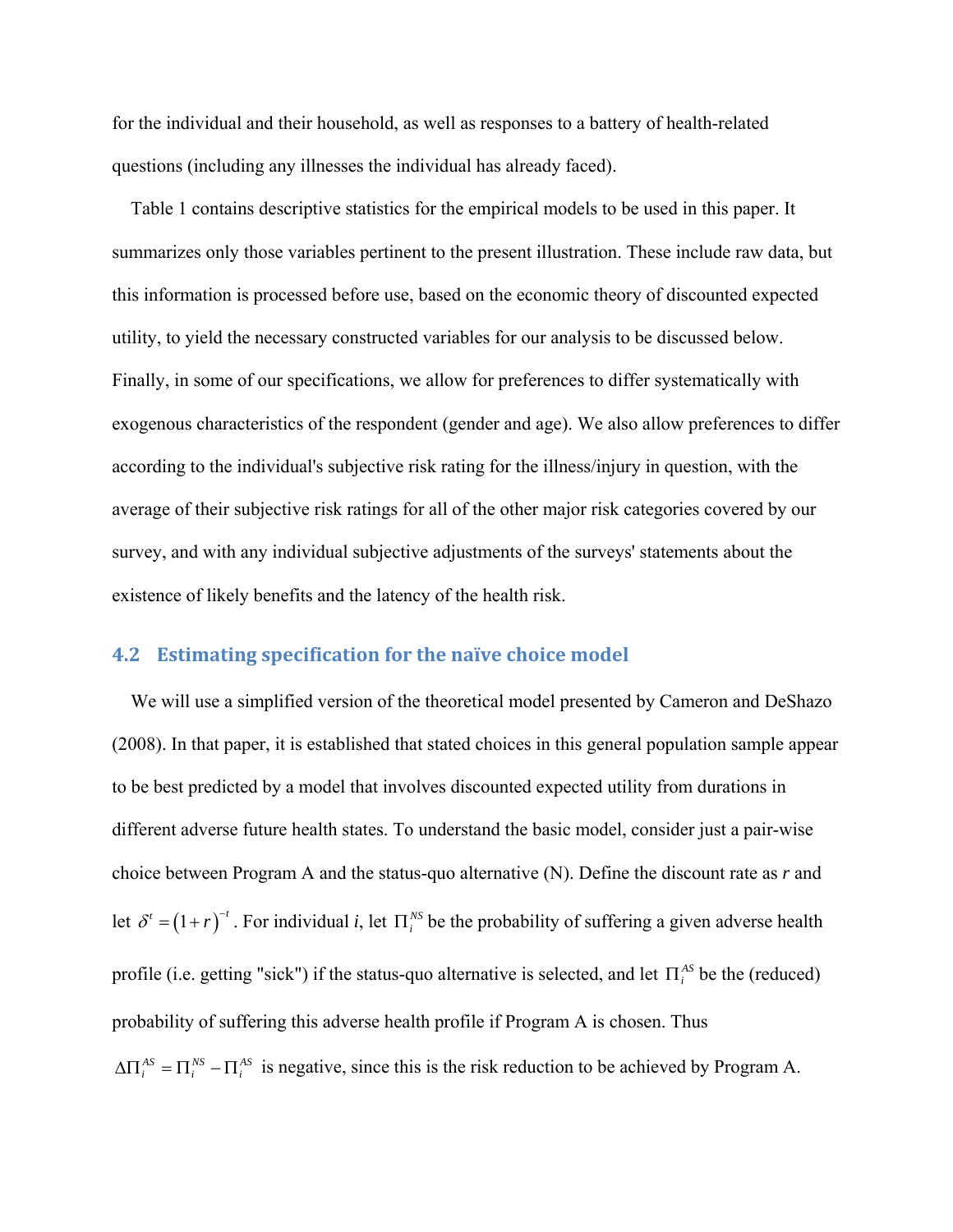for the individual and their household, as well as responses to a battery of health-related questions (including any illnesses the individual has already faced).

Table 1 contains descriptive statistics for the empirical models to be used in this paper. It summarizes only those variables pertinent to the present illustration. These include raw data, but this information is processed before use, based on the economic theory of discounted expected utility, to yield the necessary constructed variables for our analysis to be discussed below. Finally, in some of our specifications, we allow for preferences to differ systematically with exogenous characteristics of the respondent (gender and age). We also allow preferences to differ according to the individual's subjective risk rating for the illness/injury in question, with the average of their subjective risk ratings for all of the other major risk categories covered by our survey, and with any individual subjective adjustments of the surveys' statements about the existence of likely benefits and the latency of the health risk.

## 4.2 Estimating specification for the naïve choice model

We will use a simplified version of the theoretical model presented by Cameron and DeShazo (2008). In that paper, it is established that stated choices in this general population sample appear to be best predicted by a model that involves discounted expected utility from durations in different adverse future health states. To understand the basic model, consider just a pair-wise choice between Program A and the status-quo alternative (N). Define the discount rate as *r* and let $\delta^t = (1+r)^{-t}$. For individual *i*, let $\Pi_i^{NS}$ be the probability of suffering a given adverse health profile (i.e. getting "sick") if the status-quo alternative is selected, and let $\Pi_i^{AS}$ be the (reduced) probability of suffering this adverse health profile if Program A is chosen. Thus $\Delta\Pi_i^{AS} = \Pi_i^{NS} - \Pi_i^{AS}$ is negative, since this is the risk reduction to be achieved by Program A.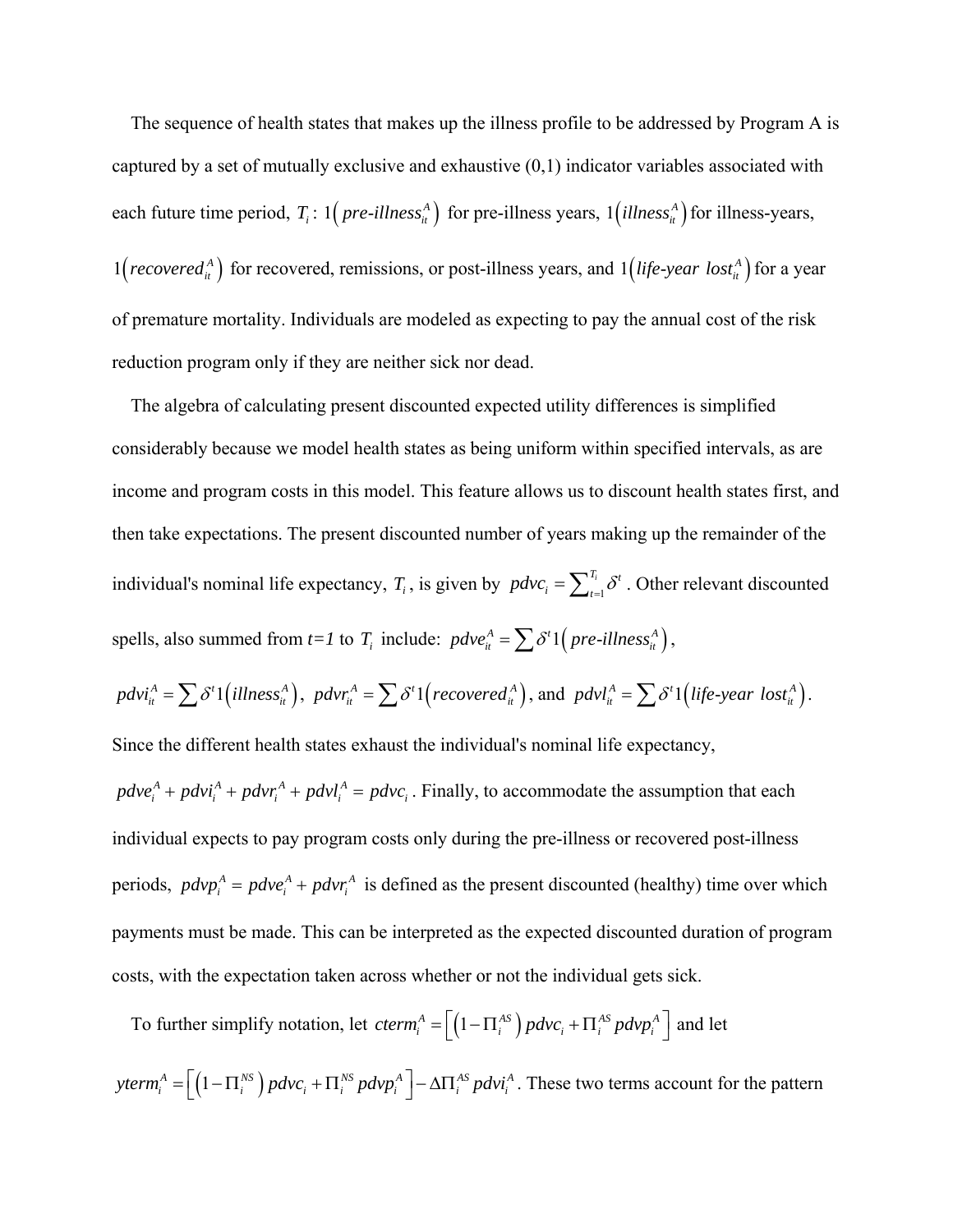The sequence of health states that makes up the illness profile to be addressed by Program A is captured by a set of mutually exclusive and exhaustive (0,1) indicator variables associated with each future time period, $T_i$: $1\left(\textit{pre-illness}_{it}^{A}\right)$ for pre-illness years, $1\left(\textit{illness}_{it}^{A}\right)$ for illness-years, $1\left(\textit{recovered}_{it}^{A}\right)$ for recovered, remissions, or post-illness years, and $1\left(\textit{life-year lost}_{it}^{A}\right)$ for a year of premature mortality. Individuals are modeled as expecting to pay the annual cost of the risk reduction program only if they are neither sick nor dead.

The algebra of calculating present discounted expected utility differences is simplified considerably because we model health states as being uniform within specified intervals, as are income and program costs in this model. This feature allows us to discount health states first, and then take expectations. The present discounted number of years making up the remainder of the individual's nominal life expectancy, $T_i$, is given by $pdvc_i = \sum_{t=1}^{T_i} \delta^t$. Other relevant discounted spells, also summed from *t=1* to $T_i$ include: $pdve_{it}^{A} = \sum \delta^t 1\left(\textit{pre-illness}_{it}^{A}\right)$, $pdvi_{it}^{A} = \sum \delta^t 1\left(\textit{illness}_{it}^{A}\right)$, $pdvr_{it}^{A} = \sum \delta^t 1\left(\textit{recovered}_{it}^{A}\right)$, and $pdvl_{it}^{A} = \sum \delta^t 1\left(\textit{life-year lost}_{it}^{A}\right)$. Since the different health states exhaust the individual's nominal life expectancy, $pdve_i^A + pdvi_i^A + pdvr_i^A + pdvl_i^A = pdvc_i$. Finally, to accommodate the assumption that each individual expects to pay program costs only during the pre-illness or recovered post-illness periods, $pdvp_i^A = pdve_i^A + pdvr_i^A$ is defined as the present discounted (healthy) time over which payments must be made. This can be interpreted as the expected discounted duration of program costs, with the expectation taken across whether or not the individual gets sick.

To further simplify notation, let $cterm_i^A = \left[\left(1 - \Pi_i^{AS}\right) pdvc_i + \Pi_i^{AS}\, pdvp_i^A\right]$ and let $yterm_i^A = \left[\left(1 - \Pi_i^{NS}\right) pdvc_i + \Pi_i^{NS}\, pdvp_i^A\right] - \Delta\Pi_i^{AS}\, pdvi_i^A$. These two terms account for the pattern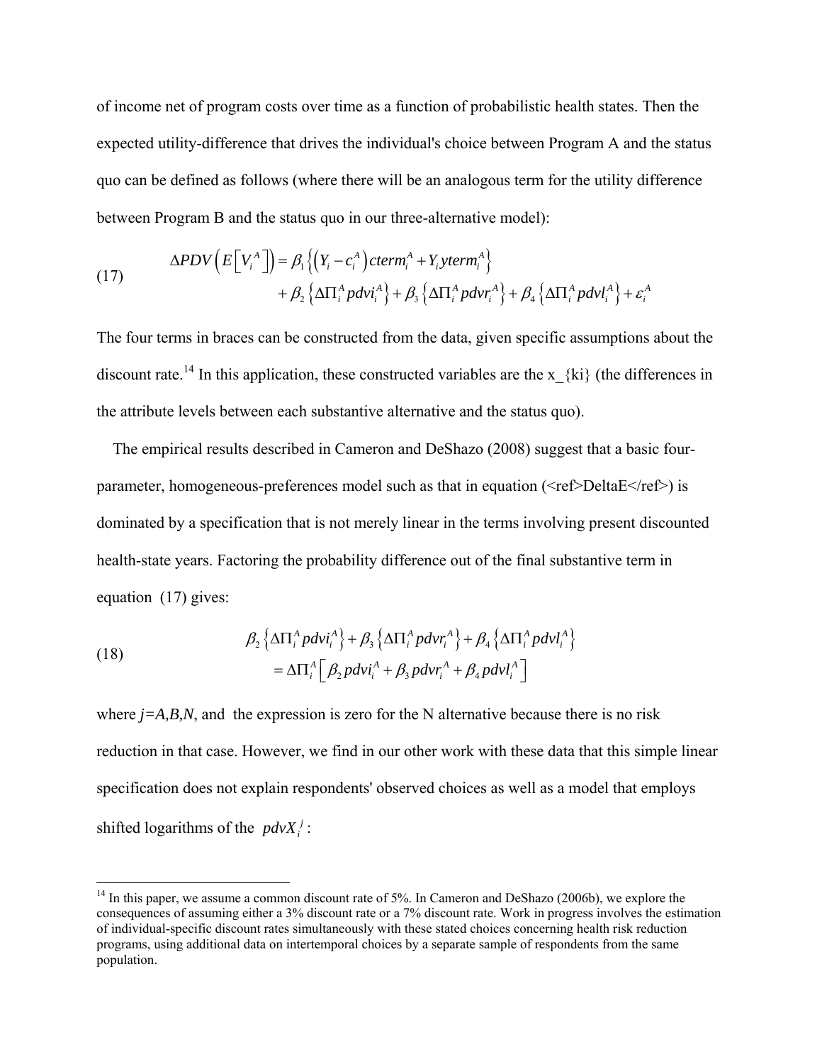of income net of program costs over time as a function of probabilistic health states. Then the expected utility-difference that drives the individual's choice between Program A and the status quo can be defined as follows (where there will be an analogous term for the utility difference between Program B and the status quo in our three-alternative model):

$$
\begin{aligned}
\Delta PDV\left(E\left[V_i^A\right]\right) = \beta_1 &\left\{\left(Y_i - c_i^A\right) cterm_i^A + Y_i yterm_i^A\right\} \\
&+ \beta_2\left\{\Delta\Pi_i^A pdvi_i^A\right\} + \beta_3\left\{\Delta\Pi_i^A pdvr_i^A\right\} + \beta_4\left\{\Delta\Pi_i^A pdvl_i^A\right\} + \varepsilon_i^A
\end{aligned} \tag{17}
$$

The four terms in braces can be constructed from the data, given specific assumptions about the discount rate.[14] In this application, these constructed variables are the x_{ki} (the differences in the attribute levels between each substantive alternative and the status quo).

The empirical results described in Cameron and DeShazo (2008) suggest that a basic four-parameter, homogeneous-preferences model such as that in equation (<ref>DeltaE</ref>) is dominated by a specification that is not merely linear in the terms involving present discounted health-state years. Factoring the probability difference out of the final substantive term in equation (17) gives:

$$
\begin{aligned}
&\beta_2\left\{\Delta\Pi_i^A pdvi_i^A\right\} + \beta_3\left\{\Delta\Pi_i^A pdvr_i^A\right\} + \beta_4\left\{\Delta\Pi_i^A pdvl_i^A\right\} \\
&= \Delta\Pi_i^A\left[\beta_2 pdvi_i^A + \beta_3 pdvr_i^A + \beta_4 pdvl_i^A\right]
\end{aligned} \tag{18}
$$

where *j=A,B,N*, and the expression is zero for the N alternative because there is no risk reduction in that case. However, we find in our other work with these data that this simple linear specification does not explain respondents' observed choices as well as a model that employs shifted logarithms of the $pdvX_i^j$:

[14] In this paper, we assume a common discount rate of 5%. In Cameron and DeShazo (2006b), we explore the consequences of assuming either a 3% discount rate or a 7% discount rate. Work in progress involves the estimation of individual-specific discount rates simultaneously with these stated choices concerning health risk reduction programs, using additional data on intertemporal choices by a separate sample of respondents from the same population.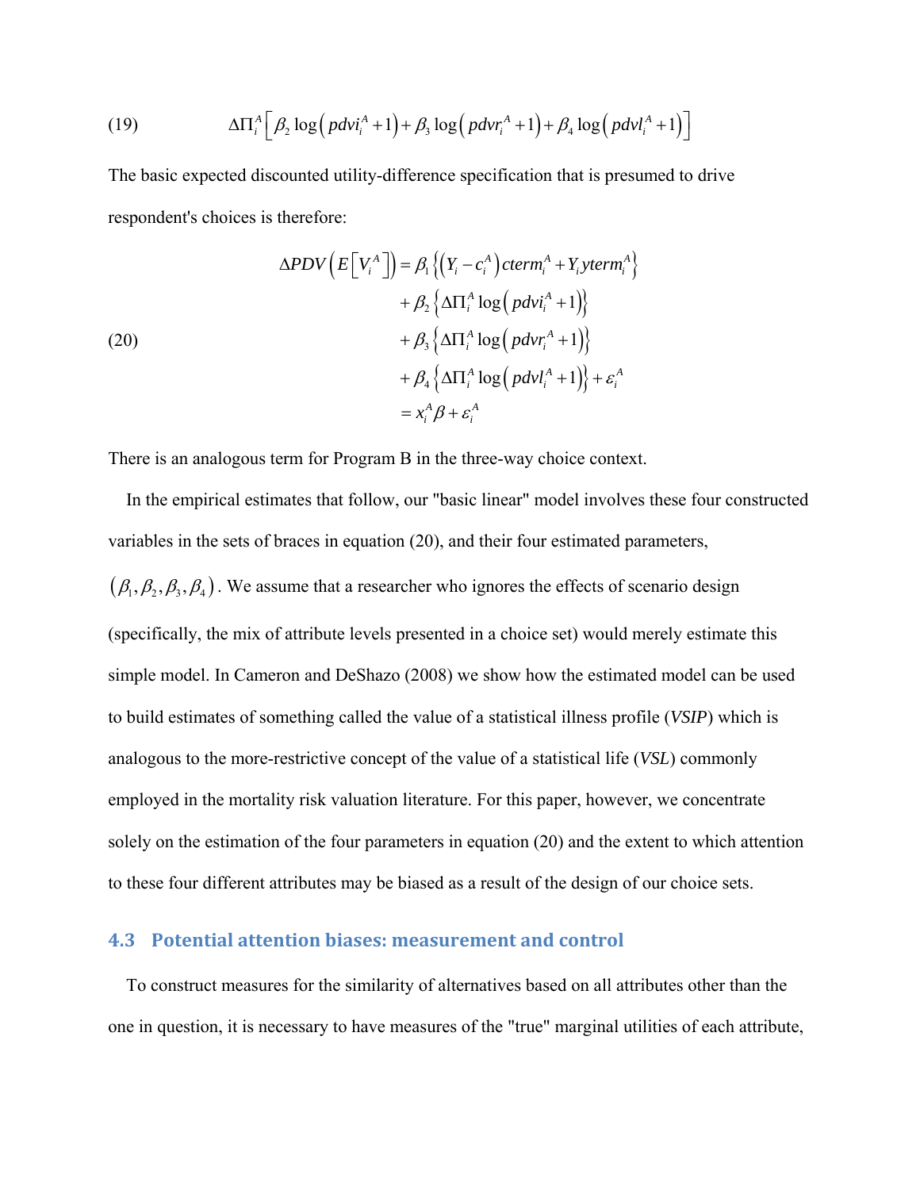$$\Delta\Pi_i^A \left[ \beta_2 \log\left( pdvi_i^A + 1 \right) + \beta_3 \log\left( pdvr_i^A + 1 \right) + \beta_4 \log\left( pdvl_i^A + 1 \right) \right] \tag{19}$$

The basic expected discounted utility-difference specification that is presumed to drive respondent's choices is therefore:

$$\begin{aligned} \Delta PDV\left( E\left[ V_i^A \right] \right) &= \beta_1 \left\{ \left( Y_i - c_i^A \right) cterm_i^A + Y_i yterm_i^A \right\} \\ &+ \beta_2 \left\{ \Delta\Pi_i^A \log\left( pdvi_i^A + 1 \right) \right\} \\ &+ \beta_3 \left\{ \Delta\Pi_i^A \log\left( pdvr_i^A + 1 \right) \right\} \\ &+ \beta_4 \left\{ \Delta\Pi_i^A \log\left( pdvl_i^A + 1 \right) \right\} + \varepsilon_i^A \\ &= x_i^A \beta + \varepsilon_i^A \end{aligned} \tag{20}$$

There is an analogous term for Program B in the three-way choice context.

In the empirical estimates that follow, our "basic linear" model involves these four constructed variables in the sets of braces in equation (20), and their four estimated parameters, $(\beta_1, \beta_2, \beta_3, \beta_4)$. We assume that a researcher who ignores the effects of scenario design (specifically, the mix of attribute levels presented in a choice set) would merely estimate this simple model. In Cameron and DeShazo (2008) we show how the estimated model can be used to build estimates of something called the value of a statistical illness profile (*VSIP*) which is analogous to the more-restrictive concept of the value of a statistical life (*VSL*) commonly employed in the mortality risk valuation literature. For this paper, however, we concentrate solely on the estimation of the four parameters in equation (20) and the extent to which attention to these four different attributes may be biased as a result of the design of our choice sets.

## 4.3 Potential attention biases: measurement and control

To construct measures for the similarity of alternatives based on all attributes other than the one in question, it is necessary to have measures of the "true" marginal utilities of each attribute,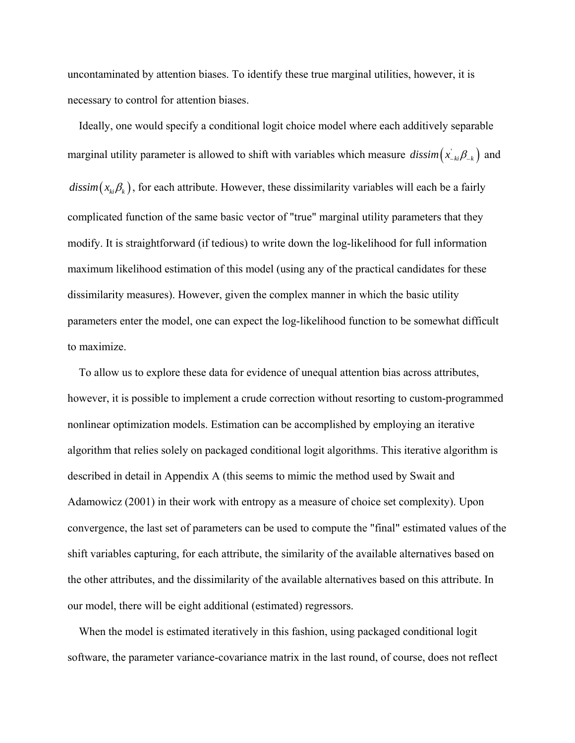uncontaminated by attention biases. To identify these true marginal utilities, however, it is necessary to control for attention biases.

Ideally, one would specify a conditional logit choice model where each additively separable marginal utility parameter is allowed to shift with variables which measure $dissim\left(x_{-ki}^{'}\beta_{-k}\right)$ and $dissim\left(x_{ki}\beta_{k}\right)$, for each attribute. However, these dissimilarity variables will each be a fairly complicated function of the same basic vector of "true" marginal utility parameters that they modify. It is straightforward (if tedious) to write down the log-likelihood for full information maximum likelihood estimation of this model (using any of the practical candidates for these dissimilarity measures). However, given the complex manner in which the basic utility parameters enter the model, one can expect the log-likelihood function to be somewhat difficult to maximize.

To allow us to explore these data for evidence of unequal attention bias across attributes, however, it is possible to implement a crude correction without resorting to custom-programmed nonlinear optimization models. Estimation can be accomplished by employing an iterative algorithm that relies solely on packaged conditional logit algorithms. This iterative algorithm is described in detail in Appendix A (this seems to mimic the method used by Swait and Adamowicz (2001) in their work with entropy as a measure of choice set complexity). Upon convergence, the last set of parameters can be used to compute the "final" estimated values of the shift variables capturing, for each attribute, the similarity of the available alternatives based on the other attributes, and the dissimilarity of the available alternatives based on this attribute. In our model, there will be eight additional (estimated) regressors.

When the model is estimated iteratively in this fashion, using packaged conditional logit software, the parameter variance-covariance matrix in the last round, of course, does not reflect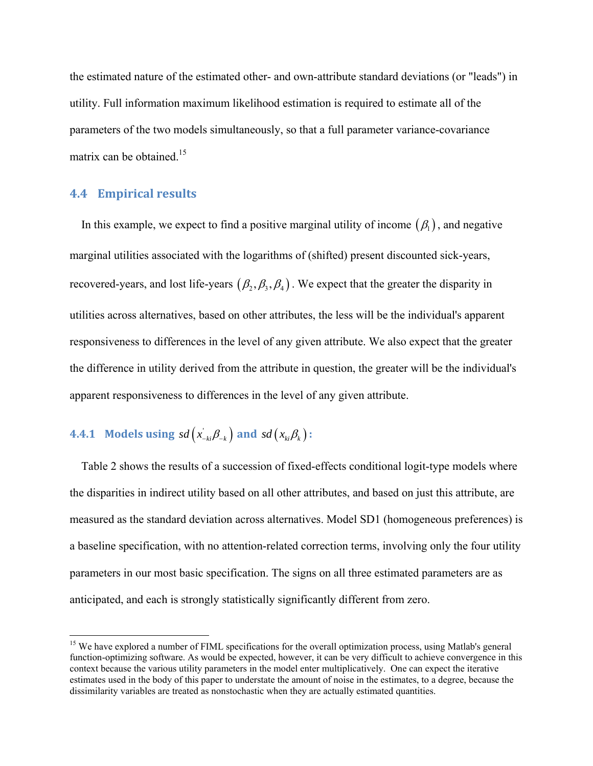the estimated nature of the estimated other- and own-attribute standard deviations (or "leads") in utility. Full information maximum likelihood estimation is required to estimate all of the parameters of the two models simultaneously, so that a full parameter variance-covariance matrix can be obtained.[15]

## 4.4 Empirical results

In this example, we expect to find a positive marginal utility of income $(\beta_1)$, and negative marginal utilities associated with the logarithms of (shifted) present discounted sick-years, recovered-years, and lost life-years $(\beta_2, \beta_3, \beta_4)$. We expect that the greater the disparity in utilities across alternatives, based on other attributes, the less will be the individual's apparent responsiveness to differences in the level of any given attribute. We also expect that the greater the difference in utility derived from the attribute in question, the greater will be the individual's apparent responsiveness to differences in the level of any given attribute.

### 4.4.1 Models using $sd\left(x_{-ki}^{'}\beta_{-k}\right)$ and $sd\left(x_{ki}\beta_k\right)$:

Table 2 shows the results of a succession of fixed-effects conditional logit-type models where the disparities in indirect utility based on all other attributes, and based on just this attribute, are measured as the standard deviation across alternatives. Model SD1 (homogeneous preferences) is a baseline specification, with no attention-related correction terms, involving only the four utility parameters in our most basic specification. The signs on all three estimated parameters are as anticipated, and each is strongly statistically significantly different from zero.

[15] We have explored a number of FIML specifications for the overall optimization process, using Matlab's general function-optimizing software. As would be expected, however, it can be very difficult to achieve convergence in this context because the various utility parameters in the model enter multiplicatively. One can expect the iterative estimates used in the body of this paper to understate the amount of noise in the estimates, to a degree, because the dissimilarity variables are treated as nonstochastic when they are actually estimated quantities.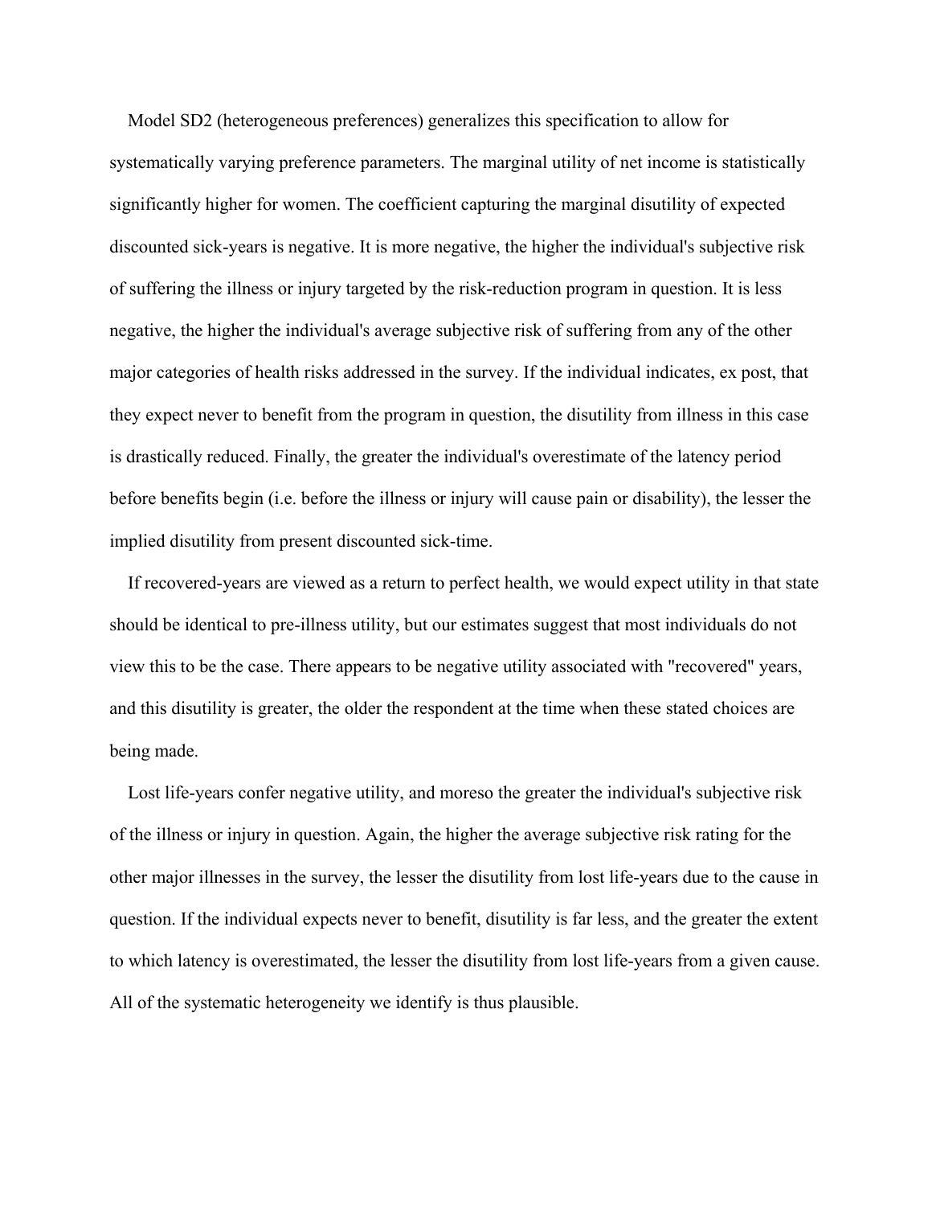Model SD2 (heterogeneous preferences) generalizes this specification to allow for systematically varying preference parameters. The marginal utility of net income is statistically significantly higher for women. The coefficient capturing the marginal disutility of expected discounted sick-years is negative. It is more negative, the higher the individual's subjective risk of suffering the illness or injury targeted by the risk-reduction program in question. It is less negative, the higher the individual's average subjective risk of suffering from any of the other major categories of health risks addressed in the survey. If the individual indicates, ex post, that they expect never to benefit from the program in question, the disutility from illness in this case is drastically reduced. Finally, the greater the individual's overestimate of the latency period before benefits begin (i.e. before the illness or injury will cause pain or disability), the lesser the implied disutility from present discounted sick-time.

If recovered-years are viewed as a return to perfect health, we would expect utility in that state should be identical to pre-illness utility, but our estimates suggest that most individuals do not view this to be the case. There appears to be negative utility associated with "recovered" years, and this disutility is greater, the older the respondent at the time when these stated choices are being made.

Lost life-years confer negative utility, and moreso the greater the individual's subjective risk of the illness or injury in question. Again, the higher the average subjective risk rating for the other major illnesses in the survey, the lesser the disutility from lost life-years due to the cause in question. If the individual expects never to benefit, disutility is far less, and the greater the extent to which latency is overestimated, the lesser the disutility from lost life-years from a given cause. All of the systematic heterogeneity we identify is thus plausible.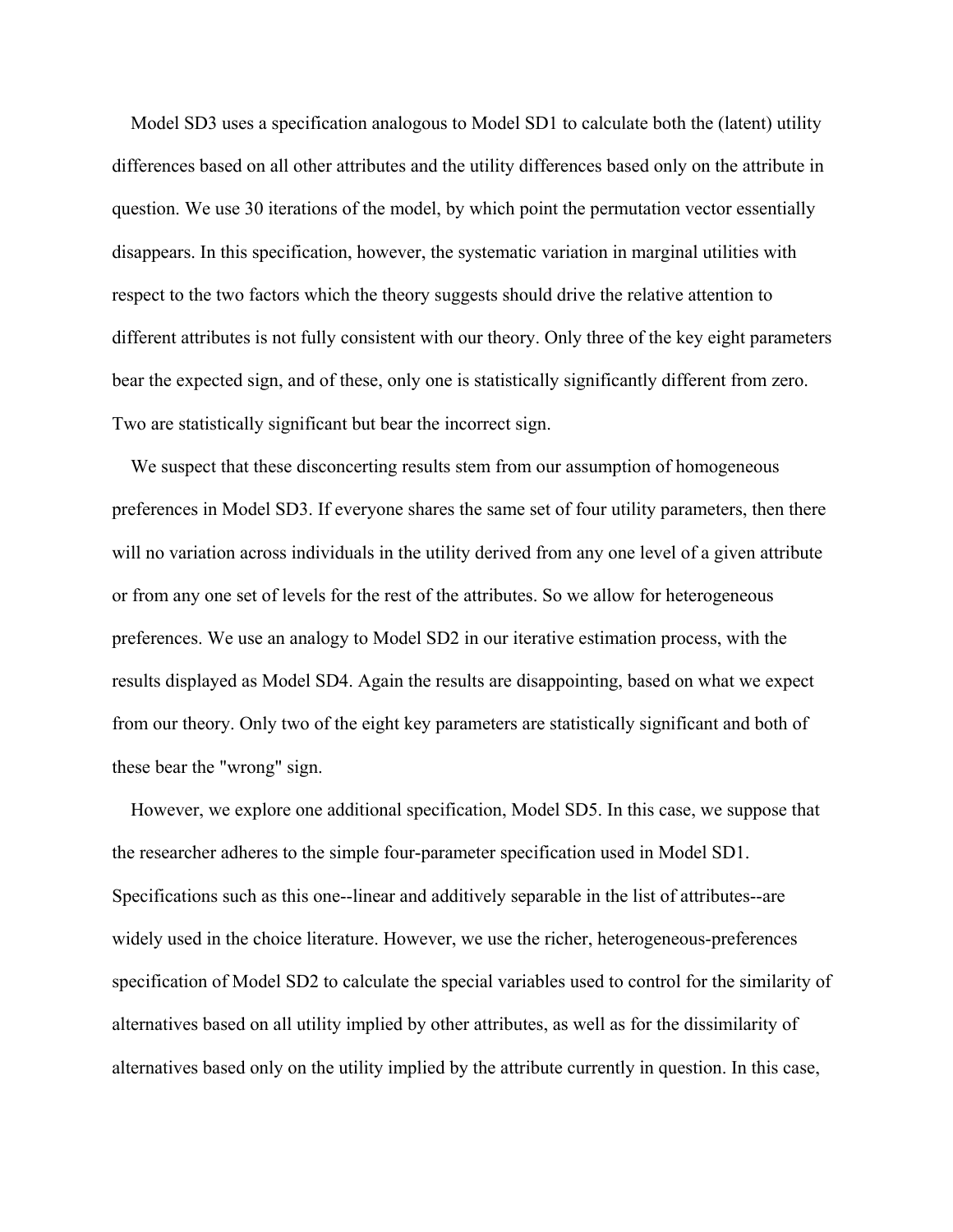Model SD3 uses a specification analogous to Model SD1 to calculate both the (latent) utility differences based on all other attributes and the utility differences based only on the attribute in question. We use 30 iterations of the model, by which point the permutation vector essentially disappears. In this specification, however, the systematic variation in marginal utilities with respect to the two factors which the theory suggests should drive the relative attention to different attributes is not fully consistent with our theory. Only three of the key eight parameters bear the expected sign, and of these, only one is statistically significantly different from zero. Two are statistically significant but bear the incorrect sign.

We suspect that these disconcerting results stem from our assumption of homogeneous preferences in Model SD3. If everyone shares the same set of four utility parameters, then there will no variation across individuals in the utility derived from any one level of a given attribute or from any one set of levels for the rest of the attributes. So we allow for heterogeneous preferences. We use an analogy to Model SD2 in our iterative estimation process, with the results displayed as Model SD4. Again the results are disappointing, based on what we expect from our theory. Only two of the eight key parameters are statistically significant and both of these bear the "wrong" sign.

However, we explore one additional specification, Model SD5. In this case, we suppose that the researcher adheres to the simple four-parameter specification used in Model SD1. Specifications such as this one--linear and additively separable in the list of attributes--are widely used in the choice literature. However, we use the richer, heterogeneous-preferences specification of Model SD2 to calculate the special variables used to control for the similarity of alternatives based on all utility implied by other attributes, as well as for the dissimilarity of alternatives based only on the utility implied by the attribute currently in question. In this case,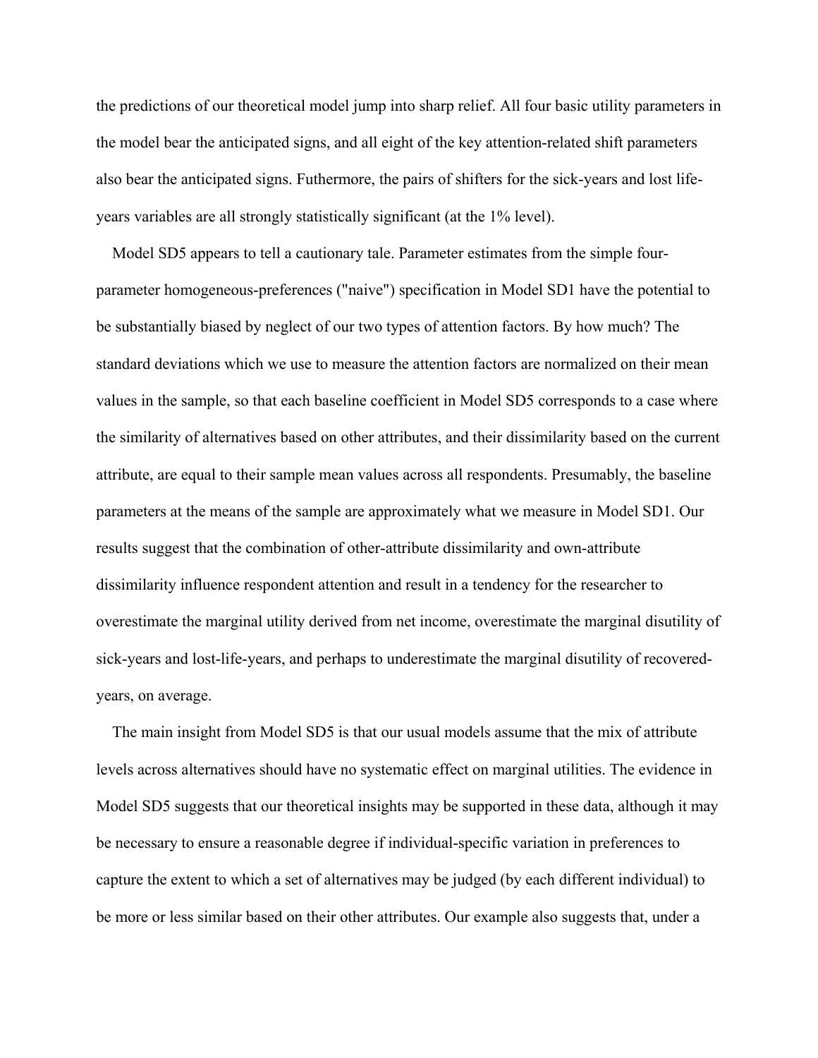the predictions of our theoretical model jump into sharp relief. All four basic utility parameters in the model bear the anticipated signs, and all eight of the key attention-related shift parameters also bear the anticipated signs. Futhermore, the pairs of shifters for the sick-years and lost life-years variables are all strongly statistically significant (at the 1% level).

Model SD5 appears to tell a cautionary tale. Parameter estimates from the simple four-parameter homogeneous-preferences ("naive") specification in Model SD1 have the potential to be substantially biased by neglect of our two types of attention factors. By how much? The standard deviations which we use to measure the attention factors are normalized on their mean values in the sample, so that each baseline coefficient in Model SD5 corresponds to a case where the similarity of alternatives based on other attributes, and their dissimilarity based on the current attribute, are equal to their sample mean values across all respondents. Presumably, the baseline parameters at the means of the sample are approximately what we measure in Model SD1. Our results suggest that the combination of other-attribute dissimilarity and own-attribute dissimilarity influence respondent attention and result in a tendency for the researcher to overestimate the marginal utility derived from net income, overestimate the marginal disutility of sick-years and lost-life-years, and perhaps to underestimate the marginal disutility of recovered-years, on average.

The main insight from Model SD5 is that our usual models assume that the mix of attribute levels across alternatives should have no systematic effect on marginal utilities. The evidence in Model SD5 suggests that our theoretical insights may be supported in these data, although it may be necessary to ensure a reasonable degree if individual-specific variation in preferences to capture the extent to which a set of alternatives may be judged (by each different individual) to be more or less similar based on their other attributes. Our example also suggests that, under a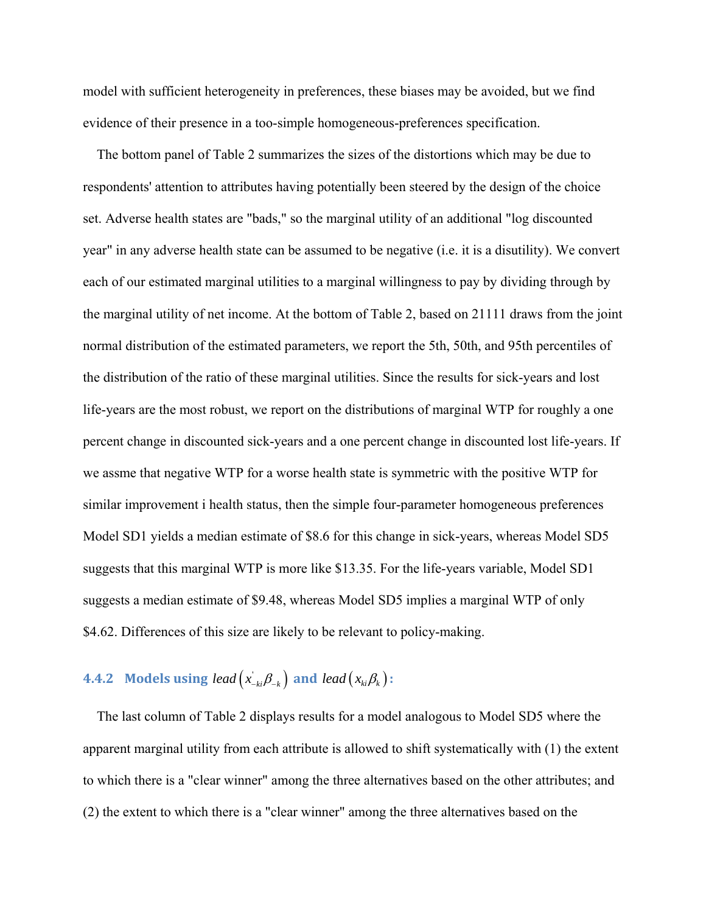model with sufficient heterogeneity in preferences, these biases may be avoided, but we find evidence of their presence in a too-simple homogeneous-preferences specification.

The bottom panel of Table 2 summarizes the sizes of the distortions which may be due to respondents' attention to attributes having potentially been steered by the design of the choice set. Adverse health states are "bads," so the marginal utility of an additional "log discounted year" in any adverse health state can be assumed to be negative (i.e. it is a disutility). We convert each of our estimated marginal utilities to a marginal willingness to pay by dividing through by the marginal utility of net income. At the bottom of Table 2, based on 21111 draws from the joint normal distribution of the estimated parameters, we report the 5th, 50th, and 95th percentiles of the distribution of the ratio of these marginal utilities. Since the results for sick-years and lost life-years are the most robust, we report on the distributions of marginal WTP for roughly a one percent change in discounted sick-years and a one percent change in discounted lost life-years. If we assme that negative WTP for a worse health state is symmetric with the positive WTP for similar improvement i health status, then the simple four-parameter homogeneous preferences Model SD1 yields a median estimate of $8.6 for this change in sick-years, whereas Model SD5 suggests that this marginal WTP is more like $13.35. For the life-years variable, Model SD1 suggests a median estimate of $9.48, whereas Model SD5 implies a marginal WTP of only $4.62. Differences of this size are likely to be relevant to policy-making.

### 4.4.2 Models using $lead\left(x'_{-ki}\beta_{-k}\right)$ and $lead\left(x_{ki}\beta_{k}\right)$:

The last column of Table 2 displays results for a model analogous to Model SD5 where the apparent marginal utility from each attribute is allowed to shift systematically with (1) the extent to which there is a "clear winner" among the three alternatives based on the other attributes; and (2) the extent to which there is a "clear winner" among the three alternatives based on the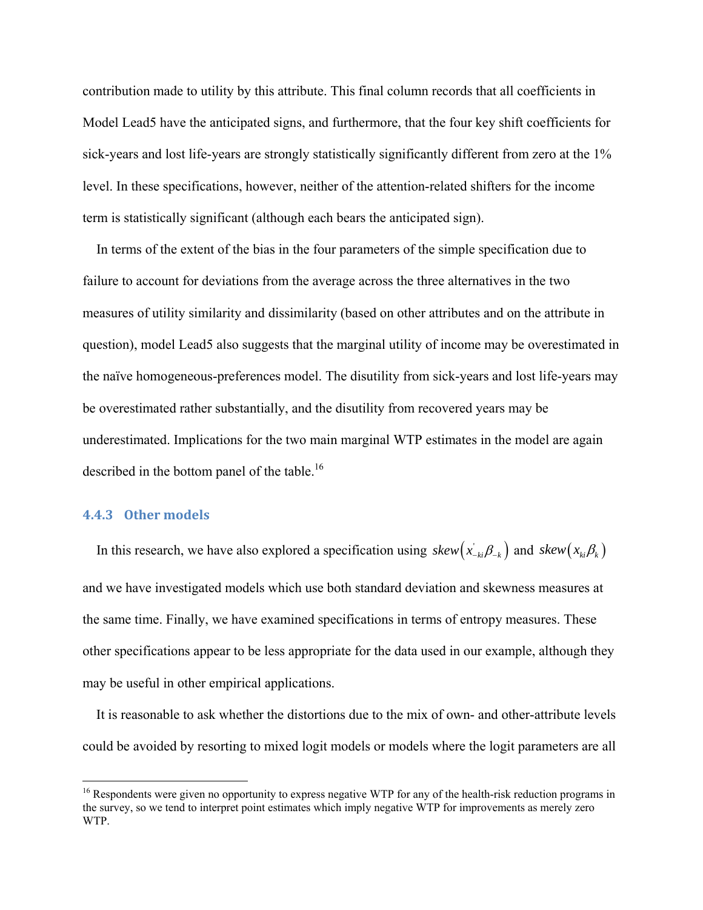contribution made to utility by this attribute. This final column records that all coefficients in Model Lead5 have the anticipated signs, and furthermore, that the four key shift coefficients for sick-years and lost life-years are strongly statistically significantly different from zero at the 1% level. In these specifications, however, neither of the attention-related shifters for the income term is statistically significant (although each bears the anticipated sign).

In terms of the extent of the bias in the four parameters of the simple specification due to failure to account for deviations from the average across the three alternatives in the two measures of utility similarity and dissimilarity (based on other attributes and on the attribute in question), model Lead5 also suggests that the marginal utility of income may be overestimated in the naïve homogeneous-preferences model. The disutility from sick-years and lost life-years may be overestimated rather substantially, and the disutility from recovered years may be underestimated. Implications for the two main marginal WTP estimates in the model are again described in the bottom panel of the table.[16]

### 4.4.3 Other models

In this research, we have also explored a specification using $skew\left(x_{-ki}^{'}\beta_{-k}\right)$ and $skew\left(x_{ki}\beta_{k}\right)$ and we have investigated models which use both standard deviation and skewness measures at the same time. Finally, we have examined specifications in terms of entropy measures. These other specifications appear to be less appropriate for the data used in our example, although they may be useful in other empirical applications.

It is reasonable to ask whether the distortions due to the mix of own- and other-attribute levels could be avoided by resorting to mixed logit models or models where the logit parameters are all

[16] Respondents were given no opportunity to express negative WTP for any of the health-risk reduction programs in the survey, so we tend to interpret point estimates which imply negative WTP for improvements as merely zero WTP.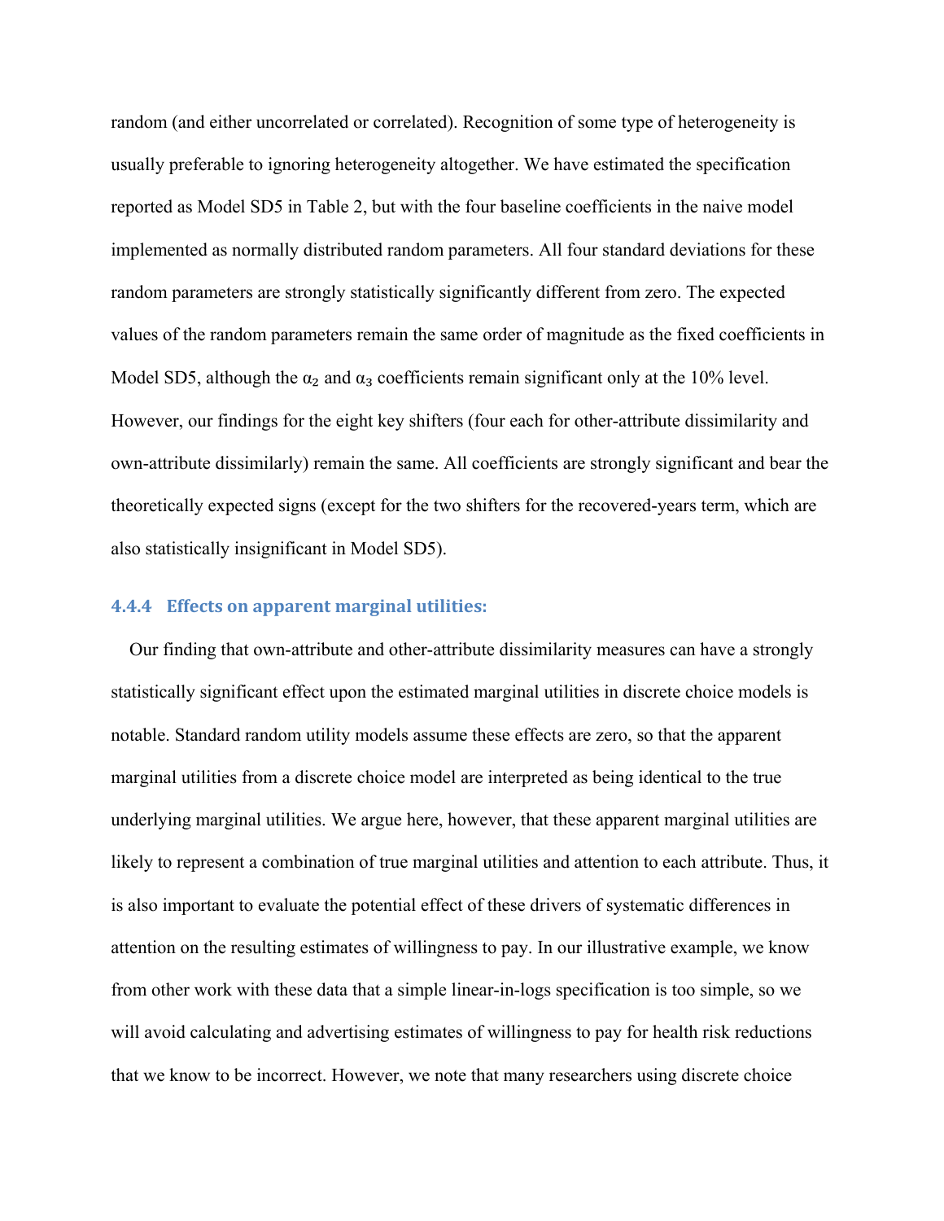random (and either uncorrelated or correlated). Recognition of some type of heterogeneity is usually preferable to ignoring heterogeneity altogether. We have estimated the specification reported as Model SD5 in Table 2, but with the four baseline coefficients in the naive model implemented as normally distributed random parameters. All four standard deviations for these random parameters are strongly statistically significantly different from zero. The expected values of the random parameters remain the same order of magnitude as the fixed coefficients in Model SD5, although the $\alpha_2$ and $\alpha_3$ coefficients remain significant only at the 10% level. However, our findings for the eight key shifters (four each for other-attribute dissimilarity and own-attribute dissimilarly) remain the same. All coefficients are strongly significant and bear the theoretically expected signs (except for the two shifters for the recovered-years term, which are also statistically insignificant in Model SD5).

#### 4.4.4 Effects on apparent marginal utilities:

Our finding that own-attribute and other-attribute dissimilarity measures can have a strongly statistically significant effect upon the estimated marginal utilities in discrete choice models is notable. Standard random utility models assume these effects are zero, so that the apparent marginal utilities from a discrete choice model are interpreted as being identical to the true underlying marginal utilities. We argue here, however, that these apparent marginal utilities are likely to represent a combination of true marginal utilities and attention to each attribute. Thus, it is also important to evaluate the potential effect of these drivers of systematic differences in attention on the resulting estimates of willingness to pay. In our illustrative example, we know from other work with these data that a simple linear-in-logs specification is too simple, so we will avoid calculating and advertising estimates of willingness to pay for health risk reductions that we know to be incorrect. However, we note that many researchers using discrete choice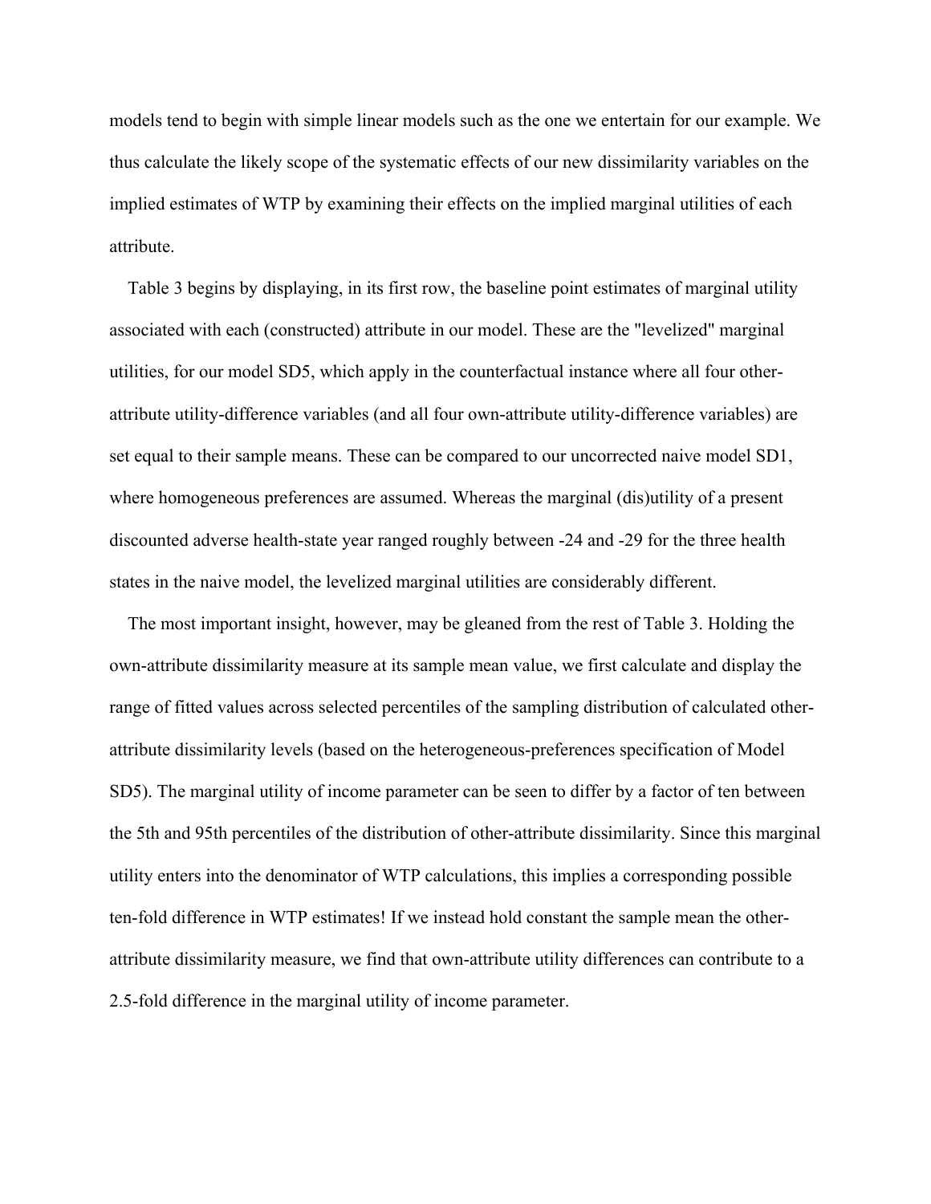models tend to begin with simple linear models such as the one we entertain for our example. We thus calculate the likely scope of the systematic effects of our new dissimilarity variables on the implied estimates of WTP by examining their effects on the implied marginal utilities of each attribute.

Table 3 begins by displaying, in its first row, the baseline point estimates of marginal utility associated with each (constructed) attribute in our model. These are the "levelized" marginal utilities, for our model SD5, which apply in the counterfactual instance where all four other-attribute utility-difference variables (and all four own-attribute utility-difference variables) are set equal to their sample means. These can be compared to our uncorrected naive model SD1, where homogeneous preferences are assumed. Whereas the marginal (dis)utility of a present discounted adverse health-state year ranged roughly between -24 and -29 for the three health states in the naive model, the levelized marginal utilities are considerably different.

The most important insight, however, may be gleaned from the rest of Table 3. Holding the own-attribute dissimilarity measure at its sample mean value, we first calculate and display the range of fitted values across selected percentiles of the sampling distribution of calculated other-attribute dissimilarity levels (based on the heterogeneous-preferences specification of Model SD5). The marginal utility of income parameter can be seen to differ by a factor of ten between the 5th and 95th percentiles of the distribution of other-attribute dissimilarity. Since this marginal utility enters into the denominator of WTP calculations, this implies a corresponding possible ten-fold difference in WTP estimates! If we instead hold constant the sample mean the other-attribute dissimilarity measure, we find that own-attribute utility differences can contribute to a 2.5-fold difference in the marginal utility of income parameter.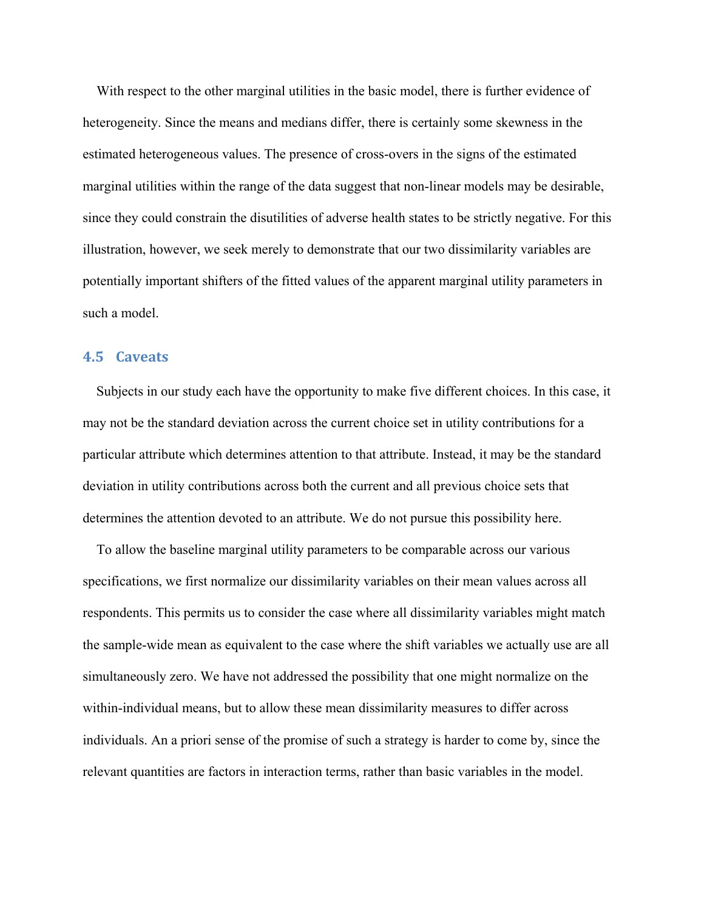With respect to the other marginal utilities in the basic model, there is further evidence of heterogeneity. Since the means and medians differ, there is certainly some skewness in the estimated heterogeneous values. The presence of cross-overs in the signs of the estimated marginal utilities within the range of the data suggest that non-linear models may be desirable, since they could constrain the disutilities of adverse health states to be strictly negative. For this illustration, however, we seek merely to demonstrate that our two dissimilarity variables are potentially important shifters of the fitted values of the apparent marginal utility parameters in such a model.

### 4.5 Caveats

Subjects in our study each have the opportunity to make five different choices. In this case, it may not be the standard deviation across the current choice set in utility contributions for a particular attribute which determines attention to that attribute. Instead, it may be the standard deviation in utility contributions across both the current and all previous choice sets that determines the attention devoted to an attribute. We do not pursue this possibility here.

To allow the baseline marginal utility parameters to be comparable across our various specifications, we first normalize our dissimilarity variables on their mean values across all respondents. This permits us to consider the case where all dissimilarity variables might match the sample-wide mean as equivalent to the case where the shift variables we actually use are all simultaneously zero. We have not addressed the possibility that one might normalize on the within-individual means, but to allow these mean dissimilarity measures to differ across individuals. An a priori sense of the promise of such a strategy is harder to come by, since the relevant quantities are factors in interaction terms, rather than basic variables in the model.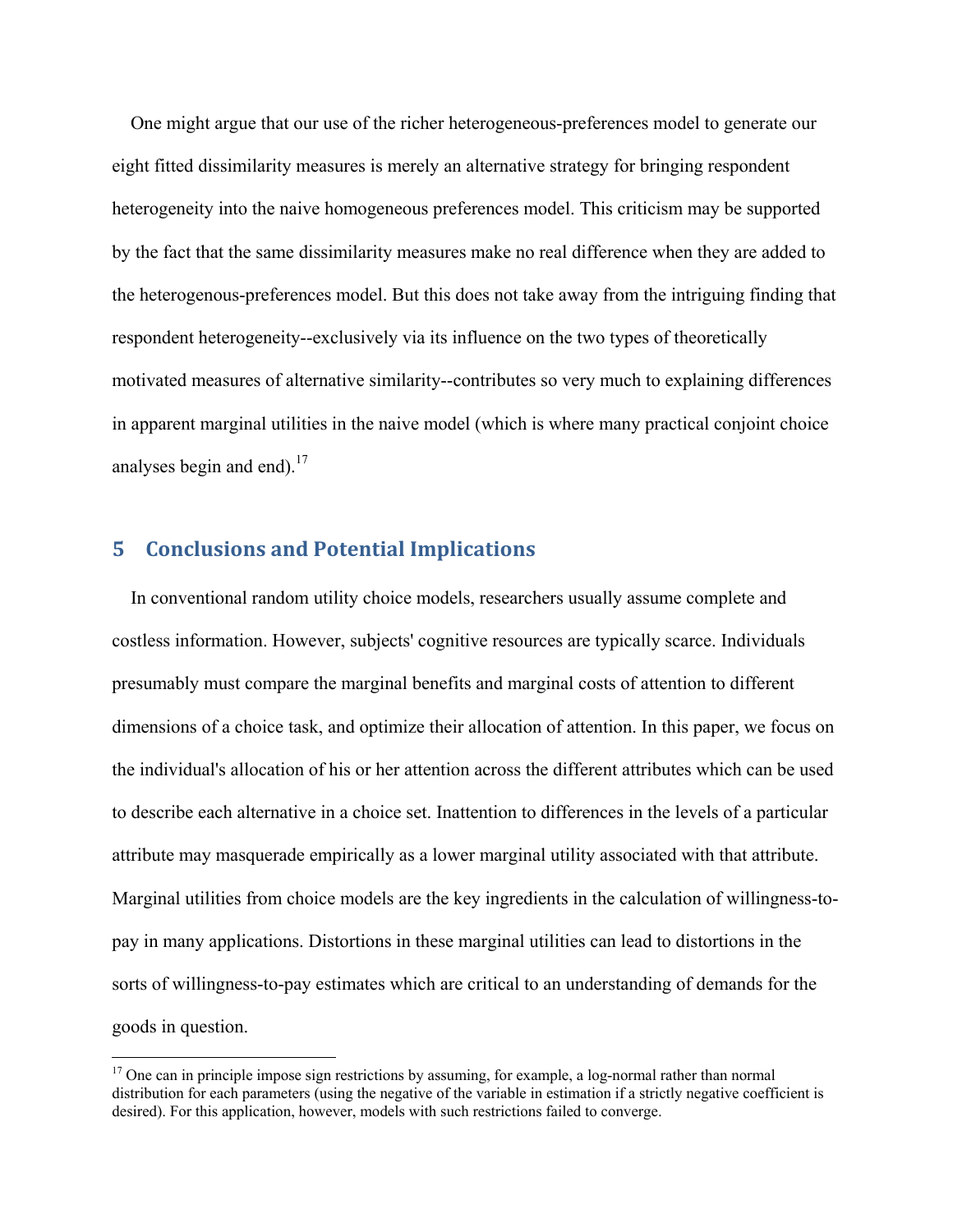One might argue that our use of the richer heterogeneous-preferences model to generate our eight fitted dissimilarity measures is merely an alternative strategy for bringing respondent heterogeneity into the naive homogeneous preferences model. This criticism may be supported by the fact that the same dissimilarity measures make no real difference when they are added to the heterogenous-preferences model. But this does not take away from the intriguing finding that respondent heterogeneity--exclusively via its influence on the two types of theoretically motivated measures of alternative similarity--contributes so very much to explaining differences in apparent marginal utilities in the naive model (which is where many practical conjoint choice analyses begin and end).[17]

## 5 Conclusions and Potential Implications

In conventional random utility choice models, researchers usually assume complete and costless information. However, subjects' cognitive resources are typically scarce. Individuals presumably must compare the marginal benefits and marginal costs of attention to different dimensions of a choice task, and optimize their allocation of attention. In this paper, we focus on the individual's allocation of his or her attention across the different attributes which can be used to describe each alternative in a choice set. Inattention to differences in the levels of a particular attribute may masquerade empirically as a lower marginal utility associated with that attribute. Marginal utilities from choice models are the key ingredients in the calculation of willingness-to-pay in many applications. Distortions in these marginal utilities can lead to distortions in the sorts of willingness-to-pay estimates which are critical to an understanding of demands for the goods in question.

[17] One can in principle impose sign restrictions by assuming, for example, a log-normal rather than normal distribution for each parameters (using the negative of the variable in estimation if a strictly negative coefficient is desired). For this application, however, models with such restrictions failed to converge.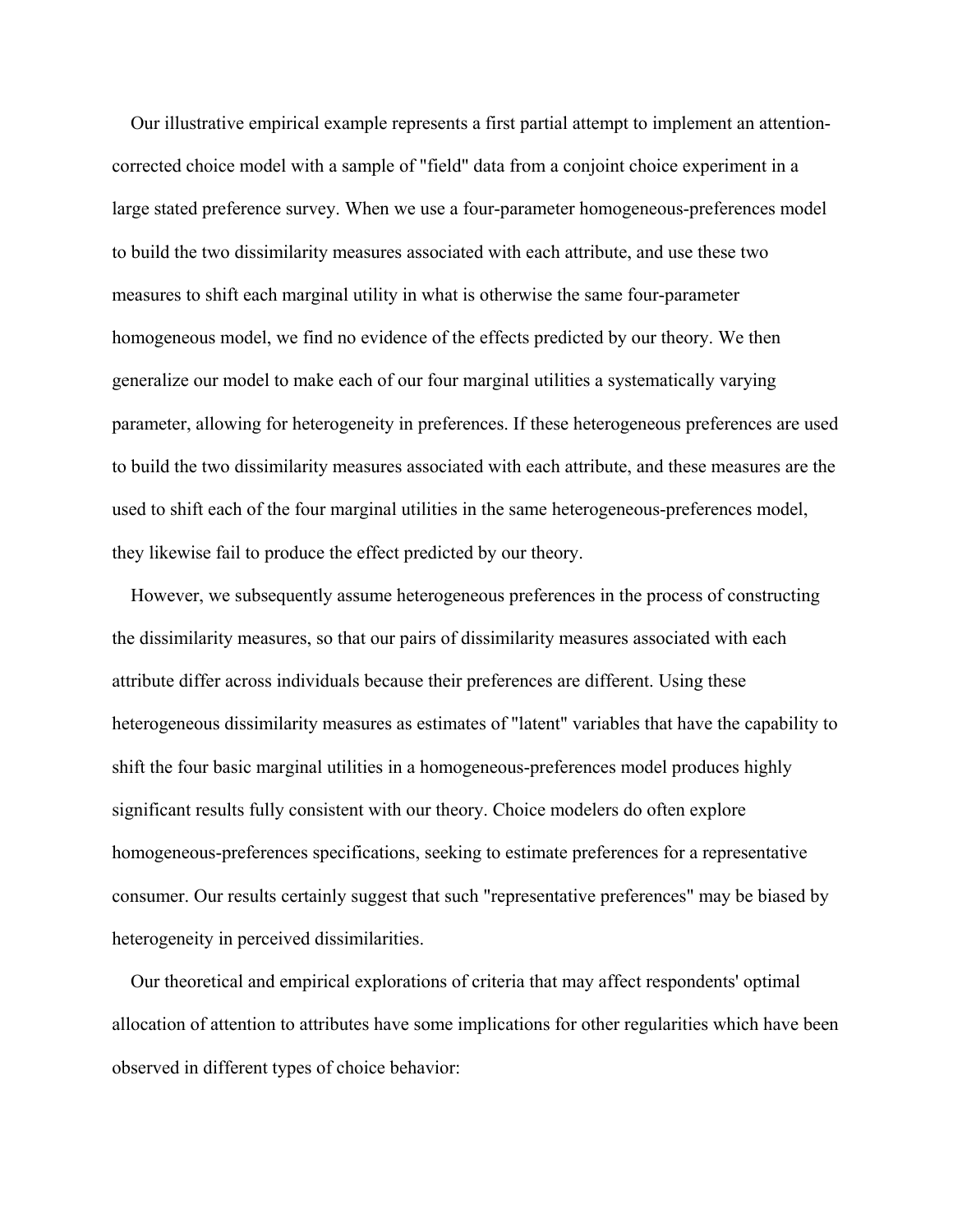Our illustrative empirical example represents a first partial attempt to implement an attention-corrected choice model with a sample of "field" data from a conjoint choice experiment in a large stated preference survey. When we use a four-parameter homogeneous-preferences model to build the two dissimilarity measures associated with each attribute, and use these two measures to shift each marginal utility in what is otherwise the same four-parameter homogeneous model, we find no evidence of the effects predicted by our theory. We then generalize our model to make each of our four marginal utilities a systematically varying parameter, allowing for heterogeneity in preferences. If these heterogeneous preferences are used to build the two dissimilarity measures associated with each attribute, and these measures are the used to shift each of the four marginal utilities in the same heterogeneous-preferences model, they likewise fail to produce the effect predicted by our theory.

However, we subsequently assume heterogeneous preferences in the process of constructing the dissimilarity measures, so that our pairs of dissimilarity measures associated with each attribute differ across individuals because their preferences are different. Using these heterogeneous dissimilarity measures as estimates of "latent" variables that have the capability to shift the four basic marginal utilities in a homogeneous-preferences model produces highly significant results fully consistent with our theory. Choice modelers do often explore homogeneous-preferences specifications, seeking to estimate preferences for a representative consumer. Our results certainly suggest that such "representative preferences" may be biased by heterogeneity in perceived dissimilarities.

Our theoretical and empirical explorations of criteria that may affect respondents' optimal allocation of attention to attributes have some implications for other regularities which have been observed in different types of choice behavior: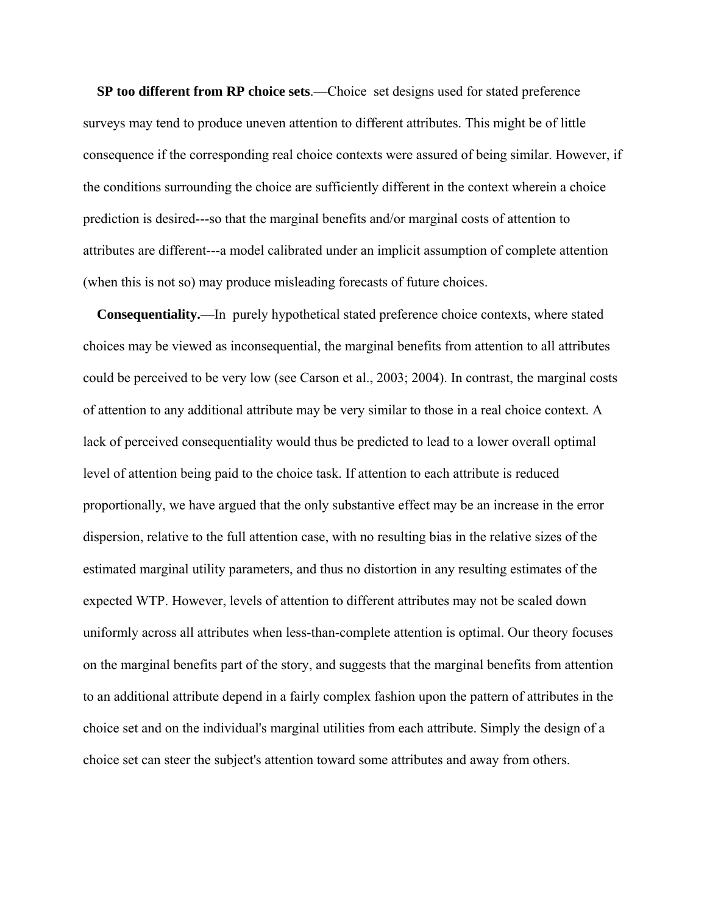**SP too different from RP choice sets**.—Choice set designs used for stated preference surveys may tend to produce uneven attention to different attributes. This might be of little consequence if the corresponding real choice contexts were assured of being similar. However, if the conditions surrounding the choice are sufficiently different in the context wherein a choice prediction is desired---so that the marginal benefits and/or marginal costs of attention to attributes are different---a model calibrated under an implicit assumption of complete attention (when this is not so) may produce misleading forecasts of future choices.

**Consequentiality.**—In purely hypothetical stated preference choice contexts, where stated choices may be viewed as inconsequential, the marginal benefits from attention to all attributes could be perceived to be very low (see Carson et al., 2003; 2004). In contrast, the marginal costs of attention to any additional attribute may be very similar to those in a real choice context. A lack of perceived consequentiality would thus be predicted to lead to a lower overall optimal level of attention being paid to the choice task. If attention to each attribute is reduced proportionally, we have argued that the only substantive effect may be an increase in the error dispersion, relative to the full attention case, with no resulting bias in the relative sizes of the estimated marginal utility parameters, and thus no distortion in any resulting estimates of the expected WTP. However, levels of attention to different attributes may not be scaled down uniformly across all attributes when less-than-complete attention is optimal. Our theory focuses on the marginal benefits part of the story, and suggests that the marginal benefits from attention to an additional attribute depend in a fairly complex fashion upon the pattern of attributes in the choice set and on the individual's marginal utilities from each attribute. Simply the design of a choice set can steer the subject's attention toward some attributes and away from others.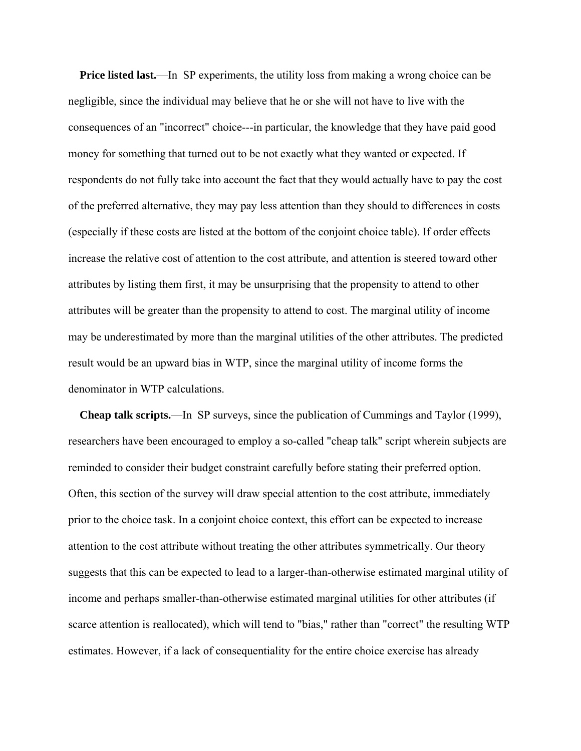**Price listed last.**—In SP experiments, the utility loss from making a wrong choice can be negligible, since the individual may believe that he or she will not have to live with the consequences of an "incorrect" choice---in particular, the knowledge that they have paid good money for something that turned out to be not exactly what they wanted or expected. If respondents do not fully take into account the fact that they would actually have to pay the cost of the preferred alternative, they may pay less attention than they should to differences in costs (especially if these costs are listed at the bottom of the conjoint choice table). If order effects increase the relative cost of attention to the cost attribute, and attention is steered toward other attributes by listing them first, it may be unsurprising that the propensity to attend to other attributes will be greater than the propensity to attend to cost. The marginal utility of income may be underestimated by more than the marginal utilities of the other attributes. The predicted result would be an upward bias in WTP, since the marginal utility of income forms the denominator in WTP calculations.

**Cheap talk scripts.**—In SP surveys, since the publication of Cummings and Taylor (1999), researchers have been encouraged to employ a so-called "cheap talk" script wherein subjects are reminded to consider their budget constraint carefully before stating their preferred option. Often, this section of the survey will draw special attention to the cost attribute, immediately prior to the choice task. In a conjoint choice context, this effort can be expected to increase attention to the cost attribute without treating the other attributes symmetrically. Our theory suggests that this can be expected to lead to a larger-than-otherwise estimated marginal utility of income and perhaps smaller-than-otherwise estimated marginal utilities for other attributes (if scarce attention is reallocated), which will tend to "bias," rather than "correct" the resulting WTP estimates. However, if a lack of consequentiality for the entire choice exercise has already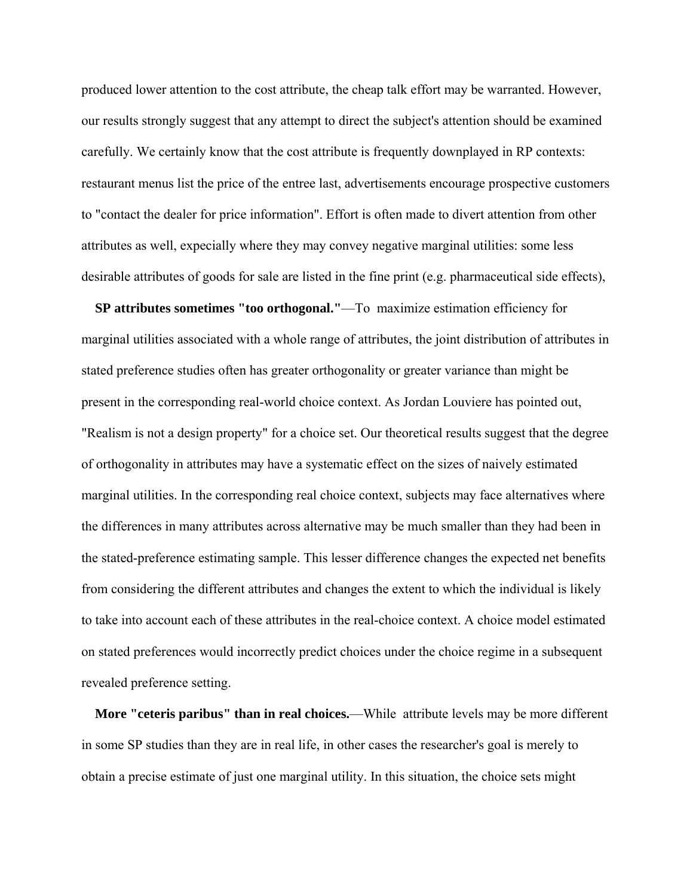produced lower attention to the cost attribute, the cheap talk effort may be warranted. However, our results strongly suggest that any attempt to direct the subject's attention should be examined carefully. We certainly know that the cost attribute is frequently downplayed in RP contexts: restaurant menus list the price of the entree last, advertisements encourage prospective customers to "contact the dealer for price information". Effort is often made to divert attention from other attributes as well, expecially where they may convey negative marginal utilities: some less desirable attributes of goods for sale are listed in the fine print (e.g. pharmaceutical side effects),

**SP attributes sometimes "too orthogonal."**—To maximize estimation efficiency for marginal utilities associated with a whole range of attributes, the joint distribution of attributes in stated preference studies often has greater orthogonality or greater variance than might be present in the corresponding real-world choice context. As Jordan Louviere has pointed out, "Realism is not a design property" for a choice set. Our theoretical results suggest that the degree of orthogonality in attributes may have a systematic effect on the sizes of naively estimated marginal utilities. In the corresponding real choice context, subjects may face alternatives where the differences in many attributes across alternative may be much smaller than they had been in the stated-preference estimating sample. This lesser difference changes the expected net benefits from considering the different attributes and changes the extent to which the individual is likely to take into account each of these attributes in the real-choice context. A choice model estimated on stated preferences would incorrectly predict choices under the choice regime in a subsequent revealed preference setting.

**More "ceteris paribus" than in real choices.**—While attribute levels may be more different in some SP studies than they are in real life, in other cases the researcher's goal is merely to obtain a precise estimate of just one marginal utility. In this situation, the choice sets might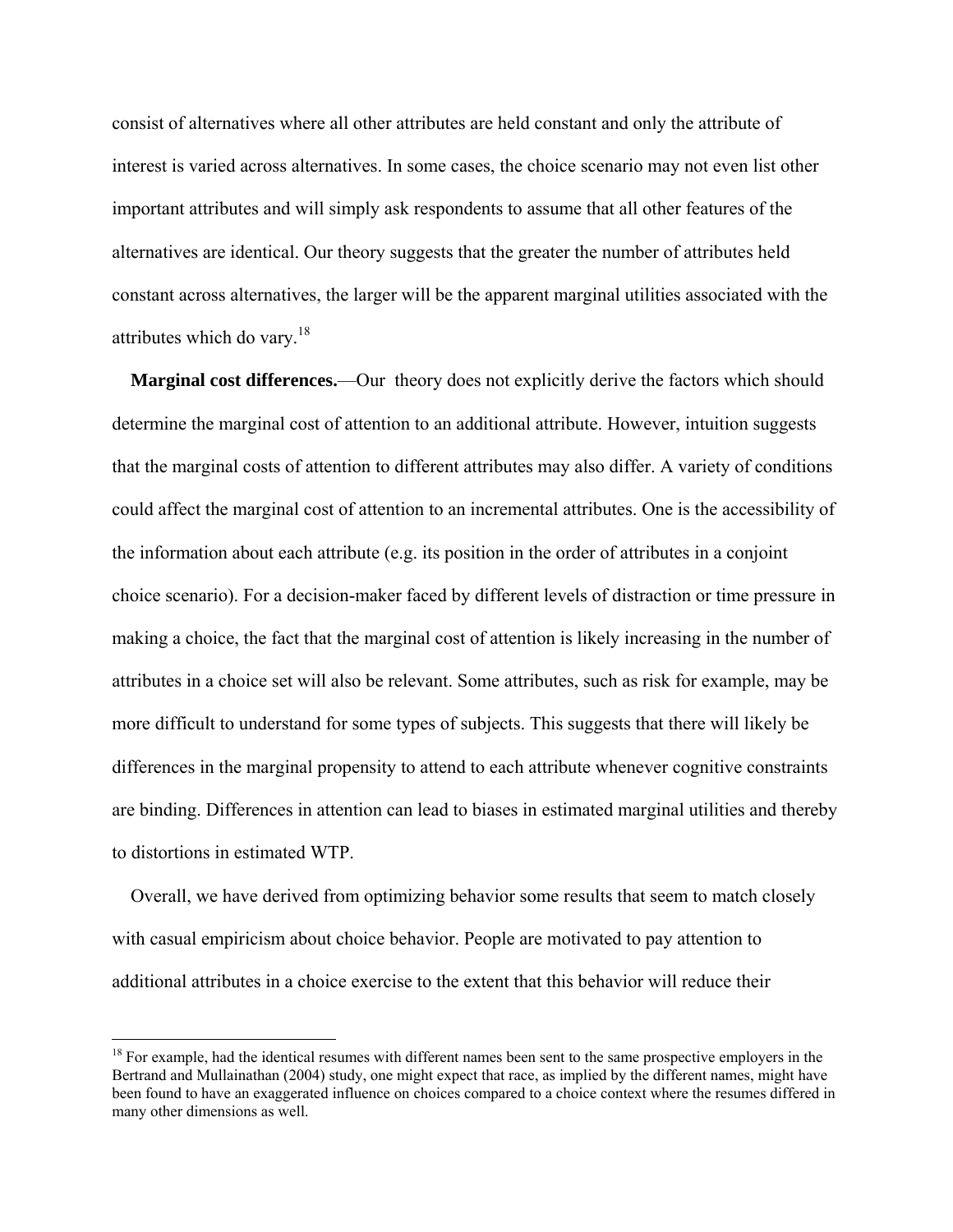consist of alternatives where all other attributes are held constant and only the attribute of interest is varied across alternatives. In some cases, the choice scenario may not even list other important attributes and will simply ask respondents to assume that all other features of the alternatives are identical. Our theory suggests that the greater the number of attributes held constant across alternatives, the larger will be the apparent marginal utilities associated with the attributes which do vary.[18]

**Marginal cost differences.**—Our theory does not explicitly derive the factors which should determine the marginal cost of attention to an additional attribute. However, intuition suggests that the marginal costs of attention to different attributes may also differ. A variety of conditions could affect the marginal cost of attention to an incremental attributes. One is the accessibility of the information about each attribute (e.g. its position in the order of attributes in a conjoint choice scenario). For a decision-maker faced by different levels of distraction or time pressure in making a choice, the fact that the marginal cost of attention is likely increasing in the number of attributes in a choice set will also be relevant. Some attributes, such as risk for example, may be more difficult to understand for some types of subjects. This suggests that there will likely be differences in the marginal propensity to attend to each attribute whenever cognitive constraints are binding. Differences in attention can lead to biases in estimated marginal utilities and thereby to distortions in estimated WTP.

Overall, we have derived from optimizing behavior some results that seem to match closely with casual empiricism about choice behavior. People are motivated to pay attention to additional attributes in a choice exercise to the extent that this behavior will reduce their

[18] For example, had the identical resumes with different names been sent to the same prospective employers in the Bertrand and Mullainathan (2004) study, one might expect that race, as implied by the different names, might have been found to have an exaggerated influence on choices compared to a choice context where the resumes differed in many other dimensions as well.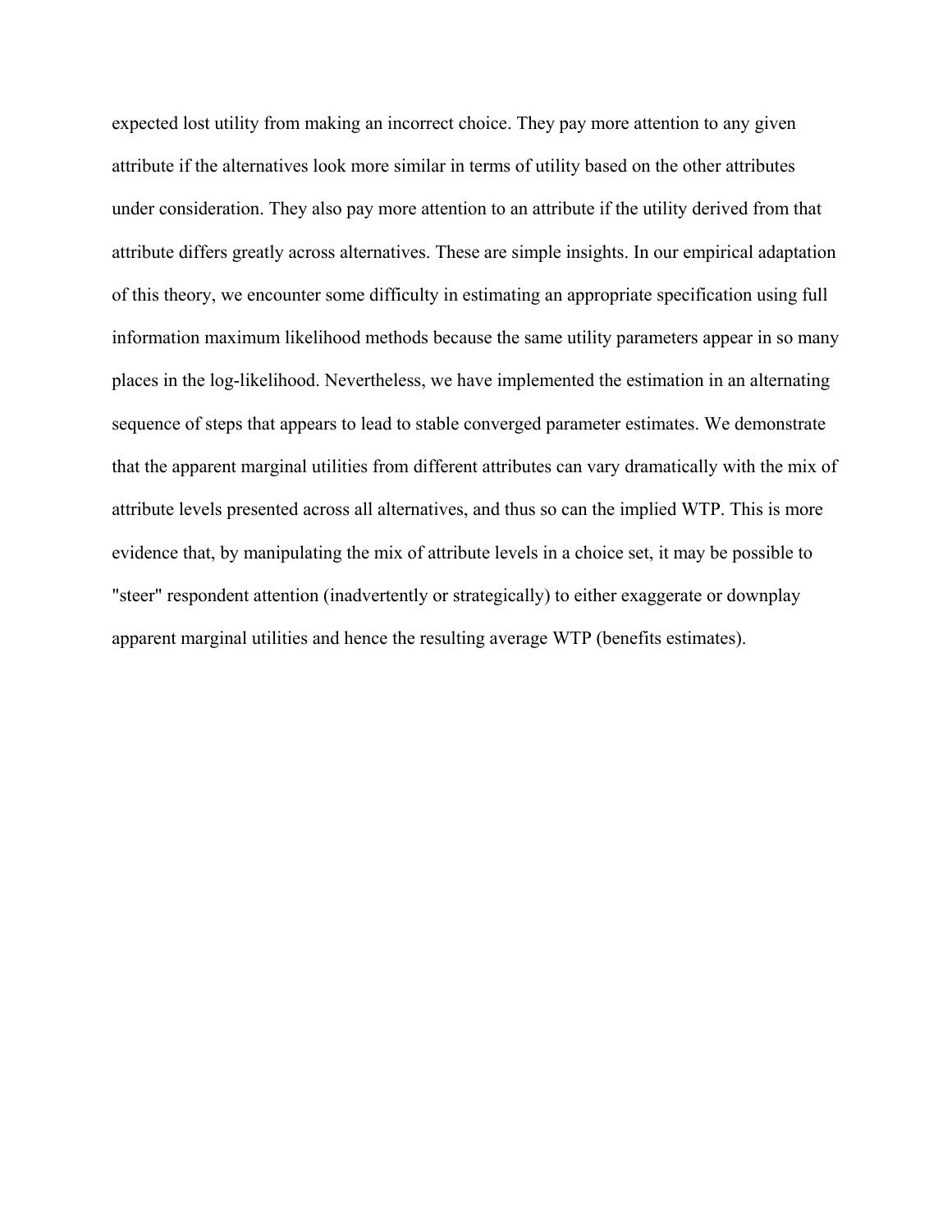expected lost utility from making an incorrect choice. They pay more attention to any given attribute if the alternatives look more similar in terms of utility based on the other attributes under consideration. They also pay more attention to an attribute if the utility derived from that attribute differs greatly across alternatives. These are simple insights. In our empirical adaptation of this theory, we encounter some difficulty in estimating an appropriate specification using full information maximum likelihood methods because the same utility parameters appear in so many places in the log-likelihood. Nevertheless, we have implemented the estimation in an alternating sequence of steps that appears to lead to stable converged parameter estimates. We demonstrate that the apparent marginal utilities from different attributes can vary dramatically with the mix of attribute levels presented across all alternatives, and thus so can the implied WTP. This is more evidence that, by manipulating the mix of attribute levels in a choice set, it may be possible to "steer" respondent attention (inadvertently or strategically) to either exaggerate or downplay apparent marginal utilities and hence the resulting average WTP (benefits estimates).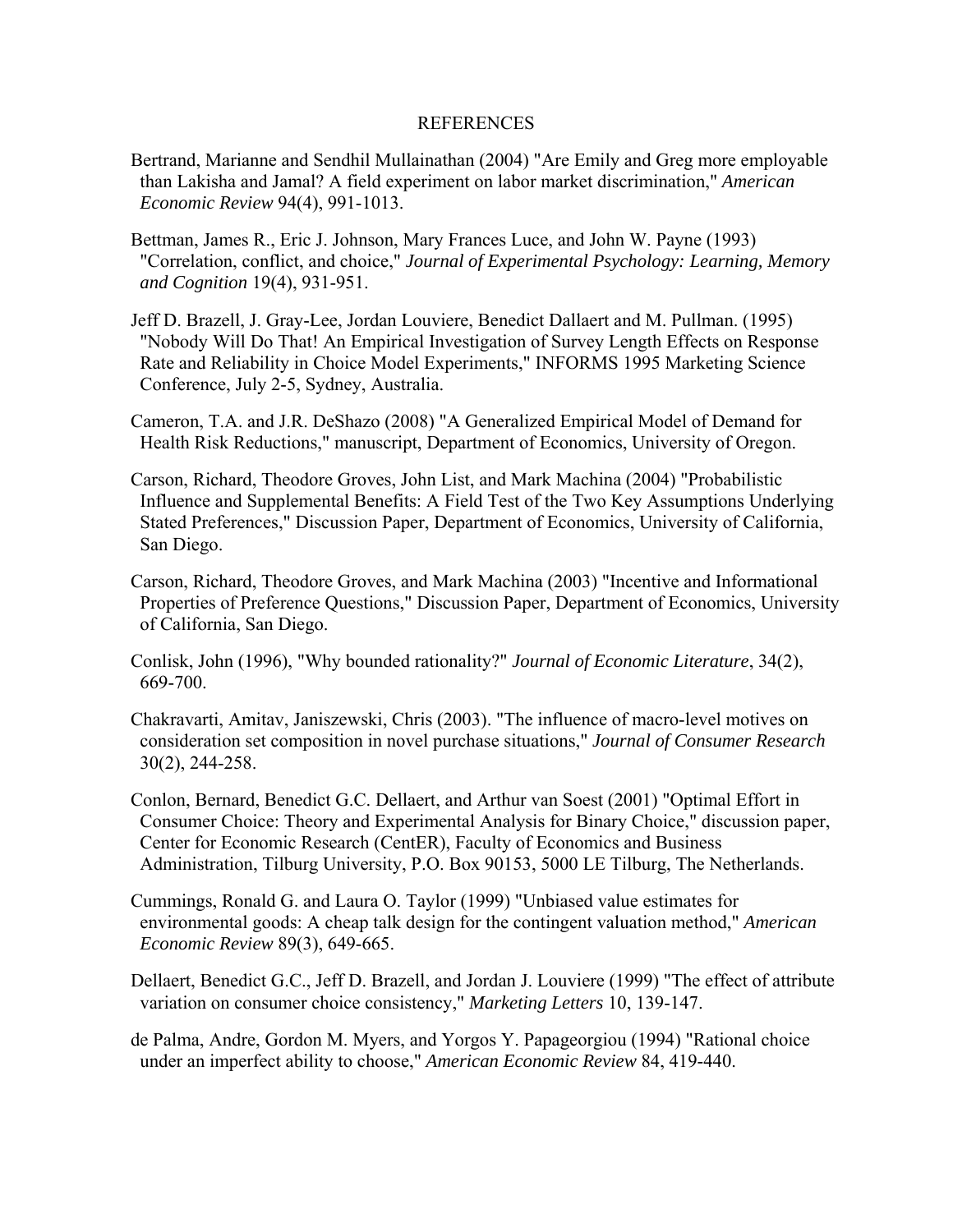## REFERENCES

Bertrand, Marianne and Sendhil Mullainathan (2004) "Are Emily and Greg more employable than Lakisha and Jamal? A field experiment on labor market discrimination," *American Economic Review* 94(4), 991-1013.

Bettman, James R., Eric J. Johnson, Mary Frances Luce, and John W. Payne (1993) "Correlation, conflict, and choice," *Journal of Experimental Psychology: Learning, Memory and Cognition* 19(4), 931-951.

Jeff D. Brazell, J. Gray-Lee, Jordan Louviere, Benedict Dallaert and M. Pullman. (1995) "Nobody Will Do That! An Empirical Investigation of Survey Length Effects on Response Rate and Reliability in Choice Model Experiments," INFORMS 1995 Marketing Science Conference, July 2-5, Sydney, Australia.

Cameron, T.A. and J.R. DeShazo (2008) "A Generalized Empirical Model of Demand for Health Risk Reductions," manuscript, Department of Economics, University of Oregon.

Carson, Richard, Theodore Groves, John List, and Mark Machina (2004) "Probabilistic Influence and Supplemental Benefits: A Field Test of the Two Key Assumptions Underlying Stated Preferences," Discussion Paper, Department of Economics, University of California, San Diego.

Carson, Richard, Theodore Groves, and Mark Machina (2003) "Incentive and Informational Properties of Preference Questions," Discussion Paper, Department of Economics, University of California, San Diego.

Conlisk, John (1996), "Why bounded rationality?" *Journal of Economic Literature*, 34(2), 669-700.

Chakravarti, Amitav, Janiszewski, Chris (2003). "The influence of macro-level motives on consideration set composition in novel purchase situations," *Journal of Consumer Research* 30(2), 244-258.

Conlon, Bernard, Benedict G.C. Dellaert, and Arthur van Soest (2001) "Optimal Effort in Consumer Choice: Theory and Experimental Analysis for Binary Choice," discussion paper, Center for Economic Research (CentER), Faculty of Economics and Business Administration, Tilburg University, P.O. Box 90153, 5000 LE Tilburg, The Netherlands.

Cummings, Ronald G. and Laura O. Taylor (1999) "Unbiased value estimates for environmental goods: A cheap talk design for the contingent valuation method," *American Economic Review* 89(3), 649-665.

Dellaert, Benedict G.C., Jeff D. Brazell, and Jordan J. Louviere (1999) "The effect of attribute variation on consumer choice consistency," *Marketing Letters* 10, 139-147.

de Palma, Andre, Gordon M. Myers, and Yorgos Y. Papageorgiou (1994) "Rational choice under an imperfect ability to choose," *American Economic Review* 84, 419-440.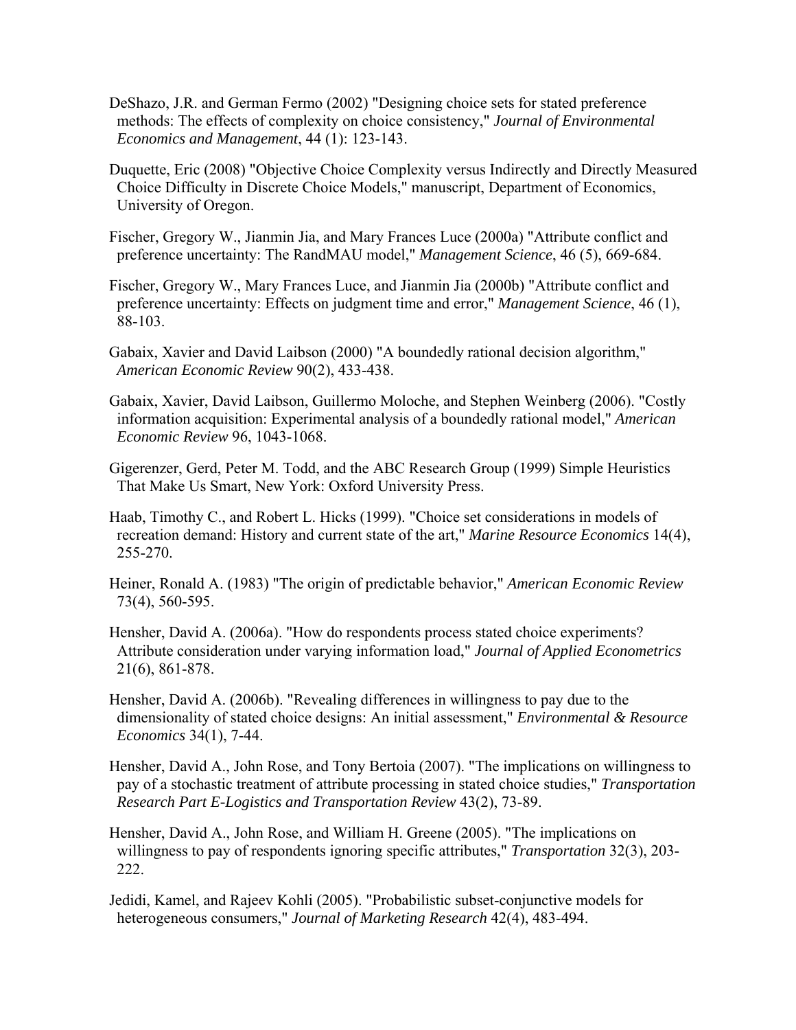DeShazo, J.R. and German Fermo (2002) "Designing choice sets for stated preference methods: The effects of complexity on choice consistency," *Journal of Environmental Economics and Management*, 44 (1): 123-143.

Duquette, Eric (2008) "Objective Choice Complexity versus Indirectly and Directly Measured Choice Difficulty in Discrete Choice Models," manuscript, Department of Economics, University of Oregon.

Fischer, Gregory W., Jianmin Jia, and Mary Frances Luce (2000a) "Attribute conflict and preference uncertainty: The RandMAU model," *Management Science*, 46 (5), 669-684.

Fischer, Gregory W., Mary Frances Luce, and Jianmin Jia (2000b) "Attribute conflict and preference uncertainty: Effects on judgment time and error," *Management Science*, 46 (1), 88-103.

Gabaix, Xavier and David Laibson (2000) "A boundedly rational decision algorithm," *American Economic Review* 90(2), 433-438.

Gabaix, Xavier, David Laibson, Guillermo Moloche, and Stephen Weinberg (2006). "Costly information acquisition: Experimental analysis of a boundedly rational model," *American Economic Review* 96, 1043-1068.

Gigerenzer, Gerd, Peter M. Todd, and the ABC Research Group (1999) Simple Heuristics That Make Us Smart, New York: Oxford University Press.

Haab, Timothy C., and Robert L. Hicks (1999). "Choice set considerations in models of recreation demand: History and current state of the art," *Marine Resource Economics* 14(4), 255-270.

Heiner, Ronald A. (1983) "The origin of predictable behavior," *American Economic Review* 73(4), 560-595.

Hensher, David A. (2006a). "How do respondents process stated choice experiments? Attribute consideration under varying information load," *Journal of Applied Econometrics* 21(6), 861-878.

Hensher, David A. (2006b). "Revealing differences in willingness to pay due to the dimensionality of stated choice designs: An initial assessment," *Environmental & Resource Economics* 34(1), 7-44.

Hensher, David A., John Rose, and Tony Bertoia (2007). "The implications on willingness to pay of a stochastic treatment of attribute processing in stated choice studies," *Transportation Research Part E-Logistics and Transportation Review* 43(2), 73-89.

Hensher, David A., John Rose, and William H. Greene (2005). "The implications on willingness to pay of respondents ignoring specific attributes," *Transportation* 32(3), 203-222.

Jedidi, Kamel, and Rajeev Kohli (2005). "Probabilistic subset-conjunctive models for heterogeneous consumers," *Journal of Marketing Research* 42(4), 483-494.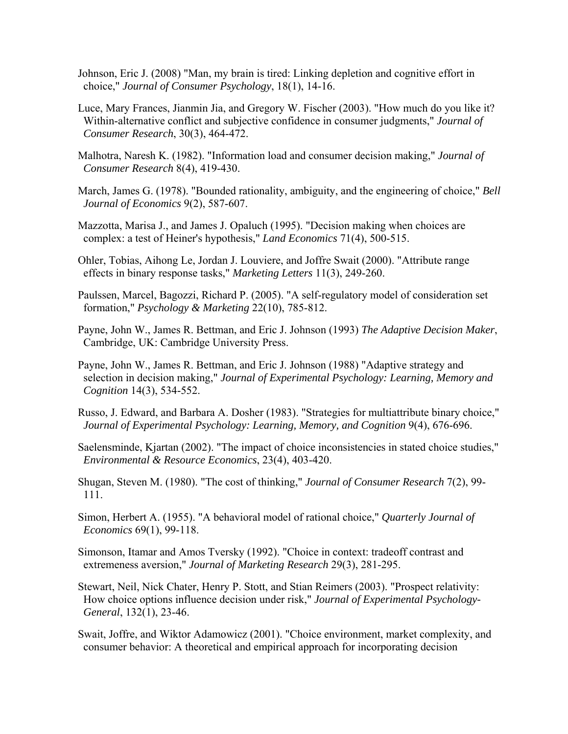Johnson, Eric J. (2008) "Man, my brain is tired: Linking depletion and cognitive effort in choice," *Journal of Consumer Psychology*, 18(1), 14-16.

Luce, Mary Frances, Jianmin Jia, and Gregory W. Fischer (2003). "How much do you like it? Within-alternative conflict and subjective confidence in consumer judgments," *Journal of Consumer Research*, 30(3), 464-472.

Malhotra, Naresh K. (1982). "Information load and consumer decision making," *Journal of Consumer Research* 8(4), 419-430.

March, James G. (1978). "Bounded rationality, ambiguity, and the engineering of choice," *Bell Journal of Economics* 9(2), 587-607.

Mazzotta, Marisa J., and James J. Opaluch (1995). "Decision making when choices are complex: a test of Heiner's hypothesis," *Land Economics* 71(4), 500-515.

Ohler, Tobias, Aihong Le, Jordan J. Louviere, and Joffre Swait (2000). "Attribute range effects in binary response tasks," *Marketing Letters* 11(3), 249-260.

Paulssen, Marcel, Bagozzi, Richard P. (2005). "A self-regulatory model of consideration set formation," *Psychology & Marketing* 22(10), 785-812.

Payne, John W., James R. Bettman, and Eric J. Johnson (1993) *The Adaptive Decision Maker*, Cambridge, UK: Cambridge University Press.

Payne, John W., James R. Bettman, and Eric J. Johnson (1988) "Adaptive strategy and selection in decision making," *Journal of Experimental Psychology: Learning, Memory and Cognition* 14(3), 534-552.

Russo, J. Edward, and Barbara A. Dosher (1983). "Strategies for multiattribute binary choice," *Journal of Experimental Psychology: Learning, Memory, and Cognition* 9(4), 676-696.

Saelensminde, Kjartan (2002). "The impact of choice inconsistencies in stated choice studies," *Environmental & Resource Economics*, 23(4), 403-420.

Shugan, Steven M. (1980). "The cost of thinking," *Journal of Consumer Research* 7(2), 99-111.

Simon, Herbert A. (1955). "A behavioral model of rational choice," *Quarterly Journal of Economics* 69(1), 99-118.

Simonson, Itamar and Amos Tversky (1992). "Choice in context: tradeoff contrast and extremeness aversion," *Journal of Marketing Research* 29(3), 281-295.

Stewart, Neil, Nick Chater, Henry P. Stott, and Stian Reimers (2003). "Prospect relativity: How choice options influence decision under risk," *Journal of Experimental Psychology-General*, 132(1), 23-46.

Swait, Joffre, and Wiktor Adamowicz (2001). "Choice environment, market complexity, and consumer behavior: A theoretical and empirical approach for incorporating decision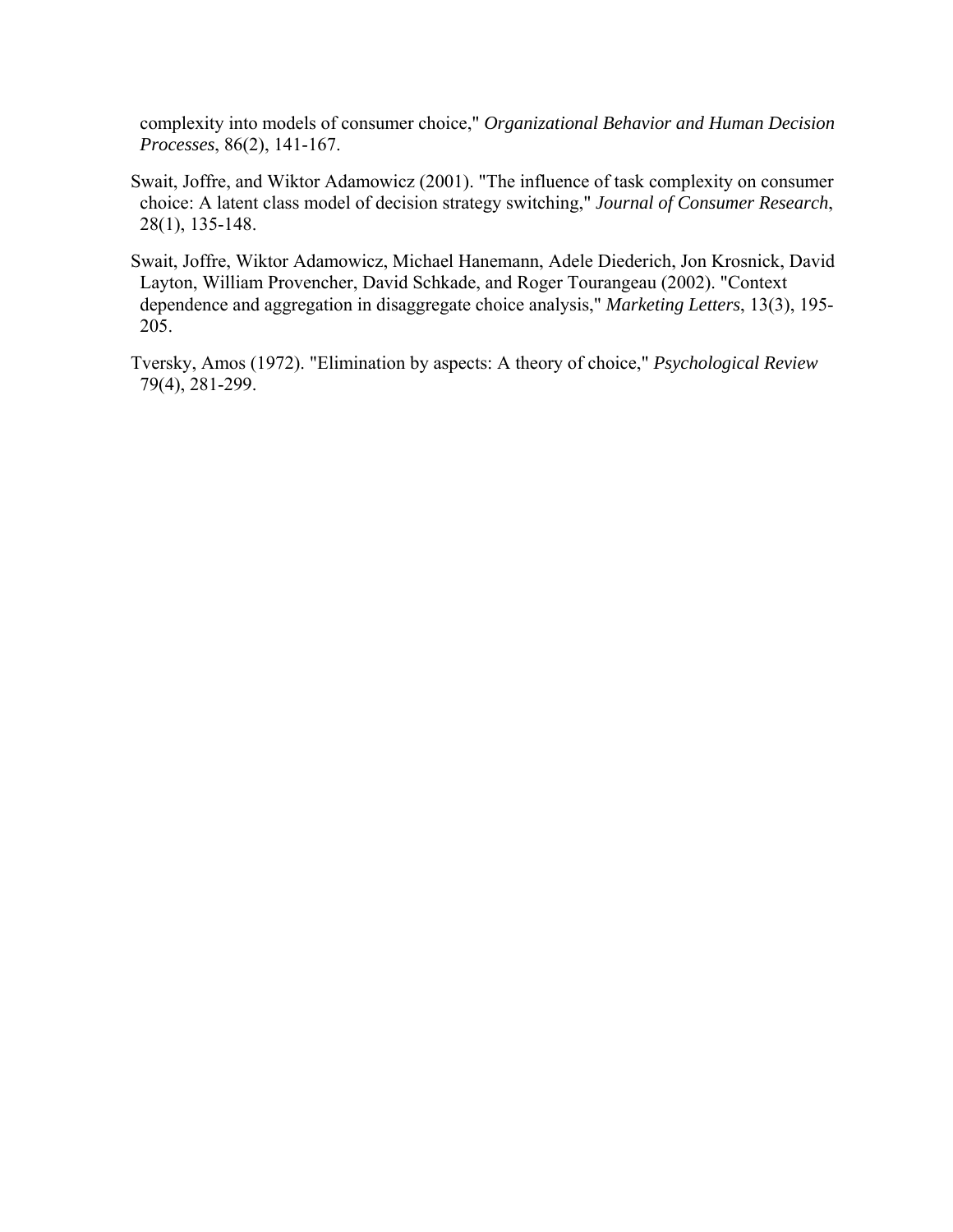complexity into models of consumer choice," *Organizational Behavior and Human Decision Processes*, 86(2), 141-167.

Swait, Joffre, and Wiktor Adamowicz (2001). "The influence of task complexity on consumer choice: A latent class model of decision strategy switching," *Journal of Consumer Research*, 28(1), 135-148.

Swait, Joffre, Wiktor Adamowicz, Michael Hanemann, Adele Diederich, Jon Krosnick, David Layton, William Provencher, David Schkade, and Roger Tourangeau (2002). "Context dependence and aggregation in disaggregate choice analysis," *Marketing Letters*, 13(3), 195-205.

Tversky, Amos (1972). "Elimination by aspects: A theory of choice," *Psychological Review* 79(4), 281-299.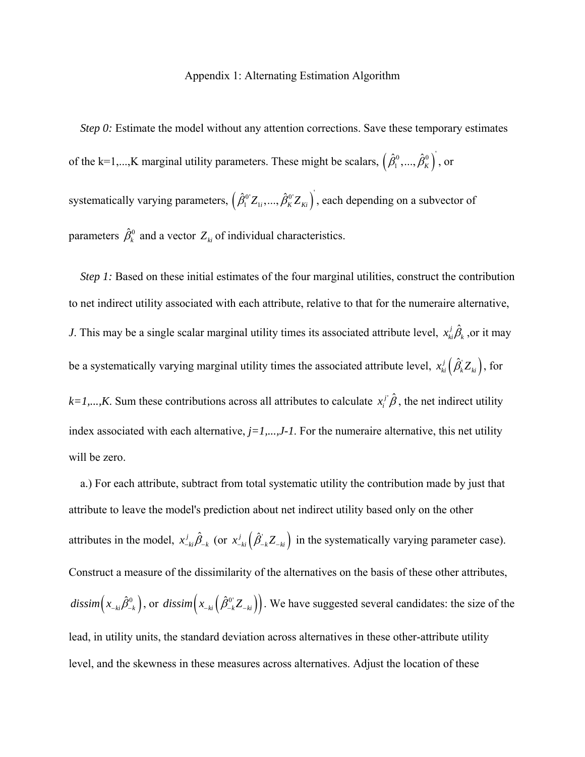Appendix 1: Alternating Estimation Algorithm

*Step 0:* Estimate the model without any attention corrections. Save these temporary estimates of the k=1,...,K marginal utility parameters. These might be scalars, $\left(\hat{\beta}_1^0,...,\hat{\beta}_K^0\right)'$, or systematically varying parameters, $\left(\hat{\beta}_1^{0'}Z_{1i},...,\hat{\beta}_K^{0'}Z_{Ki}\right)'$, each depending on a subvector of parameters $\hat{\beta}_k^0$ and a vector $Z_{ki}$ of individual characteristics.

*Step 1:* Based on these initial estimates of the four marginal utilities, construct the contribution to net indirect utility associated with each attribute, relative to that for the numeraire alternative, *J*. This may be a single scalar marginal utility times its associated attribute level, $x_{ki}^j\hat{\beta}_k$ ,or it may be a systematically varying marginal utility times the associated attribute level, $x_{ki}^j\left(\hat{\beta}_k^{'}Z_{ki}\right)$, for *k=1,...,K*. Sum these contributions across all attributes to calculate $x_i^{j'}\hat{\beta}$, the net indirect utility index associated with each alternative, *j=1,...,J-1*. For the numeraire alternative, this net utility will be zero.

a.) For each attribute, subtract from total systematic utility the contribution made by just that attribute to leave the model's prediction about net indirect utility based only on the other attributes in the model, $x_{-ki}^j\hat{\beta}_{-k}$ (or $x_{-ki}^j\left(\hat{\beta}_{-k}^{'}Z_{-ki}\right)$ in the systematically varying parameter case). Construct a measure of the dissimilarity of the alternatives on the basis of these other attributes, $dissim\left(x_{-ki}\hat{\beta}_{-k}^0\right)$, or $dissim\left(x_{-ki}\left(\hat{\beta}_{-k}^{0'}Z_{-ki}\right)\right)$. We have suggested several candidates: the size of the lead, in utility units, the standard deviation across alternatives in these other-attribute utility level, and the skewness in these measures across alternatives. Adjust the location of these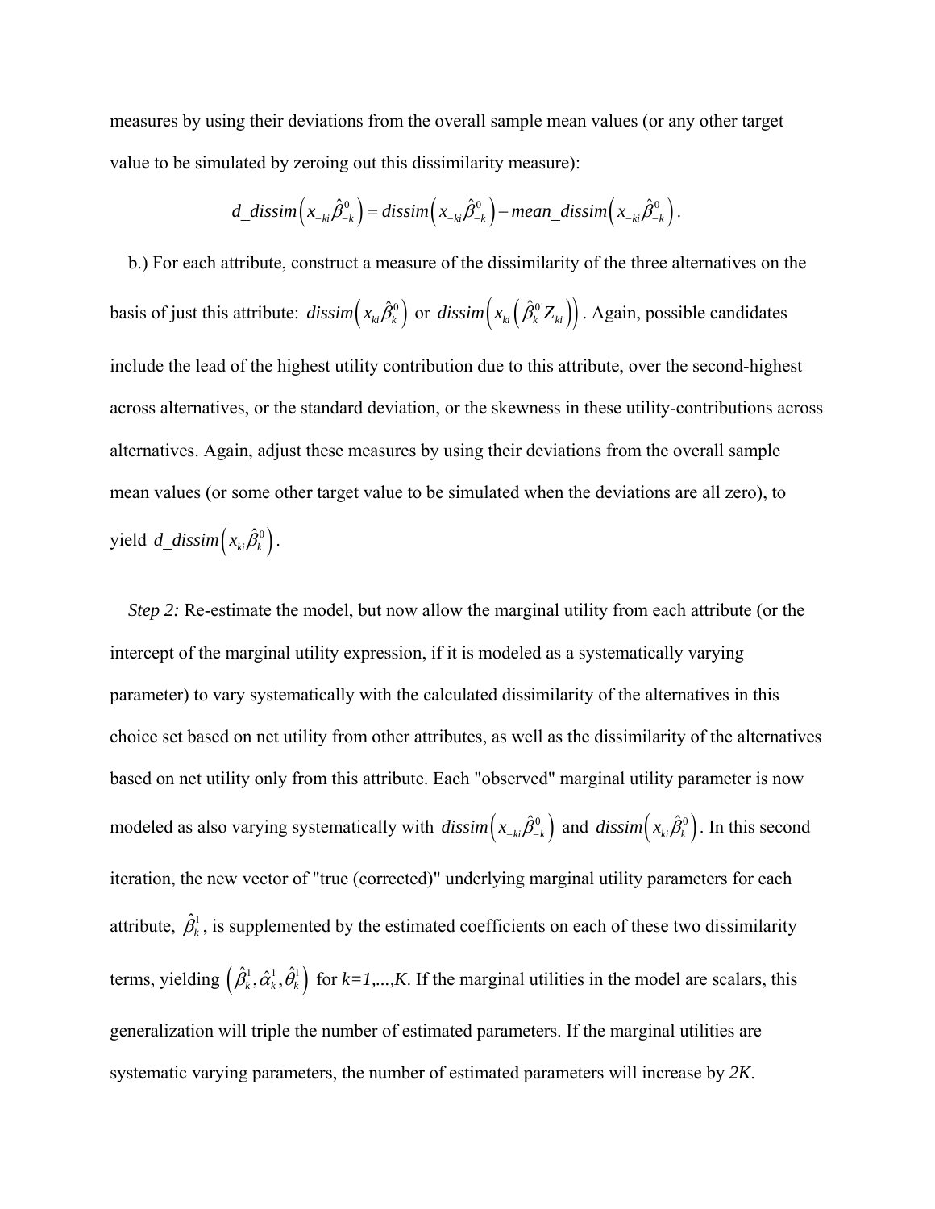measures by using their deviations from the overall sample mean values (or any other target value to be simulated by zeroing out this dissimilarity measure):

$$d\_dissim\left(x_{-ki}\hat{\beta}_{-k}^{0}\right) = dissim\left(x_{-ki}\hat{\beta}_{-k}^{0}\right) - mean\_dissim\left(x_{-ki}\hat{\beta}_{-k}^{0}\right).$$

b.) For each attribute, construct a measure of the dissimilarity of the three alternatives on the basis of just this attribute: $dissim\left(x_{ki}\hat{\beta}_{k}^{0}\right)$ or $dissim\left(x_{ki}\left(\hat{\beta}_{k}^{0'}Z_{ki}\right)\right)$. Again, possible candidates include the lead of the highest utility contribution due to this attribute, over the second-highest across alternatives, or the standard deviation, or the skewness in these utility-contributions across alternatives. Again, adjust these measures by using their deviations from the overall sample mean values (or some other target value to be simulated when the deviations are all zero), to yield $d\_dissim\left(x_{ki}\hat{\beta}_{k}^{0}\right)$.

*Step 2:* Re-estimate the model, but now allow the marginal utility from each attribute (or the intercept of the marginal utility expression, if it is modeled as a systematically varying parameter) to vary systematically with the calculated dissimilarity of the alternatives in this choice set based on net utility from other attributes, as well as the dissimilarity of the alternatives based on net utility only from this attribute. Each "observed" marginal utility parameter is now modeled as also varying systematically with $dissim\left(x_{-ki}\hat{\beta}_{-k}^{0}\right)$ and $dissim\left(x_{ki}\hat{\beta}_{k}^{0}\right)$. In this second iteration, the new vector of "true (corrected)" underlying marginal utility parameters for each attribute, $\hat{\beta}_{k}^{1}$, is supplemented by the estimated coefficients on each of these two dissimilarity terms, yielding $\left(\hat{\beta}_{k}^{1}, \hat{\alpha}_{k}^{1}, \hat{\theta}_{k}^{1}\right)$ for $k=1,...,K$. If the marginal utilities in the model are scalars, this generalization will triple the number of estimated parameters. If the marginal utilities are systematic varying parameters, the number of estimated parameters will increase by $2K$.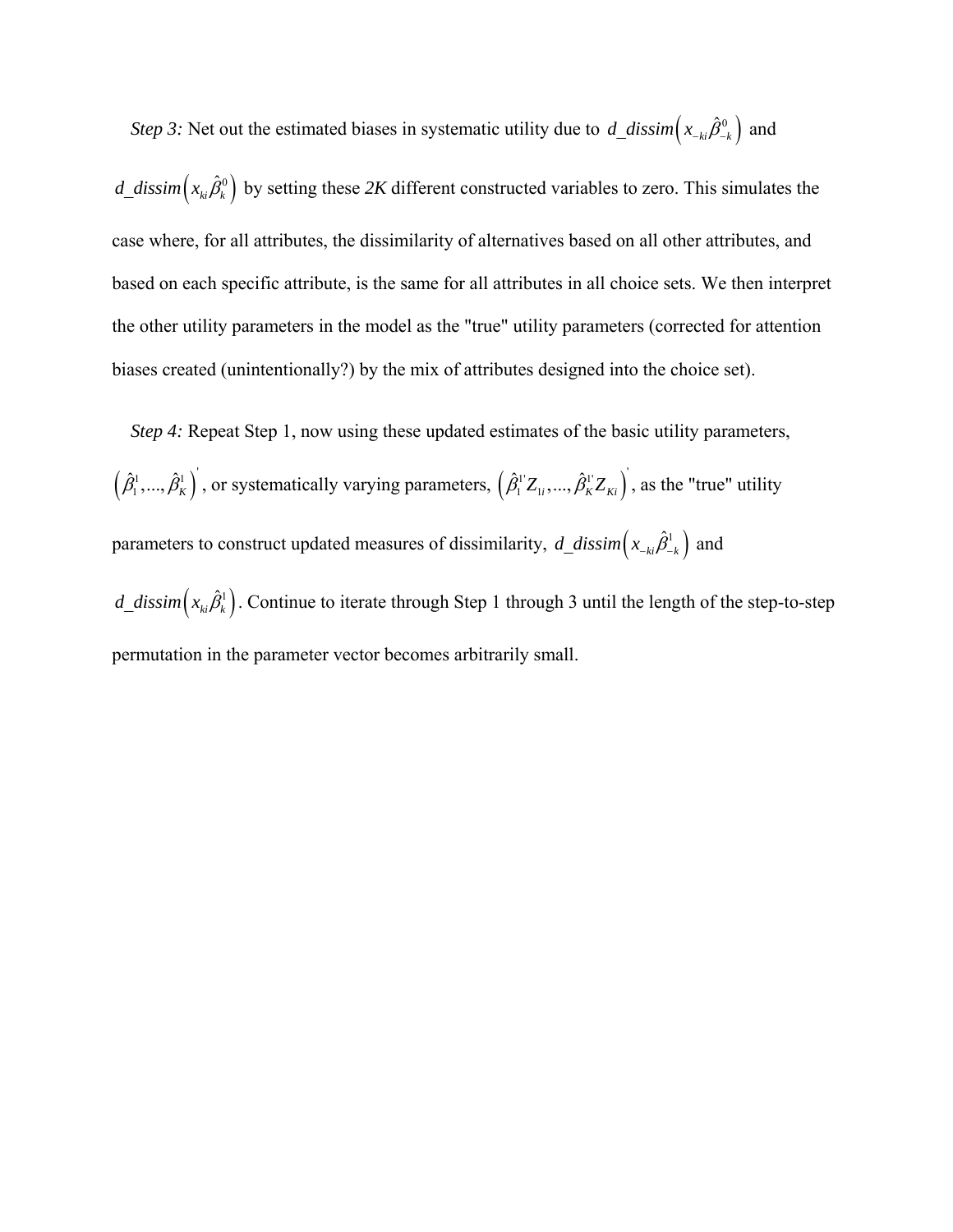*Step 3:* Net out the estimated biases in systematic utility due to $d\_dissim\left(x_{-ki}\hat{\beta}_{-k}^{0}\right)$ and $d\_dissim\left(x_{ki}\hat{\beta}_{k}^{0}\right)$ by setting these *2K* different constructed variables to zero. This simulates the case where, for all attributes, the dissimilarity of alternatives based on all other attributes, and based on each specific attribute, is the same for all attributes in all choice sets. We then interpret the other utility parameters in the model as the "true" utility parameters (corrected for attention biases created (unintentionally?) by the mix of attributes designed into the choice set).

*Step 4:* Repeat Step 1, now using these updated estimates of the basic utility parameters, $\left(\hat{\beta}_{1}^{1},...,\hat{\beta}_{K}^{1}\right)'$, or systematically varying parameters, $\left(\hat{\beta}_{1}^{1'}Z_{1i},...,\hat{\beta}_{K}^{1'}Z_{Ki}\right)'$, as the "true" utility parameters to construct updated measures of dissimilarity, $d\_dissim\left(x_{-ki}\hat{\beta}_{-k}^{1}\right)$ and $d\_dissim\left(x_{ki}\hat{\beta}_{k}^{1}\right)$. Continue to iterate through Step 1 through 3 until the length of the step-to-step permutation in the parameter vector becomes arbitrarily small.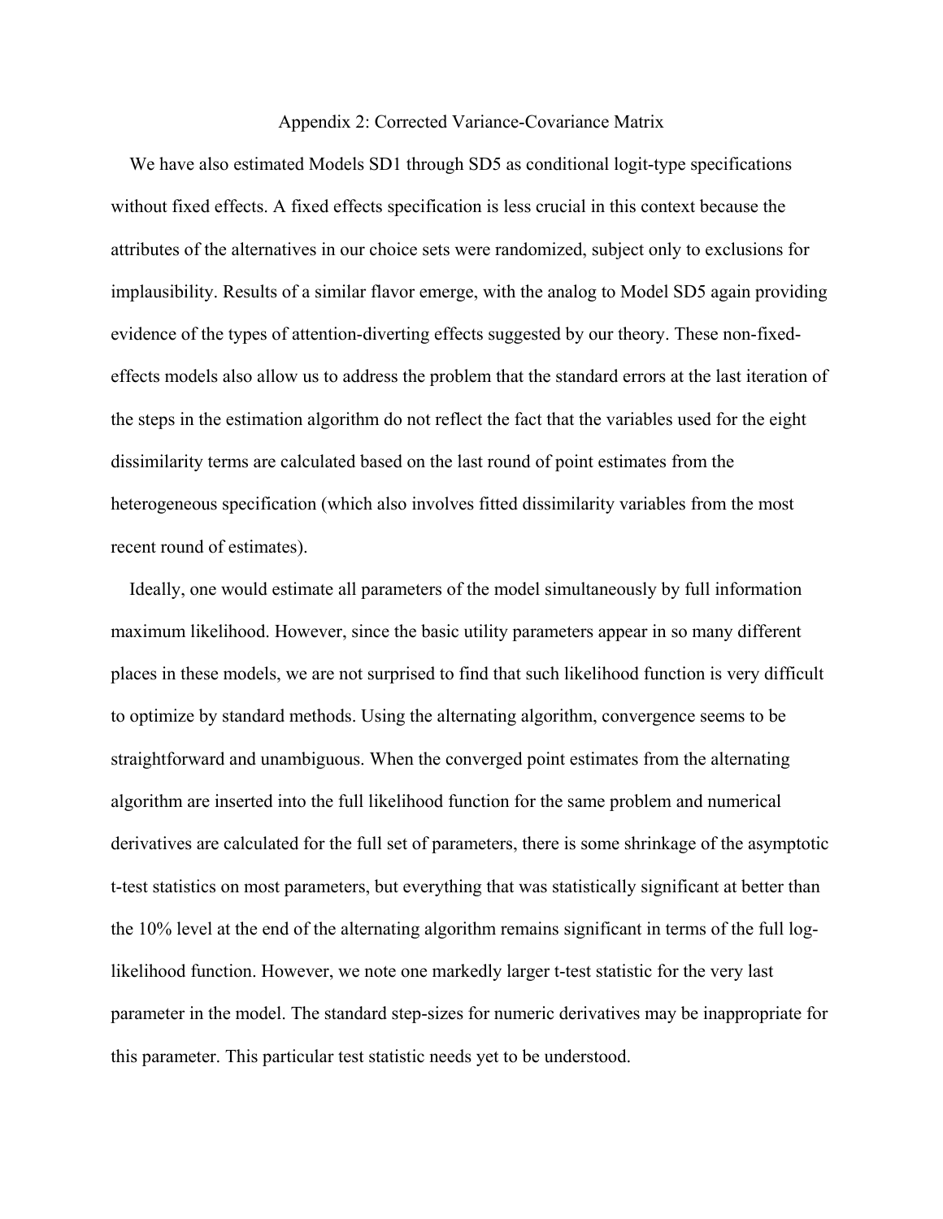## Appendix 2: Corrected Variance-Covariance Matrix

We have also estimated Models SD1 through SD5 as conditional logit-type specifications without fixed effects. A fixed effects specification is less crucial in this context because the attributes of the alternatives in our choice sets were randomized, subject only to exclusions for implausibility. Results of a similar flavor emerge, with the analog to Model SD5 again providing evidence of the types of attention-diverting effects suggested by our theory. These non-fixed-effects models also allow us to address the problem that the standard errors at the last iteration of the steps in the estimation algorithm do not reflect the fact that the variables used for the eight dissimilarity terms are calculated based on the last round of point estimates from the heterogeneous specification (which also involves fitted dissimilarity variables from the most recent round of estimates).

Ideally, one would estimate all parameters of the model simultaneously by full information maximum likelihood. However, since the basic utility parameters appear in so many different places in these models, we are not surprised to find that such likelihood function is very difficult to optimize by standard methods. Using the alternating algorithm, convergence seems to be straightforward and unambiguous. When the converged point estimates from the alternating algorithm are inserted into the full likelihood function for the same problem and numerical derivatives are calculated for the full set of parameters, there is some shrinkage of the asymptotic t-test statistics on most parameters, but everything that was statistically significant at better than the 10% level at the end of the alternating algorithm remains significant in terms of the full log-likelihood function. However, we note one markedly larger t-test statistic for the very last parameter in the model. The standard step-sizes for numeric derivatives may be inappropriate for this parameter. This particular test statistic needs yet to be understood.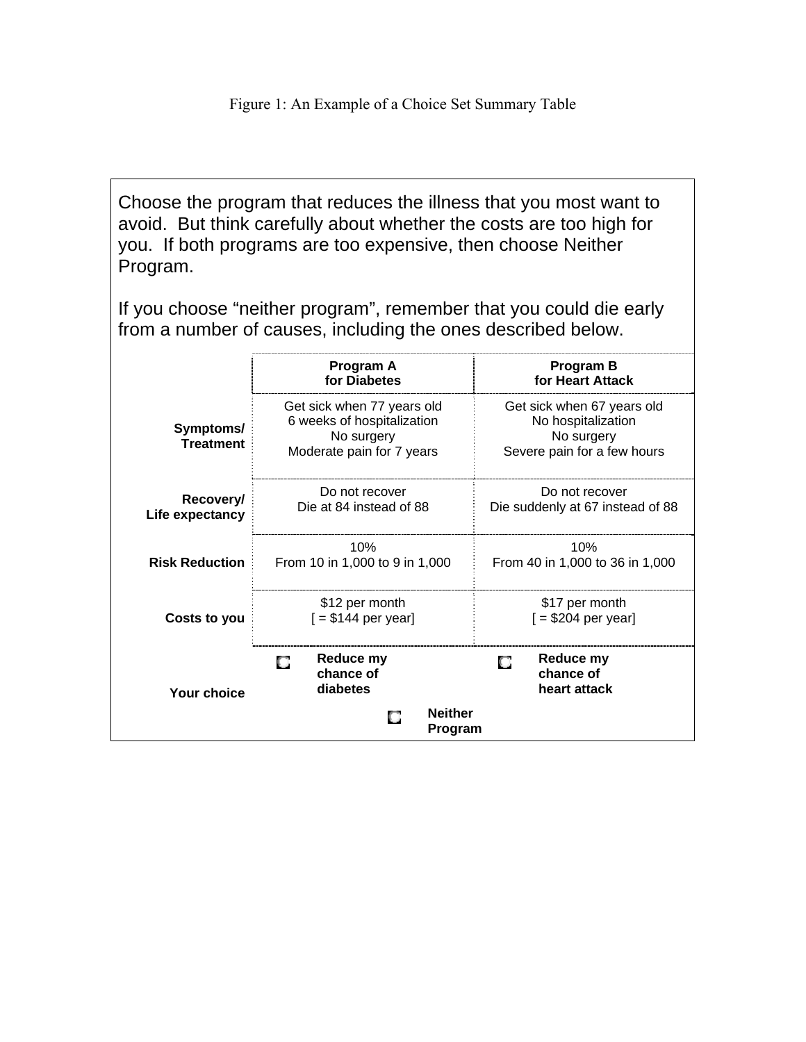Figure 1: An Example of a Choice Set Summary Table

Choose the program that reduces the illness that you most want to avoid. But think carefully about whether the costs are too high for you. If both programs are too expensive, then choose Neither Program.

If you choose "neither program", remember that you could die early from a number of causes, including the ones described below.

| | **Program A for Diabetes** | **Program B for Heart Attack** |
|---|---|---|
| **Symptoms/ Treatment** | Get sick when 77 years old<br>6 weeks of hospitalization<br>No surgery<br>Moderate pain for 7 years | Get sick when 67 years old<br>No hospitalization<br>No surgery<br>Severe pain for a few hours |
| **Recovery/ Life expectancy** | Do not recover<br>Die at 84 instead of 88 | Do not recover<br>Die suddenly at 67 instead of 88 |
| **Risk Reduction** | 10%<br>From 10 in 1,000 to 9 in 1,000 | 10%<br>From 40 in 1,000 to 36 in 1,000 |
| **Costs to you** | $12 per month<br>[ = $144 per year] | $17 per month<br>[ = $204 per year] |
| **Your choice** | **Reduce my chance of diabetes** | **Reduce my chance of heart attack** |
| | **Neither Program** | |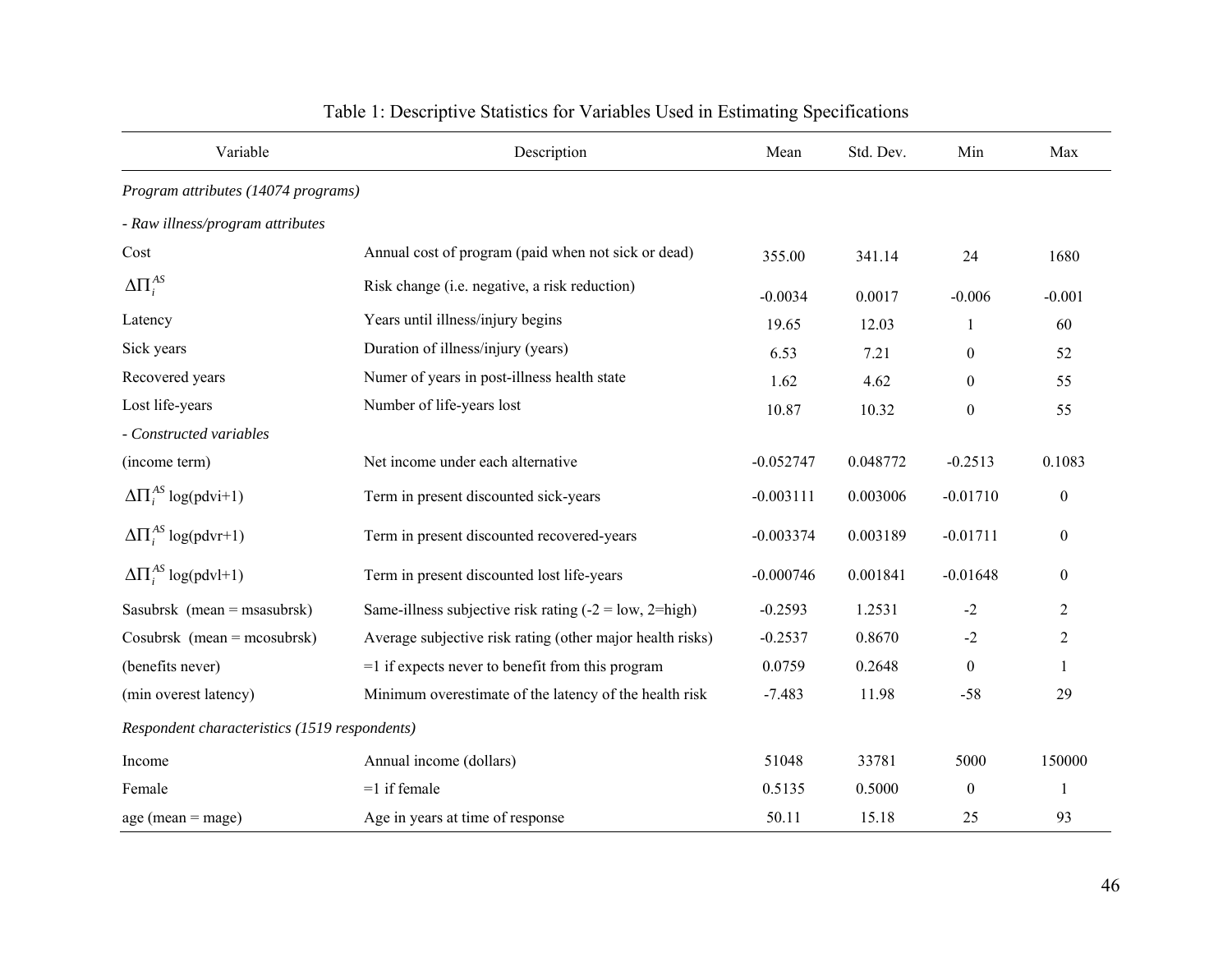Table 1: Descriptive Statistics for Variables Used in Estimating Specifications

| Variable | Description | Mean | Std. Dev. | Min | Max |
|---|---|---|---|---|---|
| *Program attributes (14074 programs)* | | | | | |
| *- Raw illness/program attributes* | | | | | |
| Cost | Annual cost of program (paid when not sick or dead) | 355.00 | 341.14 | 24 | 1680 |
| $\Delta\Pi_i^{AS}$ | Risk change (i.e. negative, a risk reduction) | -0.0034 | 0.0017 | -0.006 | -0.001 |
| Latency | Years until illness/injury begins | 19.65 | 12.03 | 1 | 60 |
| Sick years | Duration of illness/injury (years) | 6.53 | 7.21 | 0 | 52 |
| Recovered years | Numer of years in post-illness health state | 1.62 | 4.62 | 0 | 55 |
| Lost life-years | Number of life-years lost | 10.87 | 10.32 | 0 | 55 |
| *- Constructed variables* | | | | | |
| (income term) | Net income under each alternative | -0.052747 | 0.048772 | -0.2513 | 0.1083 |
| $\Delta\Pi_i^{AS}$ log(pdvi+1) | Term in present discounted sick-years | -0.003111 | 0.003006 | -0.01710 | 0 |
| $\Delta\Pi_i^{AS}$ log(pdvr+1) | Term in present discounted recovered-years | -0.003374 | 0.003189 | -0.01711 | 0 |
| $\Delta\Pi_i^{AS}$ log(pdvl+1) | Term in present discounted lost life-years | -0.000746 | 0.001841 | -0.01648 | 0 |
| Sasubrsk (mean = msasubrsk) | Same-illness subjective risk rating (-2 = low, 2=high) | -0.2593 | 1.2531 | -2 | 2 |
| Cosubrsk (mean = mcosubrsk) | Average subjective risk rating (other major health risks) | -0.2537 | 0.8670 | -2 | 2 |
| (benefits never) | =1 if expects never to benefit from this program | 0.0759 | 0.2648 | 0 | 1 |
| (min overest latency) | Minimum overestimate of the latency of the health risk | -7.483 | 11.98 | -58 | 29 |
| *Respondent characteristics (1519 respondents)* | | | | | |
| Income | Annual income (dollars) | 51048 | 33781 | 5000 | 150000 |
| Female | =1 if female | 0.5135 | 0.5000 | 0 | 1 |
| age (mean = mage) | Age in years at time of response | 50.11 | 15.18 | 25 | 93 |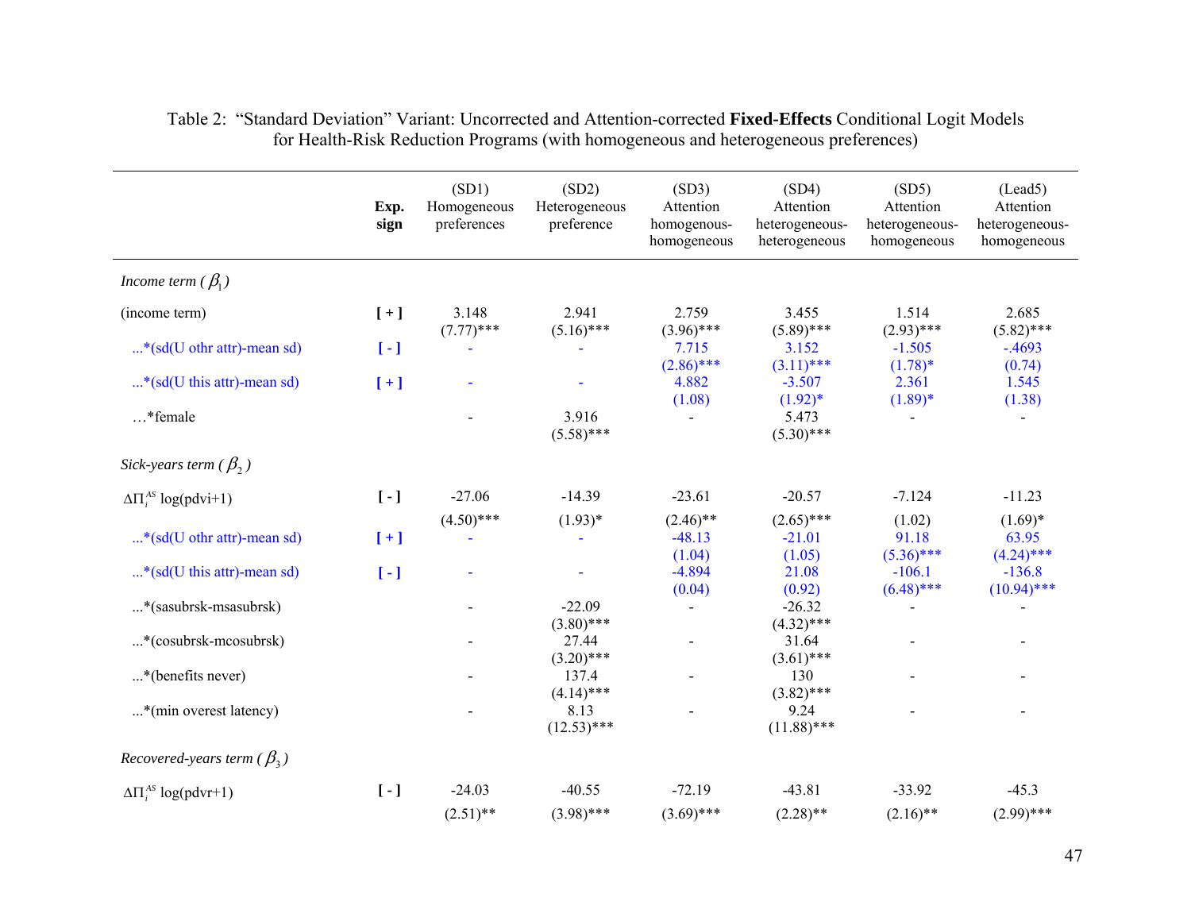Table 2: "Standard Deviation" Variant: Uncorrected and Attention-corrected **Fixed-Effects** Conditional Logit Models for Health-Risk Reduction Programs (with homogeneous and heterogeneous preferences)

| | Exp. sign | (SD1) Homogeneous preferences | (SD2) Heterogeneous preference | (SD3) Attention homogenous-homogeneous | (SD4) Attention heterogeneous-heterogeneous | (SD5) Attention heterogeneous-homogeneous | (Lead5) Attention heterogeneous-homogeneous |
|---|---|---|---|---|---|---|---|
| *Income term ( $\beta_1$ )* | | | | | | | |
| (income term) | [ + ] | 3.148 (7.77)*** | 2.941 (5.16)*** | 2.759 (3.96)*** | 3.455 (5.89)*** | 1.514 (2.93)*** | 2.685 (5.82)*** |
| ...*(sd(U othr attr)-mean sd) | [ - ] | - | - | 7.715 (2.86)*** | 3.152 (3.11)*** | -1.505 (1.78)* | -.4693 (0.74) |
| ...*(sd(U this attr)-mean sd) | [ + ] | - | - | 4.882 (1.08) | -3.507 (1.92)* | 2.361 (1.89)* | 1.545 (1.38) |
| …*female | | - | 3.916 (5.58)*** | - | 5.473 (5.30)*** | - | - |
| *Sick-years term ( $\beta_2$ )* | | | | | | | |
| $\Delta\Pi_i^{AS}$ log(pdvi+1) | [ - ] | -27.06 (4.50)*** | -14.39 (1.93)* | -23.61 (2.46)** | -20.57 (2.65)*** | -7.124 (1.02) | -11.23 (1.69)* |
| ...*(sd(U othr attr)-mean sd) | [ + ] | - | - | -48.13 (1.04) | -21.01 (1.05) | 91.18 (5.36)*** | 63.95 (4.24)*** |
| ...*(sd(U this attr)-mean sd) | [ - ] | - | - | -4.894 (0.04) | 21.08 (0.92) | -106.1 (6.48)*** | -136.8 (10.94)*** |
| ...*(sasubrsk-msasubrsk) | | - | -22.09 (3.80)*** | - | -26.32 (4.32)*** | - | - |
| ...*(cosubrsk-mcosubrsk) | | - | 27.44 (3.20)*** | - | 31.64 (3.61)*** | - | - |
| ...*(benefits never) | | - | 137.4 (4.14)*** | - | 130 (3.82)*** | - | - |
| ...*(min overest latency) | | - | 8.13 (12.53)*** | - | 9.24 (11.88)*** | - | - |
| *Recovered-years term ( $\beta_3$ )* | | | | | | | |
| $\Delta\Pi_i^{AS}$ log(pdvr+1) | [ - ] | -24.03 (2.51)** | -40.55 (3.98)*** | -72.19 (3.69)*** | -43.81 (2.28)** | -33.92 (2.16)** | -45.3 (2.99)*** |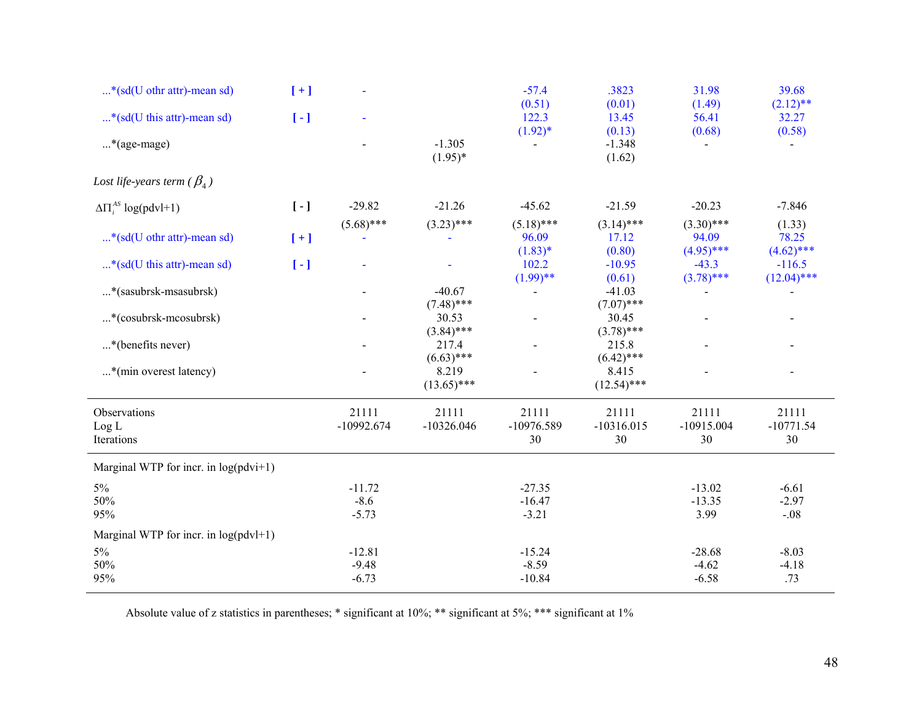| | | | | | | | |
|---|---|---|---|---|---|---|---|
| ...*(sd(U othr attr)-mean sd) | [ + ] | - | | -57.4 | .3823 | 31.98 | 39.68 |
| | | | | (0.51) | (0.01) | (1.49) | (2.12)** |
| ...*(sd(U this attr)-mean sd) | [ - ] | - | | 122.3 | 13.45 | 56.41 | 32.27 |
| | | | | (1.92)* | (0.13) | (0.68) | (0.58) |
| ...*(age-mage) | | - | -1.305 | - | -1.348 | - | - |
| | | | (1.95)* | | (1.62) | | |
| *Lost life-years term ( $\beta_4$ )* | | | | | | | |
| $\Delta\Pi_i^{AS}$ log(pdvl+1) | [ - ] | -29.82 | -21.26 | -45.62 | -21.59 | -20.23 | -7.846 |
| | | (5.68)*** | (3.23)*** | (5.18)*** | (3.14)*** | (3.30)*** | (1.33) |
| ...*(sd(U othr attr)-mean sd) | [ + ] | - | - | 96.09 | 17.12 | 94.09 | 78.25 |
| | | | | (1.83)* | (0.80) | (4.95)*** | (4.62)*** |
| ...*(sd(U this attr)-mean sd) | [ - ] | - | - | 102.2 | -10.95 | -43.3 | -116.5 |
| | | | | (1.99)** | (0.61) | (3.78)*** | (12.04)*** |
| ...*(sasubrsk-msasubrsk) | | - | -40.67 | - | -41.03 | - | - |
| | | | (7.48)*** | | (7.07)*** | | |
| ...*(cosubrsk-mcosubrsk) | | - | 30.53 | - | 30.45 | - | - |
| | | | (3.84)*** | | (3.78)*** | | |
| ...*(benefits never) | | - | 217.4 | - | 215.8 | - | - |
| | | | (6.63)*** | | (6.42)*** | | |
| ...*(min overest latency) | | - | 8.219 | - | 8.415 | - | - |
| | | | (13.65)*** | | (12.54)*** | | |
| Observations | | 21111 | 21111 | 21111 | 21111 | 21111 | 21111 |
| Log L | | -10992.674 | -10326.046 | -10976.589 | -10316.015 | -10915.004 | -10771.54 |
| Iterations | | | | 30 | 30 | 30 | 30 |
| Marginal WTP for incr. in log(pdvi+1) | | | | | | | |
| 5% | | -11.72 | | -27.35 | | -13.02 | -6.61 |
| 50% | | -8.6 | | -16.47 | | -13.35 | -2.97 |
| 95% | | -5.73 | | -3.21 | | 3.99 | -.08 |
| Marginal WTP for incr. in log(pdvl+1) | | | | | | | |
| 5% | | -12.81 | | -15.24 | | -28.68 | -8.03 |
| 50% | | -9.48 | | -8.59 | | -4.62 | -4.18 |
| 95% | | -6.73 | | -10.84 | | -6.58 | .73 |

Absolute value of z statistics in parentheses; * significant at 10%; ** significant at 5%; *** significant at 1%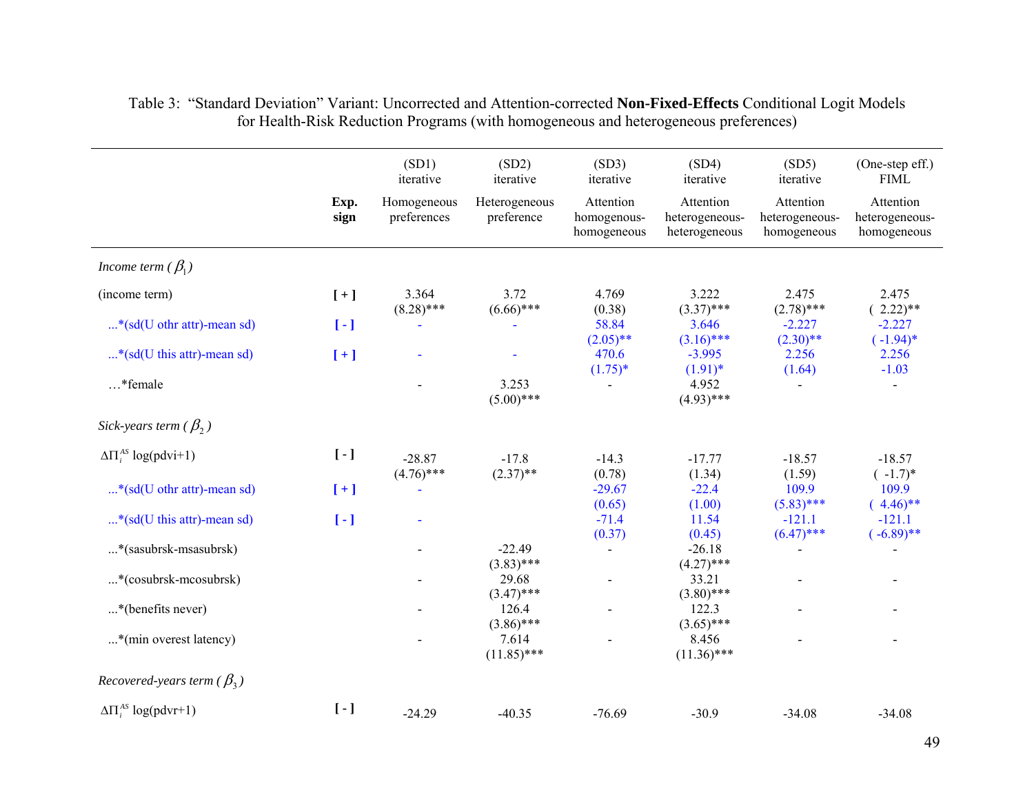Table 3: "Standard Deviation" Variant: Uncorrected and Attention-corrected **Non-Fixed-Effects** Conditional Logit Models for Health-Risk Reduction Programs (with homogeneous and heterogeneous preferences)

| | Exp. sign | (SD1) iterative Homogeneous preferences | (SD2) iterative Heterogeneous preference | (SD3) iterative Attention homogenous-homogeneous | (SD4) iterative Attention heterogeneous-heterogeneous | (SD5) iterative Attention heterogeneous-homogeneous | (One-step eff.) FIML Attention heterogeneous-homogeneous |
|---|---|---|---|---|---|---|---|
| *Income term ( $\beta_1$ )* | | | | | | | |
| (income term) | **[ + ]** | 3.364 (8.28)*** | 3.72 (6.66)*** | 4.769 (0.38) | 3.222 (3.37)*** | 2.475 (2.78)*** | 2.475 ( 2.22)** |
| ...*(sd(U othr attr)-mean sd) | **[ - ]** | - | - | 58.84 (2.05)** | 3.646 (3.16)*** | -2.227 (2.30)** | -2.227 ( -1.94)* |
| ...*(sd(U this attr)-mean sd) | **[ + ]** | - | - | 470.6 (1.75)* | -3.995 (1.91)* | 2.256 (1.64) | 2.256 -1.03 |
| …*female | | - | 3.253 (5.00)*** | - | 4.952 (4.93)*** | - | - |
| *Sick-years term ( $\beta_2$ )* | | | | | | | |
| $\Delta\Pi_i^{AS}$ log(pdvi+1) | **[ - ]** | -28.87 (4.76)*** | -17.8 (2.37)** | -14.3 (0.78) | -17.77 (1.34) | -18.57 (1.59) | -18.57 ( -1.7)* |
| ...*(sd(U othr attr)-mean sd) | **[ + ]** | - | | -29.67 (0.65) | -22.4 (1.00) | 109.9 (5.83)*** | 109.9 ( 4.46)** |
| ...*(sd(U this attr)-mean sd) | **[ - ]** | - | | -71.4 (0.37) | 11.54 (0.45) | -121.1 (6.47)*** | -121.1 ( -6.89)** |
| ...*(sasubrsk-msasubrsk) | | - | -22.49 (3.83)*** | - | -26.18 (4.27)*** | - | - |
| ...*(cosubrsk-mcosubrsk) | | - | 29.68 (3.47)*** | - | 33.21 (3.80)*** | - | - |
| ...*(benefits never) | | - | 126.4 (3.86)*** | - | 122.3 (3.65)*** | - | - |
| ...*(min overest latency) | | - | 7.614 (11.85)*** | - | 8.456 (11.36)*** | - | - |
| *Recovered-years term ( $\beta_3$ )* | | | | | | | |
| $\Delta\Pi_i^{AS}$ log(pdvr+1) | **[ - ]** | -24.29 | -40.35 | -76.69 | -30.9 | -34.08 | -34.08 |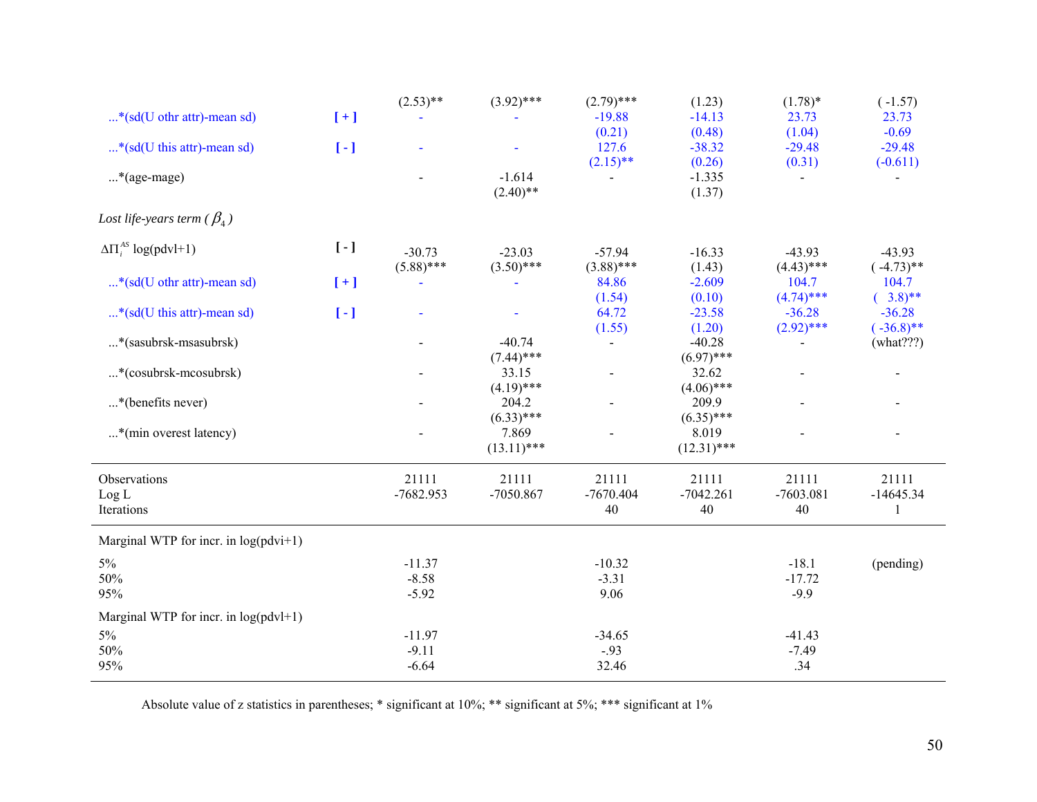| | | | | | | | |
|---|---|---|---|---|---|---|---|
| | | (2.53)** | (3.92)*** | (2.79)*** | (1.23) | (1.78)* | ( -1.57) |
| ...*(sd(U othr attr)-mean sd) | [ + ] | - | - | -19.88 | -14.13 | 23.73 | 23.73 |
| | | | | (0.21) | (0.48) | (1.04) | -0.69 |
| ...*(sd(U this attr)-mean sd) | [ - ] | - | - | 127.6 | -38.32 | -29.48 | -29.48 |
| | | | | (2.15)** | (0.26) | (0.31) | (-0.611) |
| ...*(age-mage) | | - | -1.614 | - | -1.335 | - | - |
| | | | (2.40)** | | (1.37) | | |
| *Lost life-years term ( $\beta_4$ )* | | | | | | | |
| $\Delta\Pi_i^{AS}$ log(pdvl+1) | [ - ] | -30.73 | -23.03 | -57.94 | -16.33 | -43.93 | -43.93 |
| | | (5.88)*** | (3.50)*** | (3.88)*** | (1.43) | (4.43)*** | ( -4.73)** |
| ...*(sd(U othr attr)-mean sd) | [ + ] | - | - | 84.86 | -2.609 | 104.7 | 104.7 |
| | | | | (1.54) | (0.10) | (4.74)*** | ( 3.8)** |
| ...*(sd(U this attr)-mean sd) | [ - ] | - | - | 64.72 | -23.58 | -36.28 | -36.28 |
| | | | | (1.55) | (1.20) | (2.92)*** | ( -36.8)** |
| ...*(sasubrsk-msasubrsk) | | - | -40.74 | - | -40.28 | - | (what???) |
| | | | (7.44)*** | | (6.97)*** | | |
| ...*(cosubrsk-mcosubrsk) | | - | 33.15 | - | 32.62 | - | - |
| | | | (4.19)*** | | (4.06)*** | | |
| ...*(benefits never) | | - | 204.2 | - | 209.9 | - | - |
| | | | (6.33)*** | | (6.35)*** | | |
| ...*(min overest latency) | | - | 7.869 | - | 8.019 | - | - |
| | | | (13.11)*** | | (12.31)*** | | |
| Observations | | 21111 | 21111 | 21111 | 21111 | 21111 | 21111 |
| Log L | | -7682.953 | -7050.867 | -7670.404 | -7042.261 | -7603.081 | -14645.34 |
| Iterations | | | | 40 | 40 | 40 | 1 |
| Marginal WTP for incr. in log(pdvi+1) | | | | | | | |
| 5% | | -11.37 | | -10.32 | | -18.1 | (pending) |
| 50% | | -8.58 | | -3.31 | | -17.72 | |
| 95% | | -5.92 | | 9.06 | | -9.9 | |
| Marginal WTP for incr. in log(pdvl+1) | | | | | | | |
| 5% | | -11.97 | | -34.65 | | -41.43 | |
| 50% | | -9.11 | | -.93 | | -7.49 | |
| 95% | | -6.64 | | 32.46 | | .34 | |

Absolute value of z statistics in parentheses; * significant at 10%; ** significant at 5%; *** significant at 1%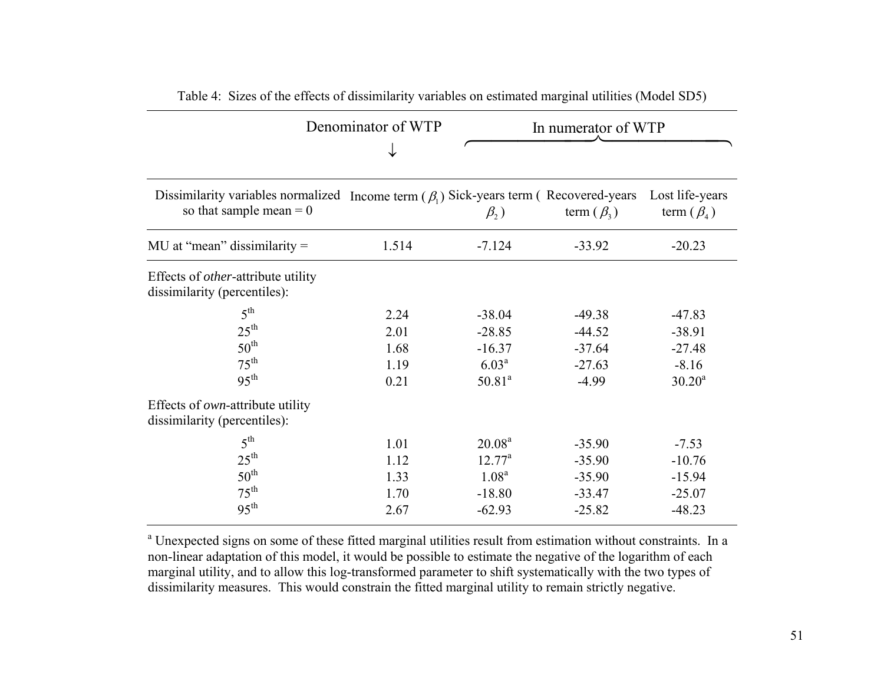Table 4: Sizes of the effects of dissimilarity variables on estimated marginal utilities (Model SD5)

| | Denominator of WTP ↓ | In numerator of WTP | | |
|---|---|---|---|---|
| Dissimilarity variables normalized so that sample mean = 0 | Income term ($\beta_1$) | Sick-years term ($\beta_2$) | Recovered-years term ($\beta_3$) | Lost life-years term ($\beta_4$) |
| MU at "mean" dissimilarity = | 1.514 | -7.124 | -33.92 | -20.23 |
| Effects of *other*-attribute utility dissimilarity (percentiles): | | | | |
| 5th | 2.24 | -38.04 | -49.38 | -47.83 |
| 25th | 2.01 | -28.85 | -44.52 | -38.91 |
| 50th | 1.68 | -16.37 | -37.64 | -27.48 |
| 75th | 1.19 | 6.03[a] | -27.63 | -8.16 |
| 95th | 0.21 | 50.81[a] | -4.99 | 30.20[a] |
| Effects of *own*-attribute utility dissimilarity (percentiles): | | | | |
| 5th | 1.01 | 20.08[a] | -35.90 | -7.53 |
| 25th | 1.12 | 12.77[a] | -35.90 | -10.76 |
| 50th | 1.33 | 1.08[a] | -35.90 | -15.94 |
| 75th | 1.70 | -18.80 | -33.47 | -25.07 |
| 95th | 2.67 | -62.93 | -25.82 | -48.23 |

[a] Unexpected signs on some of these fitted marginal utilities result from estimation without constraints. In a non-linear adaptation of this model, it would be possible to estimate the negative of the logarithm of each marginal utility, and to allow this log-transformed parameter to shift systematically with the two types of dissimilarity measures. This would constrain the fitted marginal utility to remain strictly negative.